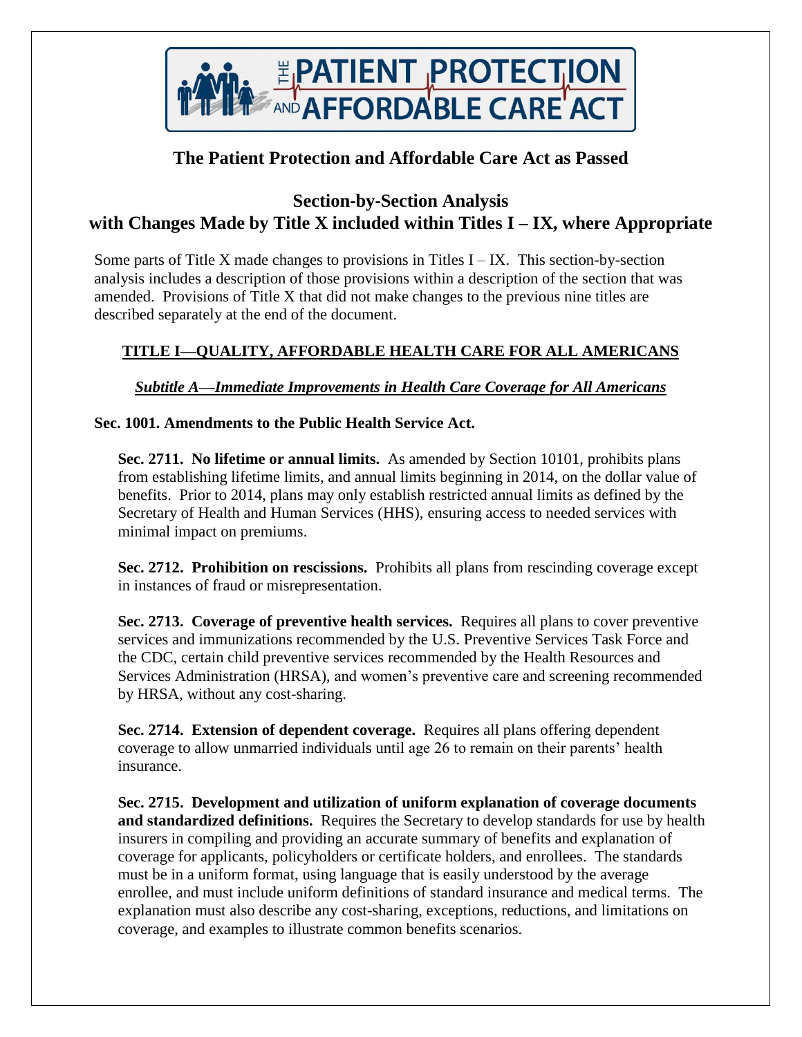# The Patient Protection and Affordable Care Act as Passed

## Section-by-Section Analysis with Changes Made by Title X included within Titles I – IX, where Appropriate

Some parts of Title X made changes to provisions in Titles I – IX. This section-by-section analysis includes a description of those provisions within a description of the section that was amended. Provisions of Title X that did not make changes to the previous nine titles are described separately at the end of the document.

### TITLE I—QUALITY, AFFORDABLE HEALTH CARE FOR ALL AMERICANS

#### *Subtitle A—Immediate Improvements in Health Care Coverage for All Americans*

**Sec. 1001. Amendments to the Public Health Service Act.**

**Sec. 2711. No lifetime or annual limits.** As amended by Section 10101, prohibits plans from establishing lifetime limits, and annual limits beginning in 2014, on the dollar value of benefits. Prior to 2014, plans may only establish restricted annual limits as defined by the Secretary of Health and Human Services (HHS), ensuring access to needed services with minimal impact on premiums.

**Sec. 2712. Prohibition on rescissions.** Prohibits all plans from rescinding coverage except in instances of fraud or misrepresentation.

**Sec. 2713. Coverage of preventive health services.** Requires all plans to cover preventive services and immunizations recommended by the U.S. Preventive Services Task Force and the CDC, certain child preventive services recommended by the Health Resources and Services Administration (HRSA), and women's preventive care and screening recommended by HRSA, without any cost-sharing.

**Sec. 2714. Extension of dependent coverage.** Requires all plans offering dependent coverage to allow unmarried individuals until age 26 to remain on their parents' health insurance.

**Sec. 2715. Development and utilization of uniform explanation of coverage documents and standardized definitions.** Requires the Secretary to develop standards for use by health insurers in compiling and providing an accurate summary of benefits and explanation of coverage for applicants, policyholders or certificate holders, and enrollees. The standards must be in a uniform format, using language that is easily understood by the average enrollee, and must include uniform definitions of standard insurance and medical terms. The explanation must also describe any cost-sharing, exceptions, reductions, and limitations on coverage, and examples to illustrate common benefits scenarios.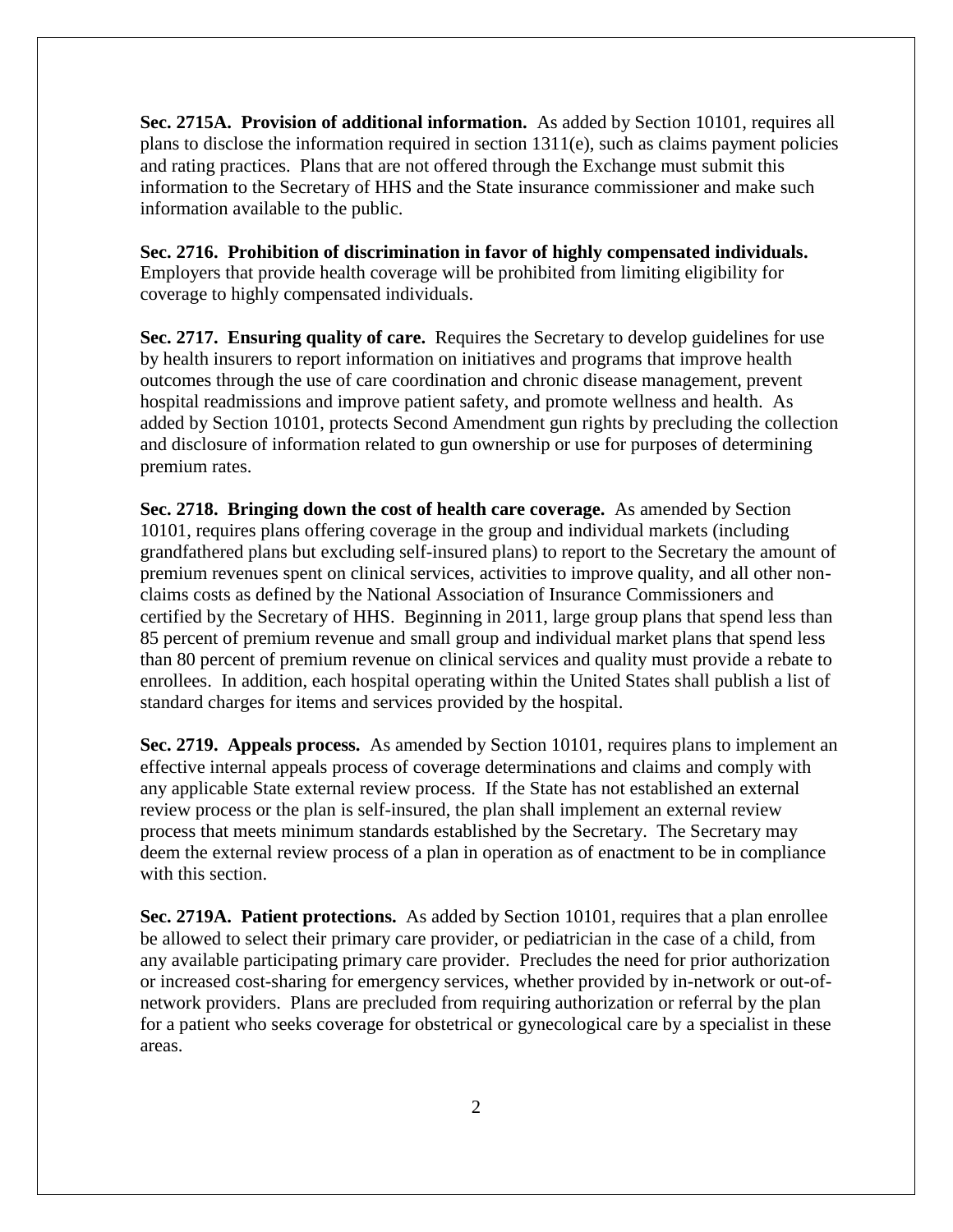**Sec. 2715A. Provision of additional information.** As added by Section 10101, requires all plans to disclose the information required in section 1311(e), such as claims payment policies and rating practices. Plans that are not offered through the Exchange must submit this information to the Secretary of HHS and the State insurance commissioner and make such information available to the public.

**Sec. 2716. Prohibition of discrimination in favor of highly compensated individuals.** Employers that provide health coverage will be prohibited from limiting eligibility for coverage to highly compensated individuals.

**Sec. 2717. Ensuring quality of care.** Requires the Secretary to develop guidelines for use by health insurers to report information on initiatives and programs that improve health outcomes through the use of care coordination and chronic disease management, prevent hospital readmissions and improve patient safety, and promote wellness and health. As added by Section 10101, protects Second Amendment gun rights by precluding the collection and disclosure of information related to gun ownership or use for purposes of determining premium rates.

**Sec. 2718. Bringing down the cost of health care coverage.** As amended by Section 10101, requires plans offering coverage in the group and individual markets (including grandfathered plans but excluding self-insured plans) to report to the Secretary the amount of premium revenues spent on clinical services, activities to improve quality, and all other non-claims costs as defined by the National Association of Insurance Commissioners and certified by the Secretary of HHS. Beginning in 2011, large group plans that spend less than 85 percent of premium revenue and small group and individual market plans that spend less than 80 percent of premium revenue on clinical services and quality must provide a rebate to enrollees. In addition, each hospital operating within the United States shall publish a list of standard charges for items and services provided by the hospital.

**Sec. 2719. Appeals process.** As amended by Section 10101, requires plans to implement an effective internal appeals process of coverage determinations and claims and comply with any applicable State external review process. If the State has not established an external review process or the plan is self-insured, the plan shall implement an external review process that meets minimum standards established by the Secretary. The Secretary may deem the external review process of a plan in operation as of enactment to be in compliance with this section.

**Sec. 2719A. Patient protections.** As added by Section 10101, requires that a plan enrollee be allowed to select their primary care provider, or pediatrician in the case of a child, from any available participating primary care provider. Precludes the need for prior authorization or increased cost-sharing for emergency services, whether provided by in-network or out-of-network providers. Plans are precluded from requiring authorization or referral by the plan for a patient who seeks coverage for obstetrical or gynecological care by a specialist in these areas.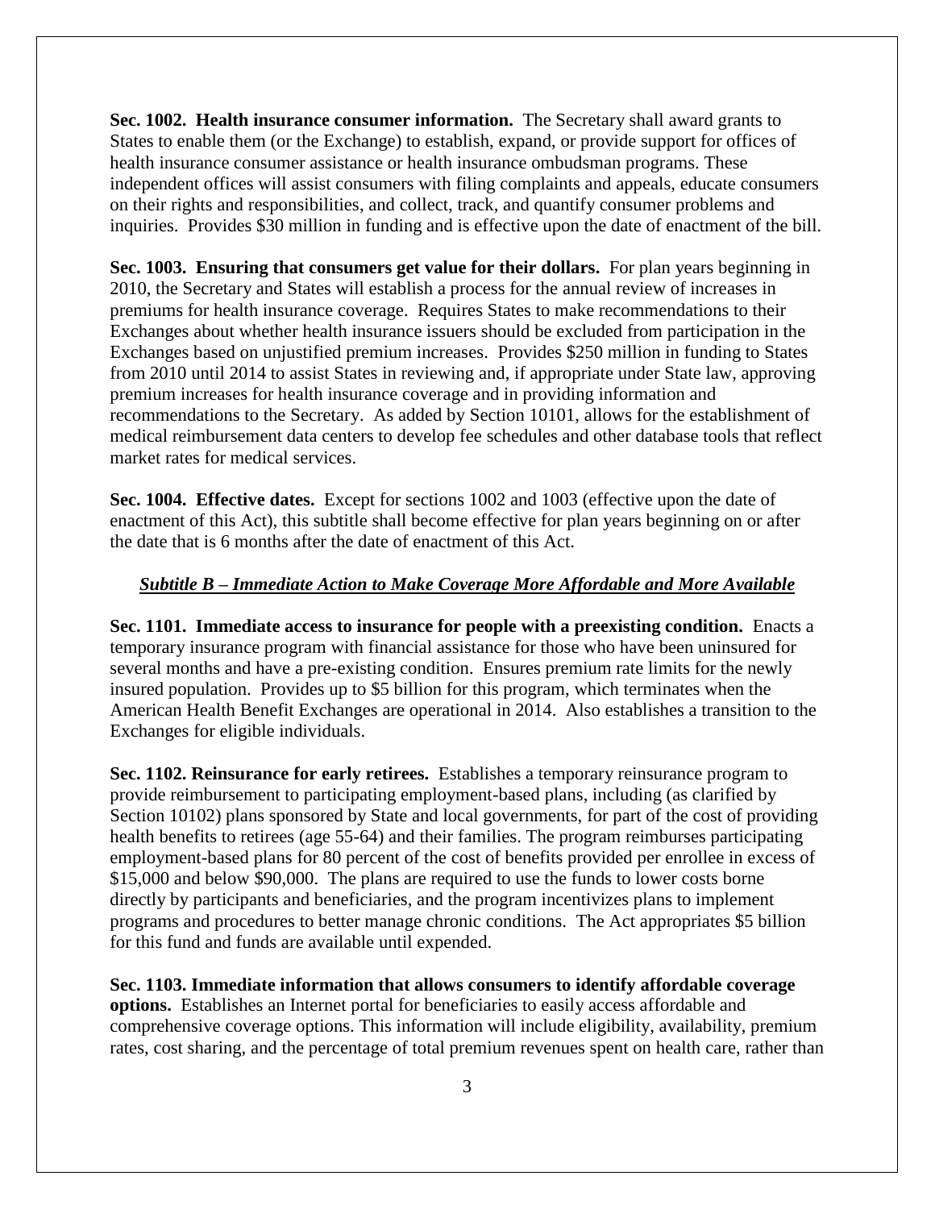**Sec. 1002. Health insurance consumer information.** The Secretary shall award grants to States to enable them (or the Exchange) to establish, expand, or provide support for offices of health insurance consumer assistance or health insurance ombudsman programs. These independent offices will assist consumers with filing complaints and appeals, educate consumers on their rights and responsibilities, and collect, track, and quantify consumer problems and inquiries. Provides $30 million in funding and is effective upon the date of enactment of the bill.

**Sec. 1003. Ensuring that consumers get value for their dollars.** For plan years beginning in 2010, the Secretary and States will establish a process for the annual review of increases in premiums for health insurance coverage. Requires States to make recommendations to their Exchanges about whether health insurance issuers should be excluded from participation in the Exchanges based on unjustified premium increases. Provides $250 million in funding to States from 2010 until 2014 to assist States in reviewing and, if appropriate under State law, approving premium increases for health insurance coverage and in providing information and recommendations to the Secretary. As added by Section 10101, allows for the establishment of medical reimbursement data centers to develop fee schedules and other database tools that reflect market rates for medical services.

**Sec. 1004. Effective dates.** Except for sections 1002 and 1003 (effective upon the date of enactment of this Act), this subtitle shall become effective for plan years beginning on or after the date that is 6 months after the date of enactment of this Act.

## ***Subtitle B – Immediate Action to Make Coverage More Affordable and More Available***

**Sec. 1101. Immediate access to insurance for people with a preexisting condition.** Enacts a temporary insurance program with financial assistance for those who have been uninsured for several months and have a pre-existing condition. Ensures premium rate limits for the newly insured population. Provides up to $5 billion for this program, which terminates when the American Health Benefit Exchanges are operational in 2014. Also establishes a transition to the Exchanges for eligible individuals.

**Sec. 1102. Reinsurance for early retirees.** Establishes a temporary reinsurance program to provide reimbursement to participating employment-based plans, including (as clarified by Section 10102) plans sponsored by State and local governments, for part of the cost of providing health benefits to retirees (age 55-64) and their families. The program reimburses participating employment-based plans for 80 percent of the cost of benefits provided per enrollee in excess of $15,000 and below $90,000. The plans are required to use the funds to lower costs borne directly by participants and beneficiaries, and the program incentivizes plans to implement programs and procedures to better manage chronic conditions. The Act appropriates $5 billion for this fund and funds are available until expended.

**Sec. 1103. Immediate information that allows consumers to identify affordable coverage options.** Establishes an Internet portal for beneficiaries to easily access affordable and comprehensive coverage options. This information will include eligibility, availability, premium rates, cost sharing, and the percentage of total premium revenues spent on health care, rather than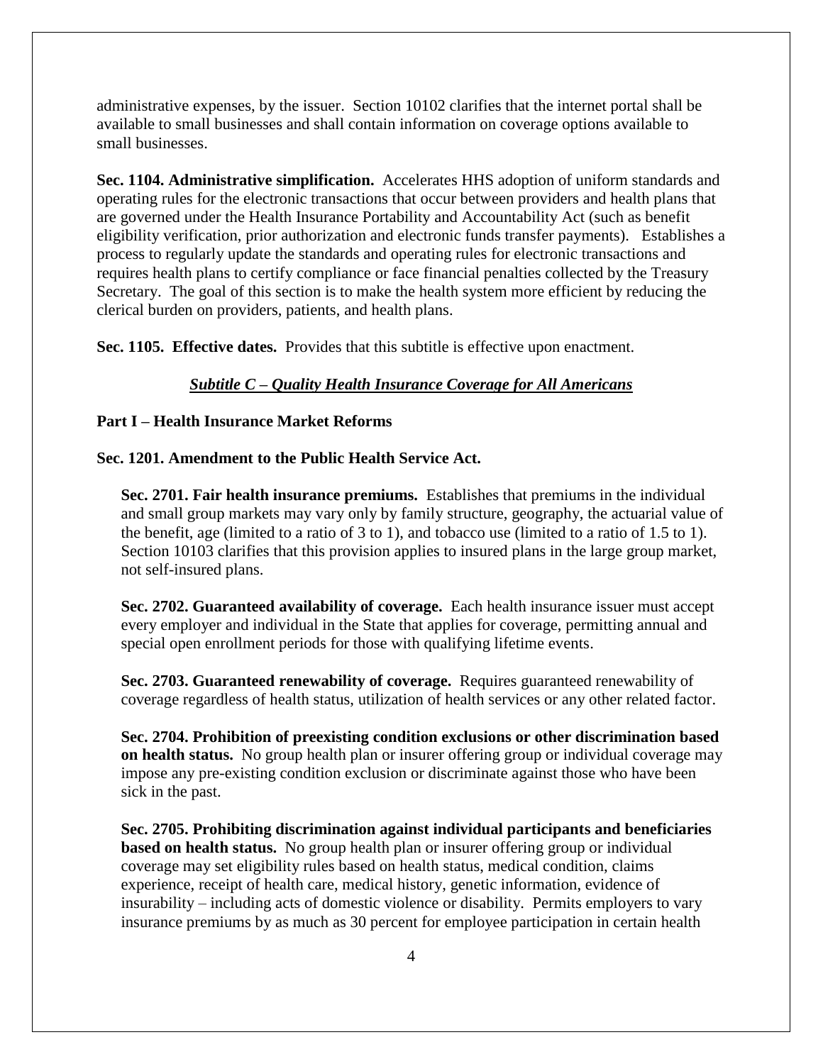administrative expenses, by the issuer. Section 10102 clarifies that the internet portal shall be available to small businesses and shall contain information on coverage options available to small businesses.

**Sec. 1104. Administrative simplification.** Accelerates HHS adoption of uniform standards and operating rules for the electronic transactions that occur between providers and health plans that are governed under the Health Insurance Portability and Accountability Act (such as benefit eligibility verification, prior authorization and electronic funds transfer payments). Establishes a process to regularly update the standards and operating rules for electronic transactions and requires health plans to certify compliance or face financial penalties collected by the Treasury Secretary. The goal of this section is to make the health system more efficient by reducing the clerical burden on providers, patients, and health plans.

**Sec. 1105. Effective dates.** Provides that this subtitle is effective upon enactment.

### ***Subtitle C – Quality Health Insurance Coverage for All Americans***

**Part I – Health Insurance Market Reforms**

**Sec. 1201. Amendment to the Public Health Service Act.**

> **Sec. 2701. Fair health insurance premiums.** Establishes that premiums in the individual and small group markets may vary only by family structure, geography, the actuarial value of the benefit, age (limited to a ratio of 3 to 1), and tobacco use (limited to a ratio of 1.5 to 1). Section 10103 clarifies that this provision applies to insured plans in the large group market, not self-insured plans.
>
> **Sec. 2702. Guaranteed availability of coverage.** Each health insurance issuer must accept every employer and individual in the State that applies for coverage, permitting annual and special open enrollment periods for those with qualifying lifetime events.
>
> **Sec. 2703. Guaranteed renewability of coverage.** Requires guaranteed renewability of coverage regardless of health status, utilization of health services or any other related factor.
>
> **Sec. 2704. Prohibition of preexisting condition exclusions or other discrimination based on health status.** No group health plan or insurer offering group or individual coverage may impose any pre-existing condition exclusion or discriminate against those who have been sick in the past.
>
> **Sec. 2705. Prohibiting discrimination against individual participants and beneficiaries based on health status.** No group health plan or insurer offering group or individual coverage may set eligibility rules based on health status, medical condition, claims experience, receipt of health care, medical history, genetic information, evidence of insurability – including acts of domestic violence or disability. Permits employers to vary insurance premiums by as much as 30 percent for employee participation in certain health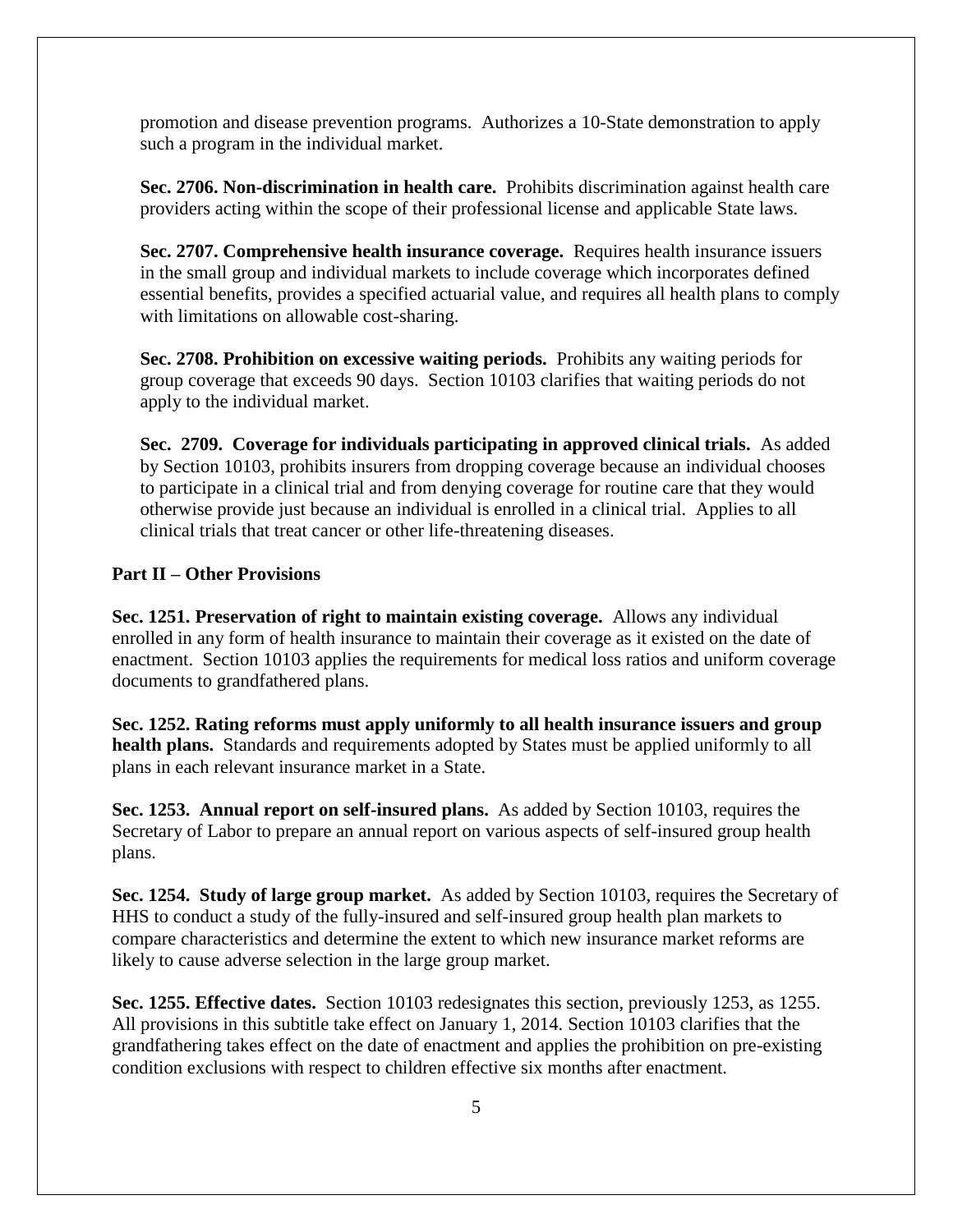promotion and disease prevention programs. Authorizes a 10-State demonstration to apply such a program in the individual market.

**Sec. 2706. Non-discrimination in health care.** Prohibits discrimination against health care providers acting within the scope of their professional license and applicable State laws.

**Sec. 2707. Comprehensive health insurance coverage.** Requires health insurance issuers in the small group and individual markets to include coverage which incorporates defined essential benefits, provides a specified actuarial value, and requires all health plans to comply with limitations on allowable cost-sharing.

**Sec. 2708. Prohibition on excessive waiting periods.** Prohibits any waiting periods for group coverage that exceeds 90 days. Section 10103 clarifies that waiting periods do not apply to the individual market.

**Sec. 2709. Coverage for individuals participating in approved clinical trials.** As added by Section 10103, prohibits insurers from dropping coverage because an individual chooses to participate in a clinical trial and from denying coverage for routine care that they would otherwise provide just because an individual is enrolled in a clinical trial. Applies to all clinical trials that treat cancer or other life-threatening diseases.

**Part II – Other Provisions**

**Sec. 1251. Preservation of right to maintain existing coverage.** Allows any individual enrolled in any form of health insurance to maintain their coverage as it existed on the date of enactment. Section 10103 applies the requirements for medical loss ratios and uniform coverage documents to grandfathered plans.

**Sec. 1252. Rating reforms must apply uniformly to all health insurance issuers and group health plans.** Standards and requirements adopted by States must be applied uniformly to all plans in each relevant insurance market in a State.

**Sec. 1253. Annual report on self-insured plans.** As added by Section 10103, requires the Secretary of Labor to prepare an annual report on various aspects of self-insured group health plans.

**Sec. 1254. Study of large group market.** As added by Section 10103, requires the Secretary of HHS to conduct a study of the fully-insured and self-insured group health plan markets to compare characteristics and determine the extent to which new insurance market reforms are likely to cause adverse selection in the large group market.

**Sec. 1255. Effective dates.** Section 10103 redesignates this section, previously 1253, as 1255. All provisions in this subtitle take effect on January 1, 2014. Section 10103 clarifies that the grandfathering takes effect on the date of enactment and applies the prohibition on pre-existing condition exclusions with respect to children effective six months after enactment.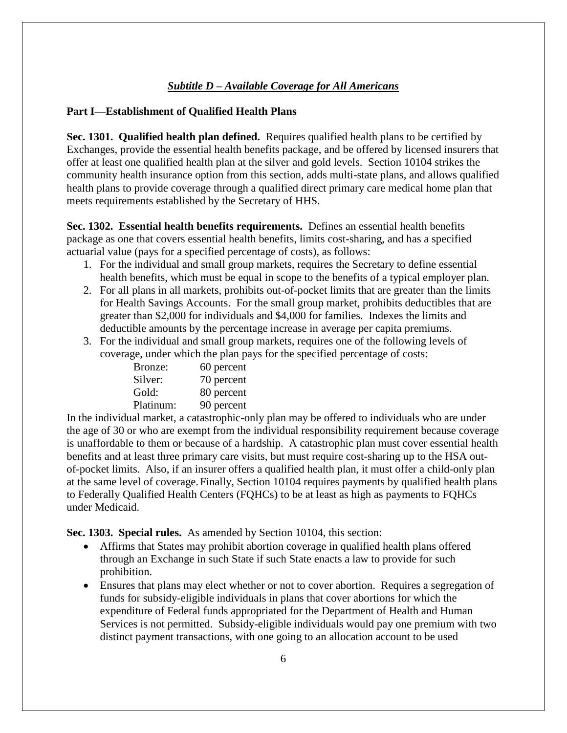## *Subtitle D – Available Coverage for All Americans*

### Part I—Establishment of Qualified Health Plans

**Sec. 1301. Qualified health plan defined.** Requires qualified health plans to be certified by Exchanges, provide the essential health benefits package, and be offered by licensed insurers that offer at least one qualified health plan at the silver and gold levels. Section 10104 strikes the community health insurance option from this section, adds multi-state plans, and allows qualified health plans to provide coverage through a qualified direct primary care medical home plan that meets requirements established by the Secretary of HHS.

**Sec. 1302. Essential health benefits requirements.** Defines an essential health benefits package as one that covers essential health benefits, limits cost-sharing, and has a specified actuarial value (pays for a specified percentage of costs), as follows:

1. For the individual and small group markets, requires the Secretary to define essential health benefits, which must be equal in scope to the benefits of a typical employer plan.
2. For all plans in all markets, prohibits out-of-pocket limits that are greater than the limits for Health Savings Accounts. For the small group market, prohibits deductibles that are greater than $2,000 for individuals and $4,000 for families. Indexes the limits and deductible amounts by the percentage increase in average per capita premiums.
3. For the individual and small group markets, requires one of the following levels of coverage, under which the plan pays for the specified percentage of costs:

| | |
|---|---|
| Bronze: | 60 percent |
| Silver: | 70 percent |
| Gold: | 80 percent |
| Platinum: | 90 percent |

In the individual market, a catastrophic-only plan may be offered to individuals who are under the age of 30 or who are exempt from the individual responsibility requirement because coverage is unaffordable to them or because of a hardship. A catastrophic plan must cover essential health benefits and at least three primary care visits, but must require cost-sharing up to the HSA out-of-pocket limits. Also, if an insurer offers a qualified health plan, it must offer a child-only plan at the same level of coverage. Finally, Section 10104 requires payments by qualified health plans to Federally Qualified Health Centers (FQHCs) to be at least as high as payments to FQHCs under Medicaid.

**Sec. 1303. Special rules.** As amended by Section 10104, this section:

- Affirms that States may prohibit abortion coverage in qualified health plans offered through an Exchange in such State if such State enacts a law to provide for such prohibition.
- Ensures that plans may elect whether or not to cover abortion. Requires a segregation of funds for subsidy-eligible individuals in plans that cover abortions for which the expenditure of Federal funds appropriated for the Department of Health and Human Services is not permitted. Subsidy-eligible individuals would pay one premium with two distinct payment transactions, with one going to an allocation account to be used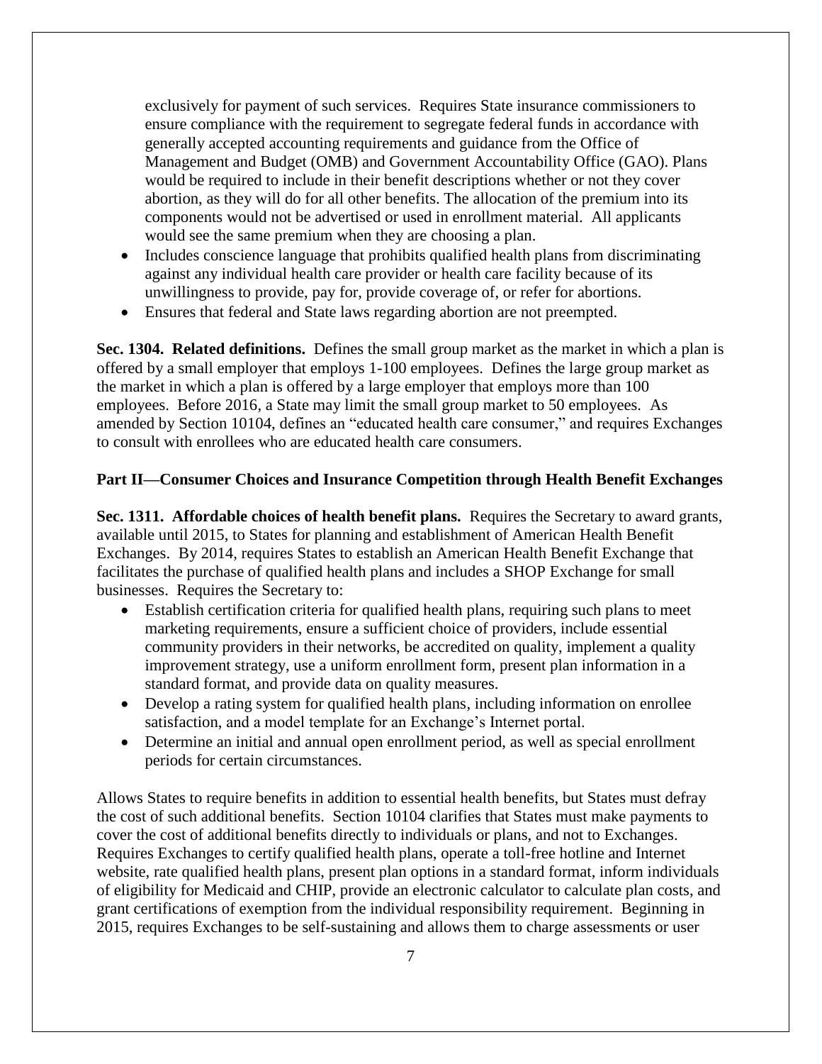exclusively for payment of such services. Requires State insurance commissioners to ensure compliance with the requirement to segregate federal funds in accordance with generally accepted accounting requirements and guidance from the Office of Management and Budget (OMB) and Government Accountability Office (GAO). Plans would be required to include in their benefit descriptions whether or not they cover abortion, as they will do for all other benefits. The allocation of the premium into its components would not be advertised or used in enrollment material. All applicants would see the same premium when they are choosing a plan.

- Includes conscience language that prohibits qualified health plans from discriminating against any individual health care provider or health care facility because of its unwillingness to provide, pay for, provide coverage of, or refer for abortions.
- Ensures that federal and State laws regarding abortion are not preempted.

**Sec. 1304. Related definitions.** Defines the small group market as the market in which a plan is offered by a small employer that employs 1-100 employees. Defines the large group market as the market in which a plan is offered by a large employer that employs more than 100 employees. Before 2016, a State may limit the small group market to 50 employees. As amended by Section 10104, defines an "educated health care consumer," and requires Exchanges to consult with enrollees who are educated health care consumers.

### Part II—Consumer Choices and Insurance Competition through Health Benefit Exchanges

**Sec. 1311. Affordable choices of health benefit plans.** Requires the Secretary to award grants, available until 2015, to States for planning and establishment of American Health Benefit Exchanges. By 2014, requires States to establish an American Health Benefit Exchange that facilitates the purchase of qualified health plans and includes a SHOP Exchange for small businesses. Requires the Secretary to:

- Establish certification criteria for qualified health plans, requiring such plans to meet marketing requirements, ensure a sufficient choice of providers, include essential community providers in their networks, be accredited on quality, implement a quality improvement strategy, use a uniform enrollment form, present plan information in a standard format, and provide data on quality measures.
- Develop a rating system for qualified health plans, including information on enrollee satisfaction, and a model template for an Exchange's Internet portal.
- Determine an initial and annual open enrollment period, as well as special enrollment periods for certain circumstances.

Allows States to require benefits in addition to essential health benefits, but States must defray the cost of such additional benefits. Section 10104 clarifies that States must make payments to cover the cost of additional benefits directly to individuals or plans, and not to Exchanges. Requires Exchanges to certify qualified health plans, operate a toll-free hotline and Internet website, rate qualified health plans, present plan options in a standard format, inform individuals of eligibility for Medicaid and CHIP, provide an electronic calculator to calculate plan costs, and grant certifications of exemption from the individual responsibility requirement. Beginning in 2015, requires Exchanges to be self-sustaining and allows them to charge assessments or user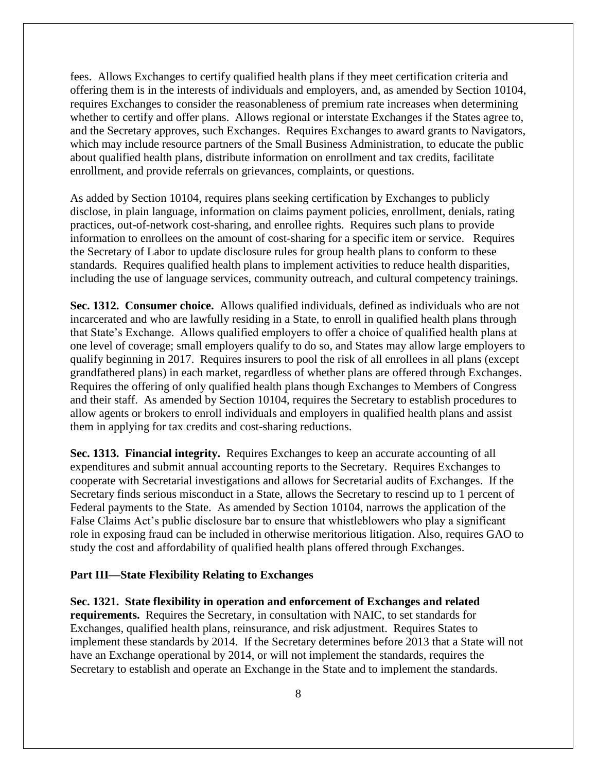fees. Allows Exchanges to certify qualified health plans if they meet certification criteria and offering them is in the interests of individuals and employers, and, as amended by Section 10104, requires Exchanges to consider the reasonableness of premium rate increases when determining whether to certify and offer plans. Allows regional or interstate Exchanges if the States agree to, and the Secretary approves, such Exchanges. Requires Exchanges to award grants to Navigators, which may include resource partners of the Small Business Administration, to educate the public about qualified health plans, distribute information on enrollment and tax credits, facilitate enrollment, and provide referrals on grievances, complaints, or questions.

As added by Section 10104, requires plans seeking certification by Exchanges to publicly disclose, in plain language, information on claims payment policies, enrollment, denials, rating practices, out-of-network cost-sharing, and enrollee rights. Requires such plans to provide information to enrollees on the amount of cost-sharing for a specific item or service. Requires the Secretary of Labor to update disclosure rules for group health plans to conform to these standards. Requires qualified health plans to implement activities to reduce health disparities, including the use of language services, community outreach, and cultural competency trainings.

**Sec. 1312. Consumer choice.** Allows qualified individuals, defined as individuals who are not incarcerated and who are lawfully residing in a State, to enroll in qualified health plans through that State's Exchange. Allows qualified employers to offer a choice of qualified health plans at one level of coverage; small employers qualify to do so, and States may allow large employers to qualify beginning in 2017. Requires insurers to pool the risk of all enrollees in all plans (except grandfathered plans) in each market, regardless of whether plans are offered through Exchanges. Requires the offering of only qualified health plans though Exchanges to Members of Congress and their staff. As amended by Section 10104, requires the Secretary to establish procedures to allow agents or brokers to enroll individuals and employers in qualified health plans and assist them in applying for tax credits and cost-sharing reductions.

**Sec. 1313. Financial integrity.** Requires Exchanges to keep an accurate accounting of all expenditures and submit annual accounting reports to the Secretary. Requires Exchanges to cooperate with Secretarial investigations and allows for Secretarial audits of Exchanges. If the Secretary finds serious misconduct in a State, allows the Secretary to rescind up to 1 percent of Federal payments to the State. As amended by Section 10104, narrows the application of the False Claims Act's public disclosure bar to ensure that whistleblowers who play a significant role in exposing fraud can be included in otherwise meritorious litigation. Also, requires GAO to study the cost and affordability of qualified health plans offered through Exchanges.

### Part III—State Flexibility Relating to Exchanges

**Sec. 1321. State flexibility in operation and enforcement of Exchanges and related requirements.** Requires the Secretary, in consultation with NAIC, to set standards for Exchanges, qualified health plans, reinsurance, and risk adjustment. Requires States to implement these standards by 2014. If the Secretary determines before 2013 that a State will not have an Exchange operational by 2014, or will not implement the standards, requires the Secretary to establish and operate an Exchange in the State and to implement the standards.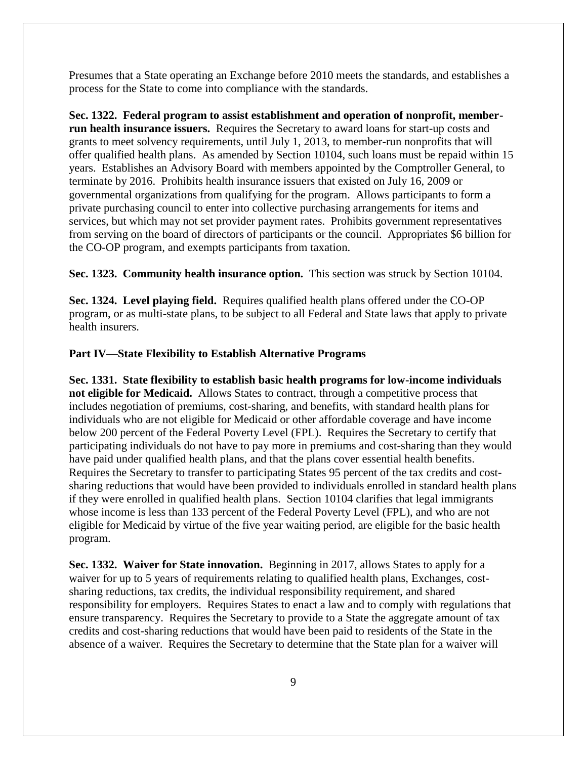Presumes that a State operating an Exchange before 2010 meets the standards, and establishes a process for the State to come into compliance with the standards.

**Sec. 1322. Federal program to assist establishment and operation of nonprofit, member-run health insurance issuers.** Requires the Secretary to award loans for start-up costs and grants to meet solvency requirements, until July 1, 2013, to member-run nonprofits that will offer qualified health plans. As amended by Section 10104, such loans must be repaid within 15 years. Establishes an Advisory Board with members appointed by the Comptroller General, to terminate by 2016. Prohibits health insurance issuers that existed on July 16, 2009 or governmental organizations from qualifying for the program. Allows participants to form a private purchasing council to enter into collective purchasing arrangements for items and services, but which may not set provider payment rates. Prohibits government representatives from serving on the board of directors of participants or the council. Appropriates $6 billion for the CO-OP program, and exempts participants from taxation.

**Sec. 1323. Community health insurance option.** This section was struck by Section 10104.

**Sec. 1324. Level playing field.** Requires qualified health plans offered under the CO-OP program, or as multi-state plans, to be subject to all Federal and State laws that apply to private health insurers.

**Part IV—State Flexibility to Establish Alternative Programs**

**Sec. 1331. State flexibility to establish basic health programs for low-income individuals not eligible for Medicaid.** Allows States to contract, through a competitive process that includes negotiation of premiums, cost-sharing, and benefits, with standard health plans for individuals who are not eligible for Medicaid or other affordable coverage and have income below 200 percent of the Federal Poverty Level (FPL). Requires the Secretary to certify that participating individuals do not have to pay more in premiums and cost-sharing than they would have paid under qualified health plans, and that the plans cover essential health benefits. Requires the Secretary to transfer to participating States 95 percent of the tax credits and cost-sharing reductions that would have been provided to individuals enrolled in standard health plans if they were enrolled in qualified health plans. Section 10104 clarifies that legal immigrants whose income is less than 133 percent of the Federal Poverty Level (FPL), and who are not eligible for Medicaid by virtue of the five year waiting period, are eligible for the basic health program.

**Sec. 1332. Waiver for State innovation.** Beginning in 2017, allows States to apply for a waiver for up to 5 years of requirements relating to qualified health plans, Exchanges, cost-sharing reductions, tax credits, the individual responsibility requirement, and shared responsibility for employers. Requires States to enact a law and to comply with regulations that ensure transparency. Requires the Secretary to provide to a State the aggregate amount of tax credits and cost-sharing reductions that would have been paid to residents of the State in the absence of a waiver. Requires the Secretary to determine that the State plan for a waiver will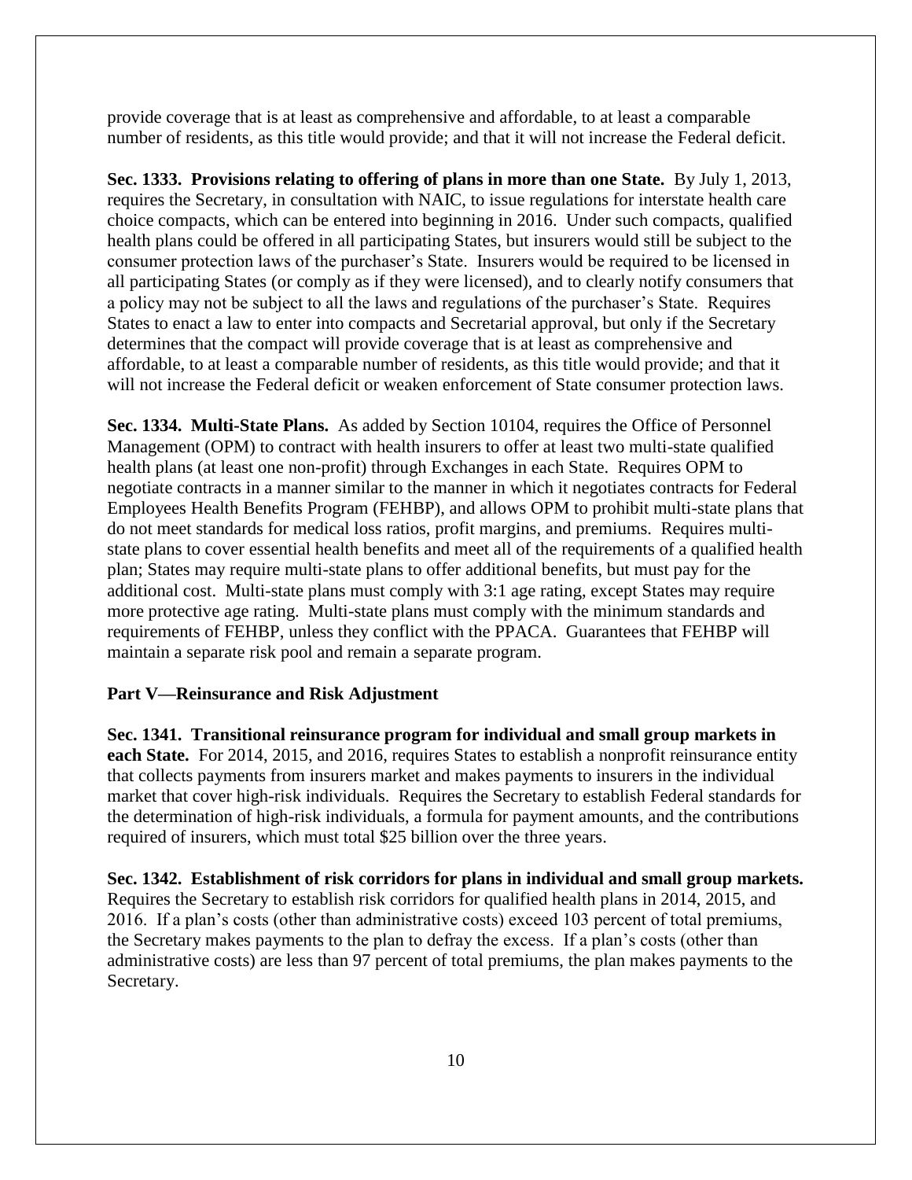provide coverage that is at least as comprehensive and affordable, to at least a comparable number of residents, as this title would provide; and that it will not increase the Federal deficit.

**Sec. 1333. Provisions relating to offering of plans in more than one State.** By July 1, 2013, requires the Secretary, in consultation with NAIC, to issue regulations for interstate health care choice compacts, which can be entered into beginning in 2016. Under such compacts, qualified health plans could be offered in all participating States, but insurers would still be subject to the consumer protection laws of the purchaser's State. Insurers would be required to be licensed in all participating States (or comply as if they were licensed), and to clearly notify consumers that a policy may not be subject to all the laws and regulations of the purchaser's State. Requires States to enact a law to enter into compacts and Secretarial approval, but only if the Secretary determines that the compact will provide coverage that is at least as comprehensive and affordable, to at least a comparable number of residents, as this title would provide; and that it will not increase the Federal deficit or weaken enforcement of State consumer protection laws.

**Sec. 1334. Multi-State Plans.** As added by Section 10104, requires the Office of Personnel Management (OPM) to contract with health insurers to offer at least two multi-state qualified health plans (at least one non-profit) through Exchanges in each State. Requires OPM to negotiate contracts in a manner similar to the manner in which it negotiates contracts for Federal Employees Health Benefits Program (FEHBP), and allows OPM to prohibit multi-state plans that do not meet standards for medical loss ratios, profit margins, and premiums. Requires multi-state plans to cover essential health benefits and meet all of the requirements of a qualified health plan; States may require multi-state plans to offer additional benefits, but must pay for the additional cost. Multi-state plans must comply with 3:1 age rating, except States may require more protective age rating. Multi-state plans must comply with the minimum standards and requirements of FEHBP, unless they conflict with the PPACA. Guarantees that FEHBP will maintain a separate risk pool and remain a separate program.

## Part V—Reinsurance and Risk Adjustment

**Sec. 1341. Transitional reinsurance program for individual and small group markets in each State.** For 2014, 2015, and 2016, requires States to establish a nonprofit reinsurance entity that collects payments from insurers market and makes payments to insurers in the individual market that cover high-risk individuals. Requires the Secretary to establish Federal standards for the determination of high-risk individuals, a formula for payment amounts, and the contributions required of insurers, which must total $25 billion over the three years.

**Sec. 1342. Establishment of risk corridors for plans in individual and small group markets.** Requires the Secretary to establish risk corridors for qualified health plans in 2014, 2015, and 2016. If a plan's costs (other than administrative costs) exceed 103 percent of total premiums, the Secretary makes payments to the plan to defray the excess. If a plan's costs (other than administrative costs) are less than 97 percent of total premiums, the plan makes payments to the Secretary.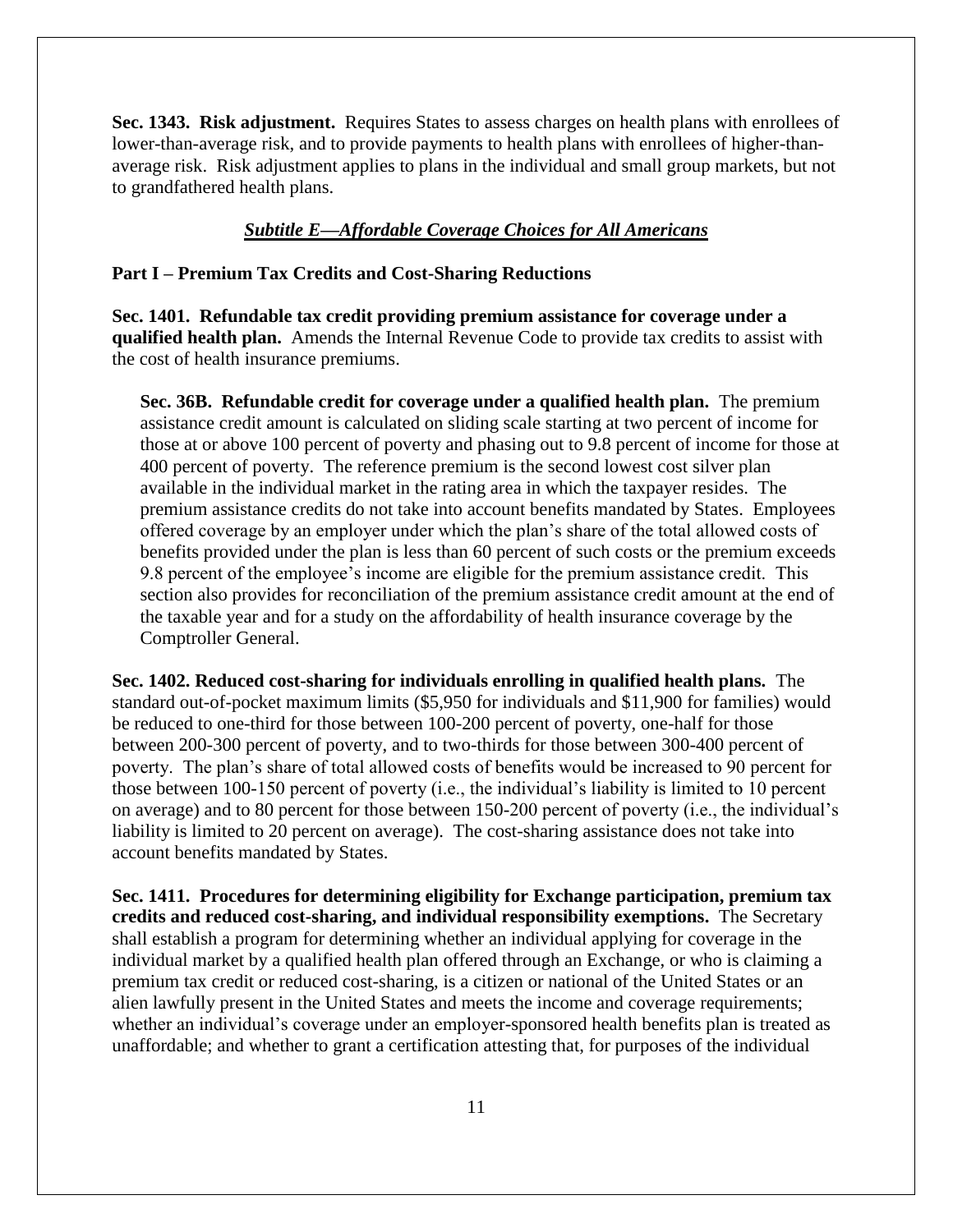**Sec. 1343. Risk adjustment.** Requires States to assess charges on health plans with enrollees of lower-than-average risk, and to provide payments to health plans with enrollees of higher-than-average risk. Risk adjustment applies to plans in the individual and small group markets, but not to grandfathered health plans.

### *Subtitle E—Affordable Coverage Choices for All Americans*

**Part I – Premium Tax Credits and Cost-Sharing Reductions**

**Sec. 1401. Refundable tax credit providing premium assistance for coverage under a qualified health plan.** Amends the Internal Revenue Code to provide tax credits to assist with the cost of health insurance premiums.

> **Sec. 36B. Refundable credit for coverage under a qualified health plan.** The premium assistance credit amount is calculated on sliding scale starting at two percent of income for those at or above 100 percent of poverty and phasing out to 9.8 percent of income for those at 400 percent of poverty. The reference premium is the second lowest cost silver plan available in the individual market in the rating area in which the taxpayer resides. The premium assistance credits do not take into account benefits mandated by States. Employees offered coverage by an employer under which the plan's share of the total allowed costs of benefits provided under the plan is less than 60 percent of such costs or the premium exceeds 9.8 percent of the employee's income are eligible for the premium assistance credit. This section also provides for reconciliation of the premium assistance credit amount at the end of the taxable year and for a study on the affordability of health insurance coverage by the Comptroller General.

**Sec. 1402. Reduced cost-sharing for individuals enrolling in qualified health plans.** The standard out-of-pocket maximum limits ($5,950 for individuals and $11,900 for families) would be reduced to one-third for those between 100-200 percent of poverty, one-half for those between 200-300 percent of poverty, and to two-thirds for those between 300-400 percent of poverty. The plan's share of total allowed costs of benefits would be increased to 90 percent for those between 100-150 percent of poverty (i.e., the individual's liability is limited to 10 percent on average) and to 80 percent for those between 150-200 percent of poverty (i.e., the individual's liability is limited to 20 percent on average). The cost-sharing assistance does not take into account benefits mandated by States.

**Sec. 1411. Procedures for determining eligibility for Exchange participation, premium tax credits and reduced cost-sharing, and individual responsibility exemptions.** The Secretary shall establish a program for determining whether an individual applying for coverage in the individual market by a qualified health plan offered through an Exchange, or who is claiming a premium tax credit or reduced cost-sharing, is a citizen or national of the United States or an alien lawfully present in the United States and meets the income and coverage requirements; whether an individual's coverage under an employer-sponsored health benefits plan is treated as unaffordable; and whether to grant a certification attesting that, for purposes of the individual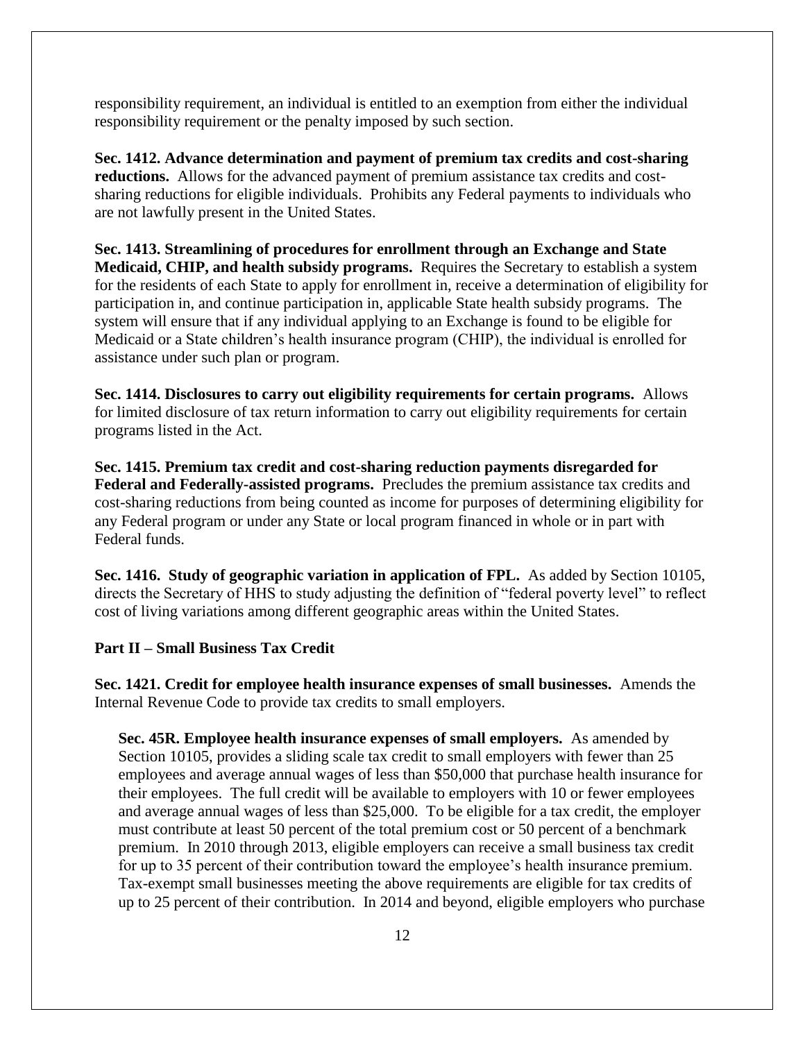responsibility requirement, an individual is entitled to an exemption from either the individual responsibility requirement or the penalty imposed by such section.

**Sec. 1412. Advance determination and payment of premium tax credits and cost-sharing reductions.** Allows for the advanced payment of premium assistance tax credits and cost-sharing reductions for eligible individuals. Prohibits any Federal payments to individuals who are not lawfully present in the United States.

**Sec. 1413. Streamlining of procedures for enrollment through an Exchange and State Medicaid, CHIP, and health subsidy programs.** Requires the Secretary to establish a system for the residents of each State to apply for enrollment in, receive a determination of eligibility for participation in, and continue participation in, applicable State health subsidy programs. The system will ensure that if any individual applying to an Exchange is found to be eligible for Medicaid or a State children's health insurance program (CHIP), the individual is enrolled for assistance under such plan or program.

**Sec. 1414. Disclosures to carry out eligibility requirements for certain programs.** Allows for limited disclosure of tax return information to carry out eligibility requirements for certain programs listed in the Act.

**Sec. 1415. Premium tax credit and cost-sharing reduction payments disregarded for Federal and Federally-assisted programs.** Precludes the premium assistance tax credits and cost-sharing reductions from being counted as income for purposes of determining eligibility for any Federal program or under any State or local program financed in whole or in part with Federal funds.

**Sec. 1416. Study of geographic variation in application of FPL.** As added by Section 10105, directs the Secretary of HHS to study adjusting the definition of "federal poverty level" to reflect cost of living variations among different geographic areas within the United States.

**Part II – Small Business Tax Credit**

**Sec. 1421. Credit for employee health insurance expenses of small businesses.** Amends the Internal Revenue Code to provide tax credits to small employers.

**Sec. 45R. Employee health insurance expenses of small employers.** As amended by Section 10105, provides a sliding scale tax credit to small employers with fewer than 25 employees and average annual wages of less than $50,000 that purchase health insurance for their employees. The full credit will be available to employers with 10 or fewer employees and average annual wages of less than $25,000. To be eligible for a tax credit, the employer must contribute at least 50 percent of the total premium cost or 50 percent of a benchmark premium. In 2010 through 2013, eligible employers can receive a small business tax credit for up to 35 percent of their contribution toward the employee's health insurance premium. Tax-exempt small businesses meeting the above requirements are eligible for tax credits of up to 25 percent of their contribution. In 2014 and beyond, eligible employers who purchase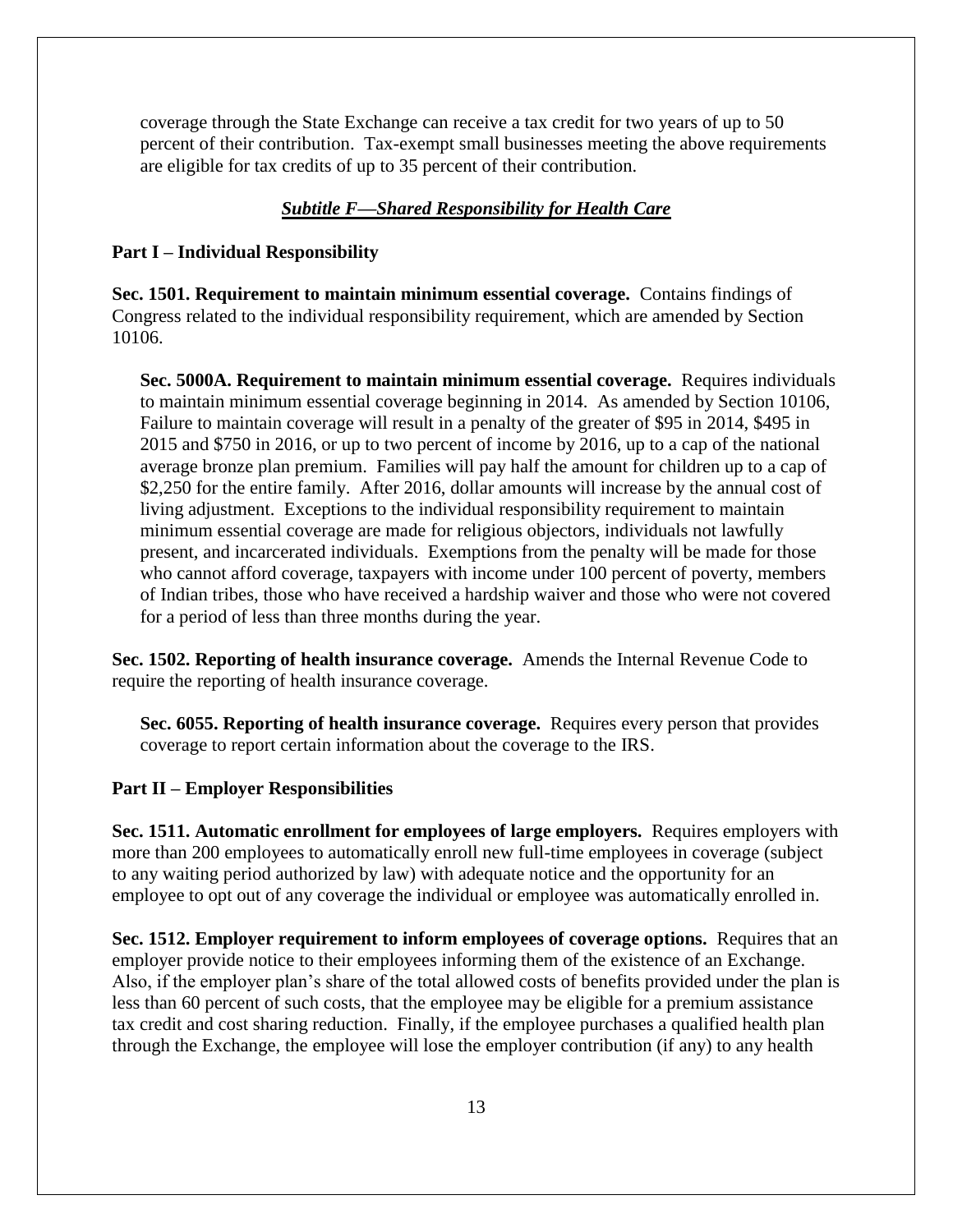coverage through the State Exchange can receive a tax credit for two years of up to 50 percent of their contribution. Tax-exempt small businesses meeting the above requirements are eligible for tax credits of up to 35 percent of their contribution.

## ***Subtitle F—Shared Responsibility for Health Care***

### Part I – Individual Responsibility

**Sec. 1501. Requirement to maintain minimum essential coverage.** Contains findings of Congress related to the individual responsibility requirement, which are amended by Section 10106.

**Sec. 5000A. Requirement to maintain minimum essential coverage.** Requires individuals to maintain minimum essential coverage beginning in 2014. As amended by Section 10106, Failure to maintain coverage will result in a penalty of the greater of $95 in 2014, $495 in 2015 and $750 in 2016, or up to two percent of income by 2016, up to a cap of the national average bronze plan premium. Families will pay half the amount for children up to a cap of $2,250 for the entire family. After 2016, dollar amounts will increase by the annual cost of living adjustment. Exceptions to the individual responsibility requirement to maintain minimum essential coverage are made for religious objectors, individuals not lawfully present, and incarcerated individuals. Exemptions from the penalty will be made for those who cannot afford coverage, taxpayers with income under 100 percent of poverty, members of Indian tribes, those who have received a hardship waiver and those who were not covered for a period of less than three months during the year.

**Sec. 1502. Reporting of health insurance coverage.** Amends the Internal Revenue Code to require the reporting of health insurance coverage.

**Sec. 6055. Reporting of health insurance coverage.** Requires every person that provides coverage to report certain information about the coverage to the IRS.

### Part II – Employer Responsibilities

**Sec. 1511. Automatic enrollment for employees of large employers.** Requires employers with more than 200 employees to automatically enroll new full-time employees in coverage (subject to any waiting period authorized by law) with adequate notice and the opportunity for an employee to opt out of any coverage the individual or employee was automatically enrolled in.

**Sec. 1512. Employer requirement to inform employees of coverage options.** Requires that an employer provide notice to their employees informing them of the existence of an Exchange. Also, if the employer plan's share of the total allowed costs of benefits provided under the plan is less than 60 percent of such costs, that the employee may be eligible for a premium assistance tax credit and cost sharing reduction. Finally, if the employee purchases a qualified health plan through the Exchange, the employee will lose the employer contribution (if any) to any health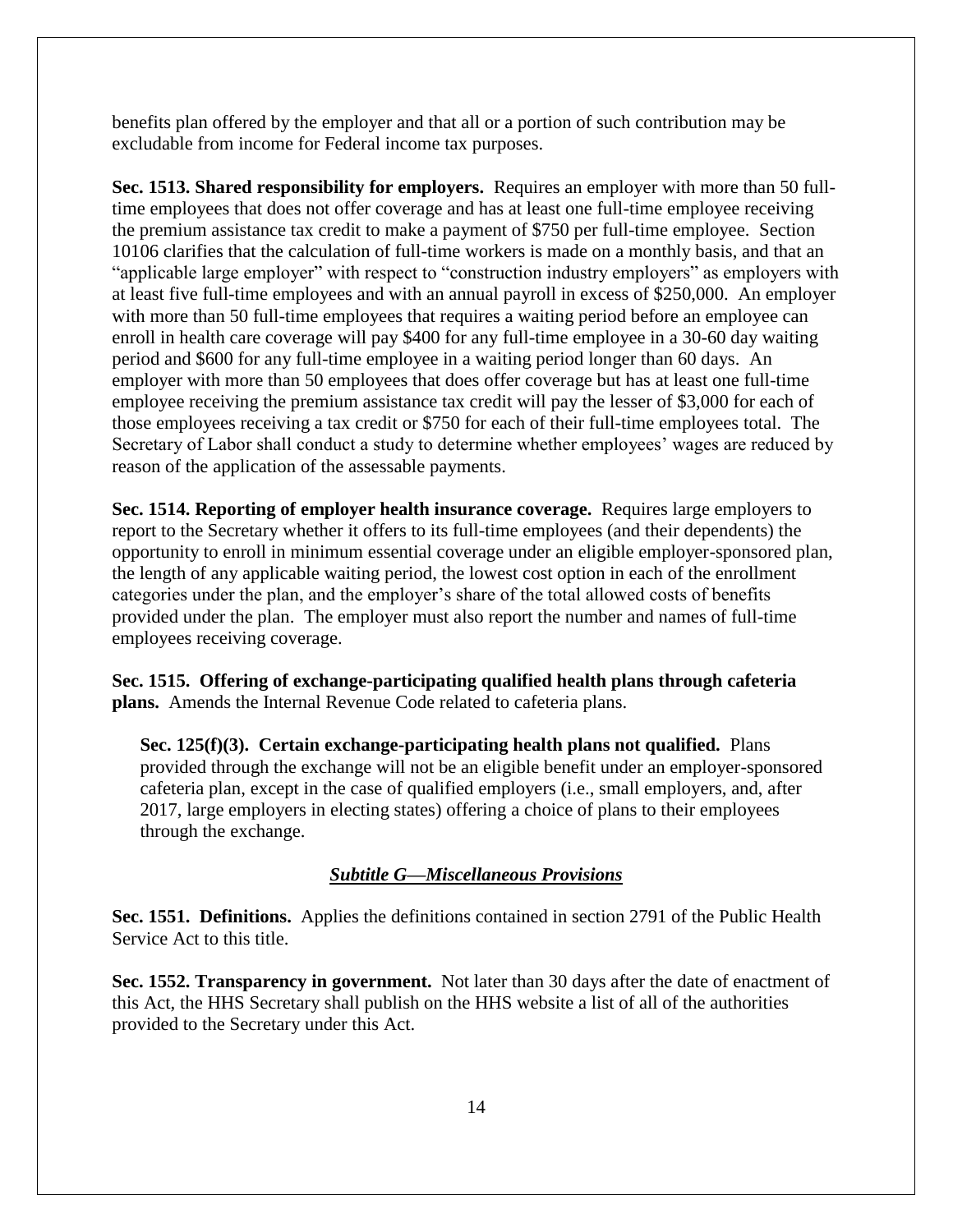benefits plan offered by the employer and that all or a portion of such contribution may be excludable from income for Federal income tax purposes.

**Sec. 1513. Shared responsibility for employers.** Requires an employer with more than 50 full-time employees that does not offer coverage and has at least one full-time employee receiving the premium assistance tax credit to make a payment of $750 per full-time employee. Section 10106 clarifies that the calculation of full-time workers is made on a monthly basis, and that an "applicable large employer" with respect to "construction industry employers" as employers with at least five full-time employees and with an annual payroll in excess of $250,000. An employer with more than 50 full-time employees that requires a waiting period before an employee can enroll in health care coverage will pay $400 for any full-time employee in a 30-60 day waiting period and $600 for any full-time employee in a waiting period longer than 60 days. An employer with more than 50 employees that does offer coverage but has at least one full-time employee receiving the premium assistance tax credit will pay the lesser of $3,000 for each of those employees receiving a tax credit or $750 for each of their full-time employees total. The Secretary of Labor shall conduct a study to determine whether employees' wages are reduced by reason of the application of the assessable payments.

**Sec. 1514. Reporting of employer health insurance coverage.** Requires large employers to report to the Secretary whether it offers to its full-time employees (and their dependents) the opportunity to enroll in minimum essential coverage under an eligible employer-sponsored plan, the length of any applicable waiting period, the lowest cost option in each of the enrollment categories under the plan, and the employer's share of the total allowed costs of benefits provided under the plan. The employer must also report the number and names of full-time employees receiving coverage.

**Sec. 1515. Offering of exchange-participating qualified health plans through cafeteria plans.** Amends the Internal Revenue Code related to cafeteria plans.

> **Sec. 125(f)(3). Certain exchange-participating health plans not qualified.** Plans provided through the exchange will not be an eligible benefit under an employer-sponsored cafeteria plan, except in the case of qualified employers (i.e., small employers, and, after 2017, large employers in electing states) offering a choice of plans to their employees through the exchange.

## ***Subtitle G—Miscellaneous Provisions***

**Sec. 1551. Definitions.** Applies the definitions contained in section 2791 of the Public Health Service Act to this title.

**Sec. 1552. Transparency in government.** Not later than 30 days after the date of enactment of this Act, the HHS Secretary shall publish on the HHS website a list of all of the authorities provided to the Secretary under this Act.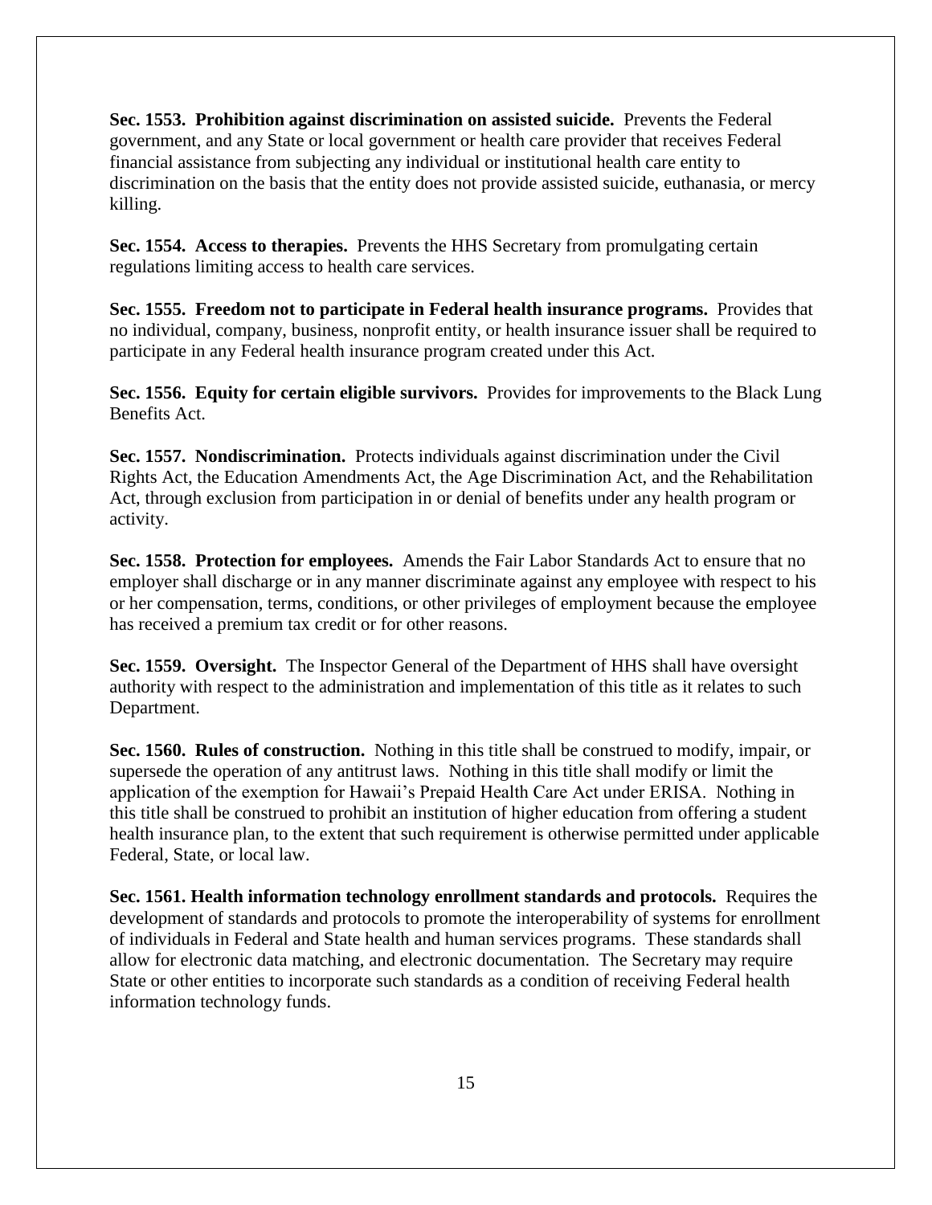**Sec. 1553. Prohibition against discrimination on assisted suicide.** Prevents the Federal government, and any State or local government or health care provider that receives Federal financial assistance from subjecting any individual or institutional health care entity to discrimination on the basis that the entity does not provide assisted suicide, euthanasia, or mercy killing.

**Sec. 1554. Access to therapies.** Prevents the HHS Secretary from promulgating certain regulations limiting access to health care services.

**Sec. 1555. Freedom not to participate in Federal health insurance programs.** Provides that no individual, company, business, nonprofit entity, or health insurance issuer shall be required to participate in any Federal health insurance program created under this Act.

**Sec. 1556. Equity for certain eligible survivors.** Provides for improvements to the Black Lung Benefits Act.

**Sec. 1557. Nondiscrimination.** Protects individuals against discrimination under the Civil Rights Act, the Education Amendments Act, the Age Discrimination Act, and the Rehabilitation Act, through exclusion from participation in or denial of benefits under any health program or activity.

**Sec. 1558. Protection for employees.** Amends the Fair Labor Standards Act to ensure that no employer shall discharge or in any manner discriminate against any employee with respect to his or her compensation, terms, conditions, or other privileges of employment because the employee has received a premium tax credit or for other reasons.

**Sec. 1559. Oversight.** The Inspector General of the Department of HHS shall have oversight authority with respect to the administration and implementation of this title as it relates to such Department.

**Sec. 1560. Rules of construction.** Nothing in this title shall be construed to modify, impair, or supersede the operation of any antitrust laws. Nothing in this title shall modify or limit the application of the exemption for Hawaii's Prepaid Health Care Act under ERISA. Nothing in this title shall be construed to prohibit an institution of higher education from offering a student health insurance plan, to the extent that such requirement is otherwise permitted under applicable Federal, State, or local law.

**Sec. 1561. Health information technology enrollment standards and protocols.** Requires the development of standards and protocols to promote the interoperability of systems for enrollment of individuals in Federal and State health and human services programs. These standards shall allow for electronic data matching, and electronic documentation. The Secretary may require State or other entities to incorporate such standards as a condition of receiving Federal health information technology funds.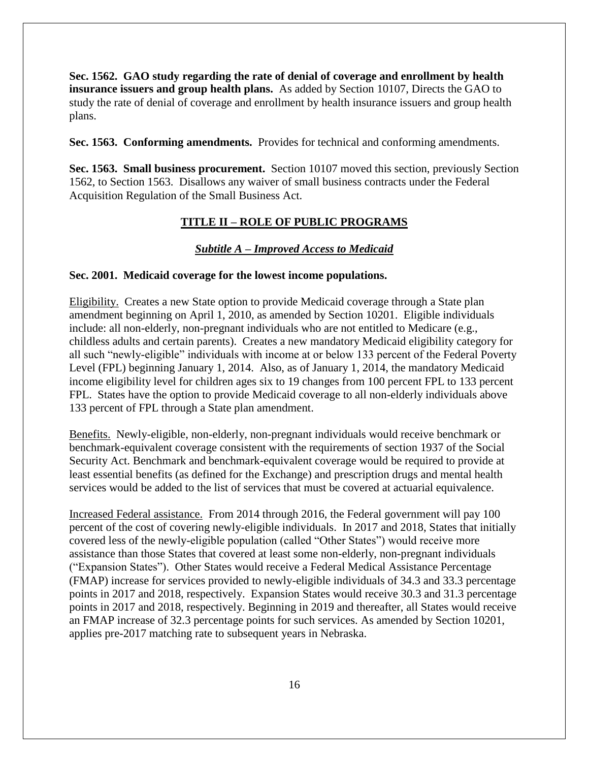**Sec. 1562. GAO study regarding the rate of denial of coverage and enrollment by health insurance issuers and group health plans.** As added by Section 10107, Directs the GAO to study the rate of denial of coverage and enrollment by health insurance issuers and group health plans.

**Sec. 1563. Conforming amendments.** Provides for technical and conforming amendments.

**Sec. 1563. Small business procurement.** Section 10107 moved this section, previously Section 1562, to Section 1563. Disallows any waiver of small business contracts under the Federal Acquisition Regulation of the Small Business Act.

## TITLE II – ROLE OF PUBLIC PROGRAMS

### *Subtitle A – Improved Access to Medicaid*

**Sec. 2001. Medicaid coverage for the lowest income populations.**

Eligibility. Creates a new State option to provide Medicaid coverage through a State plan amendment beginning on April 1, 2010, as amended by Section 10201. Eligible individuals include: all non-elderly, non-pregnant individuals who are not entitled to Medicare (e.g., childless adults and certain parents). Creates a new mandatory Medicaid eligibility category for all such "newly-eligible" individuals with income at or below 133 percent of the Federal Poverty Level (FPL) beginning January 1, 2014. Also, as of January 1, 2014, the mandatory Medicaid income eligibility level for children ages six to 19 changes from 100 percent FPL to 133 percent FPL. States have the option to provide Medicaid coverage to all non-elderly individuals above 133 percent of FPL through a State plan amendment.

Benefits. Newly-eligible, non-elderly, non-pregnant individuals would receive benchmark or benchmark-equivalent coverage consistent with the requirements of section 1937 of the Social Security Act. Benchmark and benchmark-equivalent coverage would be required to provide at least essential benefits (as defined for the Exchange) and prescription drugs and mental health services would be added to the list of services that must be covered at actuarial equivalence.

Increased Federal assistance. From 2014 through 2016, the Federal government will pay 100 percent of the cost of covering newly-eligible individuals. In 2017 and 2018, States that initially covered less of the newly-eligible population (called "Other States") would receive more assistance than those States that covered at least some non-elderly, non-pregnant individuals ("Expansion States"). Other States would receive a Federal Medical Assistance Percentage (FMAP) increase for services provided to newly-eligible individuals of 34.3 and 33.3 percentage points in 2017 and 2018, respectively. Expansion States would receive 30.3 and 31.3 percentage points in 2017 and 2018, respectively. Beginning in 2019 and thereafter, all States would receive an FMAP increase of 32.3 percentage points for such services. As amended by Section 10201, applies pre-2017 matching rate to subsequent years in Nebraska.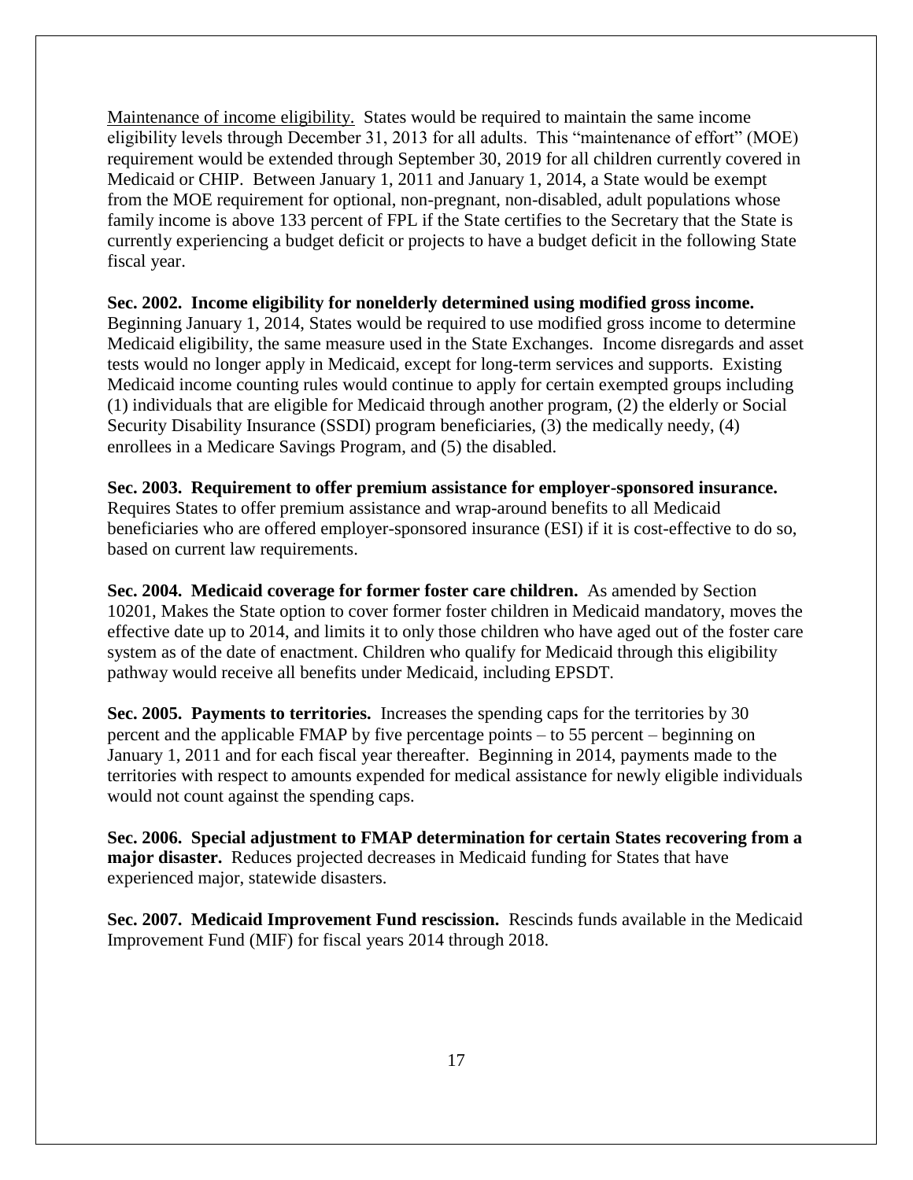Maintenance of income eligibility. States would be required to maintain the same income eligibility levels through December 31, 2013 for all adults. This "maintenance of effort" (MOE) requirement would be extended through September 30, 2019 for all children currently covered in Medicaid or CHIP. Between January 1, 2011 and January 1, 2014, a State would be exempt from the MOE requirement for optional, non-pregnant, non-disabled, adult populations whose family income is above 133 percent of FPL if the State certifies to the Secretary that the State is currently experiencing a budget deficit or projects to have a budget deficit in the following State fiscal year.

**Sec. 2002. Income eligibility for nonelderly determined using modified gross income.** Beginning January 1, 2014, States would be required to use modified gross income to determine Medicaid eligibility, the same measure used in the State Exchanges. Income disregards and asset tests would no longer apply in Medicaid, except for long-term services and supports. Existing Medicaid income counting rules would continue to apply for certain exempted groups including (1) individuals that are eligible for Medicaid through another program, (2) the elderly or Social Security Disability Insurance (SSDI) program beneficiaries, (3) the medically needy, (4) enrollees in a Medicare Savings Program, and (5) the disabled.

**Sec. 2003. Requirement to offer premium assistance for employer-sponsored insurance.** Requires States to offer premium assistance and wrap-around benefits to all Medicaid beneficiaries who are offered employer-sponsored insurance (ESI) if it is cost-effective to do so, based on current law requirements.

**Sec. 2004. Medicaid coverage for former foster care children.** As amended by Section 10201, Makes the State option to cover former foster children in Medicaid mandatory, moves the effective date up to 2014, and limits it to only those children who have aged out of the foster care system as of the date of enactment. Children who qualify for Medicaid through this eligibility pathway would receive all benefits under Medicaid, including EPSDT.

**Sec. 2005. Payments to territories.** Increases the spending caps for the territories by 30 percent and the applicable FMAP by five percentage points – to 55 percent – beginning on January 1, 2011 and for each fiscal year thereafter. Beginning in 2014, payments made to the territories with respect to amounts expended for medical assistance for newly eligible individuals would not count against the spending caps.

**Sec. 2006. Special adjustment to FMAP determination for certain States recovering from a major disaster.** Reduces projected decreases in Medicaid funding for States that have experienced major, statewide disasters.

**Sec. 2007. Medicaid Improvement Fund rescission.** Rescinds funds available in the Medicaid Improvement Fund (MIF) for fiscal years 2014 through 2018.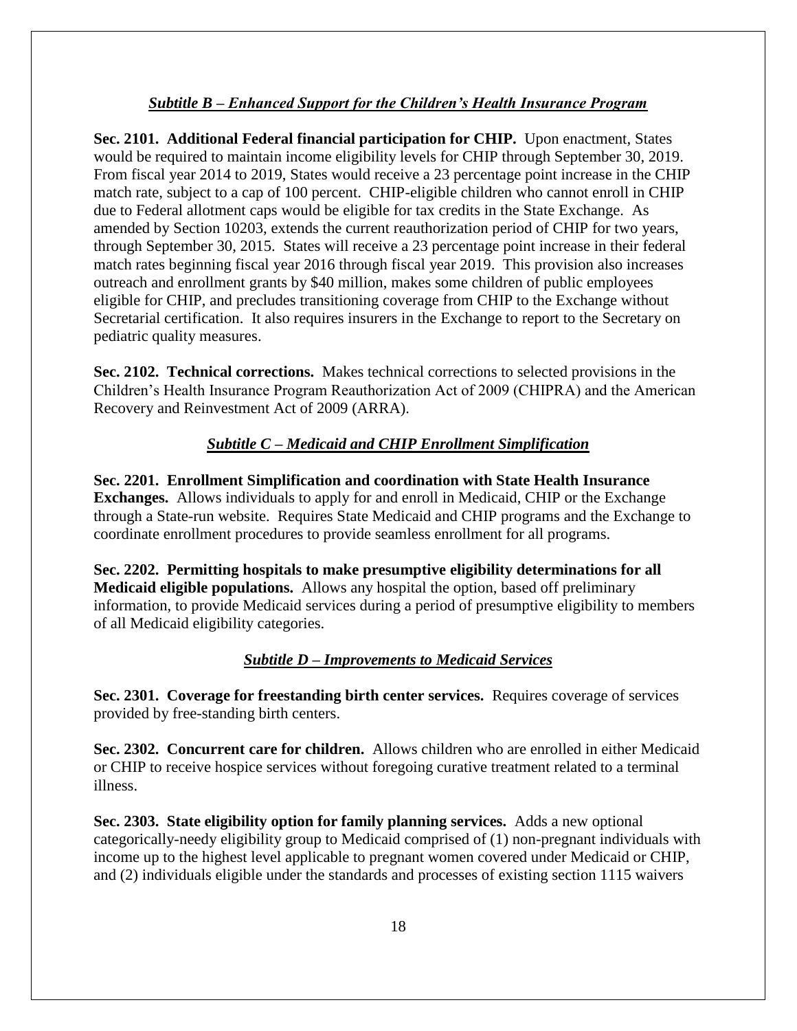***Subtitle B – Enhanced Support for the Children's Health Insurance Program***

**Sec. 2101. Additional Federal financial participation for CHIP.** Upon enactment, States would be required to maintain income eligibility levels for CHIP through September 30, 2019. From fiscal year 2014 to 2019, States would receive a 23 percentage point increase in the CHIP match rate, subject to a cap of 100 percent. CHIP-eligible children who cannot enroll in CHIP due to Federal allotment caps would be eligible for tax credits in the State Exchange. As amended by Section 10203, extends the current reauthorization period of CHIP for two years, through September 30, 2015. States will receive a 23 percentage point increase in their federal match rates beginning fiscal year 2016 through fiscal year 2019. This provision also increases outreach and enrollment grants by $40 million, makes some children of public employees eligible for CHIP, and precludes transitioning coverage from CHIP to the Exchange without Secretarial certification. It also requires insurers in the Exchange to report to the Secretary on pediatric quality measures.

**Sec. 2102. Technical corrections.** Makes technical corrections to selected provisions in the Children's Health Insurance Program Reauthorization Act of 2009 (CHIPRA) and the American Recovery and Reinvestment Act of 2009 (ARRA).

***Subtitle C – Medicaid and CHIP Enrollment Simplification***

**Sec. 2201. Enrollment Simplification and coordination with State Health Insurance Exchanges.** Allows individuals to apply for and enroll in Medicaid, CHIP or the Exchange through a State-run website. Requires State Medicaid and CHIP programs and the Exchange to coordinate enrollment procedures to provide seamless enrollment for all programs.

**Sec. 2202. Permitting hospitals to make presumptive eligibility determinations for all Medicaid eligible populations.** Allows any hospital the option, based off preliminary information, to provide Medicaid services during a period of presumptive eligibility to members of all Medicaid eligibility categories.

***Subtitle D – Improvements to Medicaid Services***

**Sec. 2301. Coverage for freestanding birth center services.** Requires coverage of services provided by free-standing birth centers.

**Sec. 2302. Concurrent care for children.** Allows children who are enrolled in either Medicaid or CHIP to receive hospice services without foregoing curative treatment related to a terminal illness.

**Sec. 2303. State eligibility option for family planning services.** Adds a new optional categorically-needy eligibility group to Medicaid comprised of (1) non-pregnant individuals with income up to the highest level applicable to pregnant women covered under Medicaid or CHIP, and (2) individuals eligible under the standards and processes of existing section 1115 waivers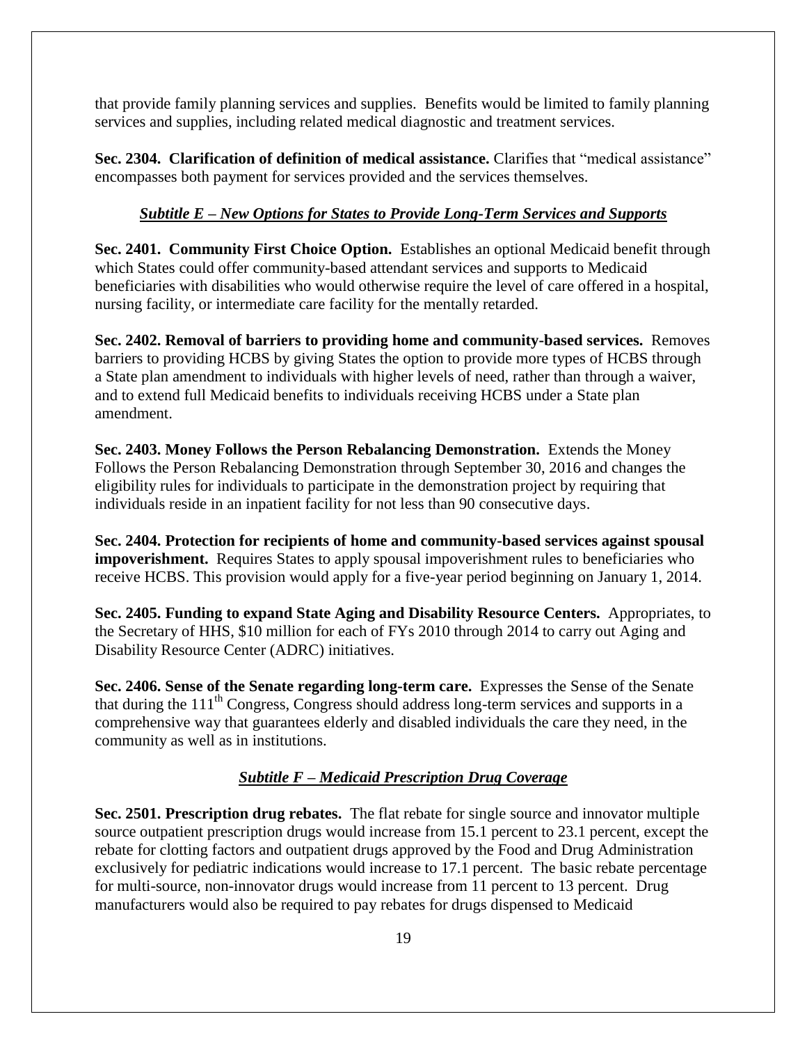that provide family planning services and supplies. Benefits would be limited to family planning services and supplies, including related medical diagnostic and treatment services.

**Sec. 2304. Clarification of definition of medical assistance.** Clarifies that "medical assistance" encompasses both payment for services provided and the services themselves.

### ***Subtitle E – New Options for States to Provide Long-Term Services and Supports***

**Sec. 2401. Community First Choice Option.** Establishes an optional Medicaid benefit through which States could offer community-based attendant services and supports to Medicaid beneficiaries with disabilities who would otherwise require the level of care offered in a hospital, nursing facility, or intermediate care facility for the mentally retarded.

**Sec. 2402. Removal of barriers to providing home and community-based services.** Removes barriers to providing HCBS by giving States the option to provide more types of HCBS through a State plan amendment to individuals with higher levels of need, rather than through a waiver, and to extend full Medicaid benefits to individuals receiving HCBS under a State plan amendment.

**Sec. 2403. Money Follows the Person Rebalancing Demonstration.** Extends the Money Follows the Person Rebalancing Demonstration through September 30, 2016 and changes the eligibility rules for individuals to participate in the demonstration project by requiring that individuals reside in an inpatient facility for not less than 90 consecutive days.

**Sec. 2404. Protection for recipients of home and community-based services against spousal impoverishment.** Requires States to apply spousal impoverishment rules to beneficiaries who receive HCBS. This provision would apply for a five-year period beginning on January 1, 2014.

**Sec. 2405. Funding to expand State Aging and Disability Resource Centers.** Appropriates, to the Secretary of HHS, $10 million for each of FYs 2010 through 2014 to carry out Aging and Disability Resource Center (ADRC) initiatives.

**Sec. 2406. Sense of the Senate regarding long-term care.** Expresses the Sense of the Senate that during the 111th Congress, Congress should address long-term services and supports in a comprehensive way that guarantees elderly and disabled individuals the care they need, in the community as well as in institutions.

### ***Subtitle F – Medicaid Prescription Drug Coverage***

**Sec. 2501. Prescription drug rebates.** The flat rebate for single source and innovator multiple source outpatient prescription drugs would increase from 15.1 percent to 23.1 percent, except the rebate for clotting factors and outpatient drugs approved by the Food and Drug Administration exclusively for pediatric indications would increase to 17.1 percent. The basic rebate percentage for multi-source, non-innovator drugs would increase from 11 percent to 13 percent. Drug manufacturers would also be required to pay rebates for drugs dispensed to Medicaid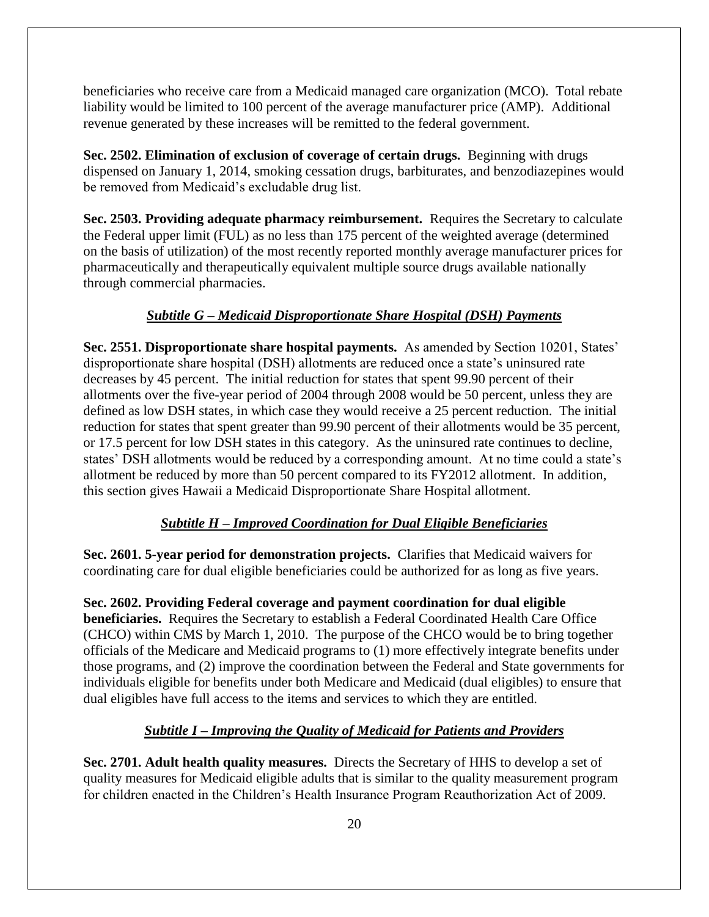beneficiaries who receive care from a Medicaid managed care organization (MCO). Total rebate liability would be limited to 100 percent of the average manufacturer price (AMP). Additional revenue generated by these increases will be remitted to the federal government.

**Sec. 2502. Elimination of exclusion of coverage of certain drugs.** Beginning with drugs dispensed on January 1, 2014, smoking cessation drugs, barbiturates, and benzodiazepines would be removed from Medicaid's excludable drug list.

**Sec. 2503. Providing adequate pharmacy reimbursement.** Requires the Secretary to calculate the Federal upper limit (FUL) as no less than 175 percent of the weighted average (determined on the basis of utilization) of the most recently reported monthly average manufacturer prices for pharmaceutically and therapeutically equivalent multiple source drugs available nationally through commercial pharmacies.

### ***Subtitle G – Medicaid Disproportionate Share Hospital (DSH) Payments***

**Sec. 2551. Disproportionate share hospital payments.** As amended by Section 10201, States' disproportionate share hospital (DSH) allotments are reduced once a state's uninsured rate decreases by 45 percent. The initial reduction for states that spent 99.90 percent of their allotments over the five-year period of 2004 through 2008 would be 50 percent, unless they are defined as low DSH states, in which case they would receive a 25 percent reduction. The initial reduction for states that spent greater than 99.90 percent of their allotments would be 35 percent, or 17.5 percent for low DSH states in this category. As the uninsured rate continues to decline, states' DSH allotments would be reduced by a corresponding amount. At no time could a state's allotment be reduced by more than 50 percent compared to its FY2012 allotment. In addition, this section gives Hawaii a Medicaid Disproportionate Share Hospital allotment.

### ***Subtitle H – Improved Coordination for Dual Eligible Beneficiaries***

**Sec. 2601. 5-year period for demonstration projects.** Clarifies that Medicaid waivers for coordinating care for dual eligible beneficiaries could be authorized for as long as five years.

**Sec. 2602. Providing Federal coverage and payment coordination for dual eligible beneficiaries.** Requires the Secretary to establish a Federal Coordinated Health Care Office (CHCO) within CMS by March 1, 2010. The purpose of the CHCO would be to bring together officials of the Medicare and Medicaid programs to (1) more effectively integrate benefits under those programs, and (2) improve the coordination between the Federal and State governments for individuals eligible for benefits under both Medicare and Medicaid (dual eligibles) to ensure that dual eligibles have full access to the items and services to which they are entitled.

### ***Subtitle I – Improving the Quality of Medicaid for Patients and Providers***

**Sec. 2701. Adult health quality measures.** Directs the Secretary of HHS to develop a set of quality measures for Medicaid eligible adults that is similar to the quality measurement program for children enacted in the Children's Health Insurance Program Reauthorization Act of 2009.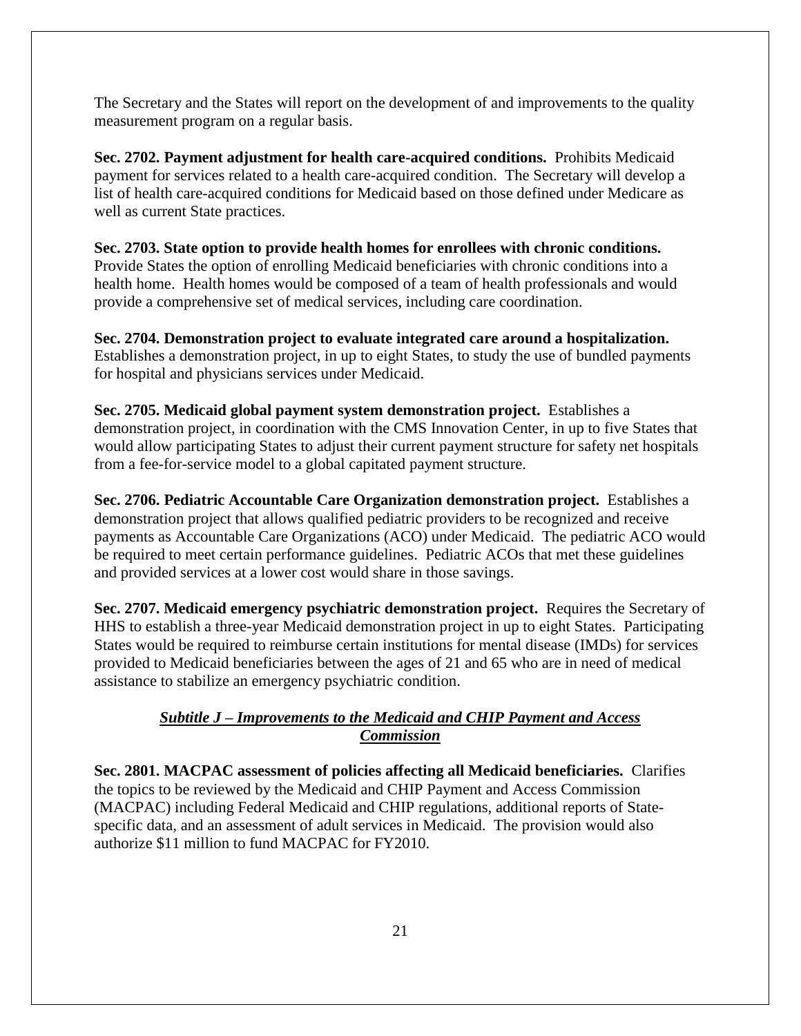The Secretary and the States will report on the development of and improvements to the quality measurement program on a regular basis.

**Sec. 2702. Payment adjustment for health care-acquired conditions.** Prohibits Medicaid payment for services related to a health care-acquired condition. The Secretary will develop a list of health care-acquired conditions for Medicaid based on those defined under Medicare as well as current State practices.

**Sec. 2703. State option to provide health homes for enrollees with chronic conditions.** Provide States the option of enrolling Medicaid beneficiaries with chronic conditions into a health home. Health homes would be composed of a team of health professionals and would provide a comprehensive set of medical services, including care coordination.

**Sec. 2704. Demonstration project to evaluate integrated care around a hospitalization.** Establishes a demonstration project, in up to eight States, to study the use of bundled payments for hospital and physicians services under Medicaid.

**Sec. 2705. Medicaid global payment system demonstration project.** Establishes a demonstration project, in coordination with the CMS Innovation Center, in up to five States that would allow participating States to adjust their current payment structure for safety net hospitals from a fee-for-service model to a global capitated payment structure.

**Sec. 2706. Pediatric Accountable Care Organization demonstration project.** Establishes a demonstration project that allows qualified pediatric providers to be recognized and receive payments as Accountable Care Organizations (ACO) under Medicaid. The pediatric ACO would be required to meet certain performance guidelines. Pediatric ACOs that met these guidelines and provided services at a lower cost would share in those savings.

**Sec. 2707. Medicaid emergency psychiatric demonstration project.** Requires the Secretary of HHS to establish a three-year Medicaid demonstration project in up to eight States. Participating States would be required to reimburse certain institutions for mental disease (IMDs) for services provided to Medicaid beneficiaries between the ages of 21 and 65 who are in need of medical assistance to stabilize an emergency psychiatric condition.

### ***Subtitle J – Improvements to the Medicaid and CHIP Payment and Access Commission***

**Sec. 2801. MACPAC assessment of policies affecting all Medicaid beneficiaries.** Clarifies the topics to be reviewed by the Medicaid and CHIP Payment and Access Commission (MACPAC) including Federal Medicaid and CHIP regulations, additional reports of State-specific data, and an assessment of adult services in Medicaid. The provision would also authorize $11 million to fund MACPAC for FY2010.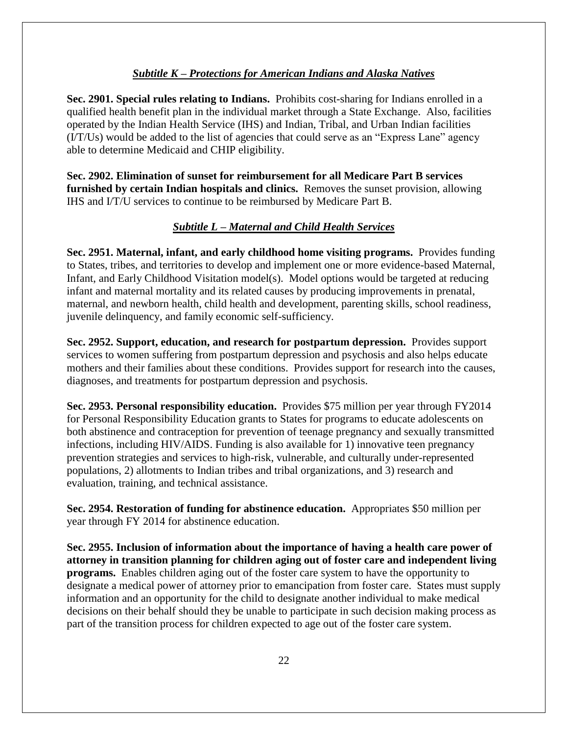### *Subtitle K – Protections for American Indians and Alaska Natives*

**Sec. 2901. Special rules relating to Indians.** Prohibits cost-sharing for Indians enrolled in a qualified health benefit plan in the individual market through a State Exchange. Also, facilities operated by the Indian Health Service (IHS) and Indian, Tribal, and Urban Indian facilities (I/T/Us) would be added to the list of agencies that could serve as an "Express Lane" agency able to determine Medicaid and CHIP eligibility.

**Sec. 2902. Elimination of sunset for reimbursement for all Medicare Part B services furnished by certain Indian hospitals and clinics.** Removes the sunset provision, allowing IHS and I/T/U services to continue to be reimbursed by Medicare Part B.

### *Subtitle L – Maternal and Child Health Services*

**Sec. 2951. Maternal, infant, and early childhood home visiting programs.** Provides funding to States, tribes, and territories to develop and implement one or more evidence-based Maternal, Infant, and Early Childhood Visitation model(s). Model options would be targeted at reducing infant and maternal mortality and its related causes by producing improvements in prenatal, maternal, and newborn health, child health and development, parenting skills, school readiness, juvenile delinquency, and family economic self-sufficiency.

**Sec. 2952. Support, education, and research for postpartum depression.** Provides support services to women suffering from postpartum depression and psychosis and also helps educate mothers and their families about these conditions. Provides support for research into the causes, diagnoses, and treatments for postpartum depression and psychosis.

**Sec. 2953. Personal responsibility education.** Provides $75 million per year through FY2014 for Personal Responsibility Education grants to States for programs to educate adolescents on both abstinence and contraception for prevention of teenage pregnancy and sexually transmitted infections, including HIV/AIDS. Funding is also available for 1) innovative teen pregnancy prevention strategies and services to high-risk, vulnerable, and culturally under-represented populations, 2) allotments to Indian tribes and tribal organizations, and 3) research and evaluation, training, and technical assistance.

**Sec. 2954. Restoration of funding for abstinence education.** Appropriates $50 million per year through FY 2014 for abstinence education.

**Sec. 2955. Inclusion of information about the importance of having a health care power of attorney in transition planning for children aging out of foster care and independent living programs.** Enables children aging out of the foster care system to have the opportunity to designate a medical power of attorney prior to emancipation from foster care. States must supply information and an opportunity for the child to designate another individual to make medical decisions on their behalf should they be unable to participate in such decision making process as part of the transition process for children expected to age out of the foster care system.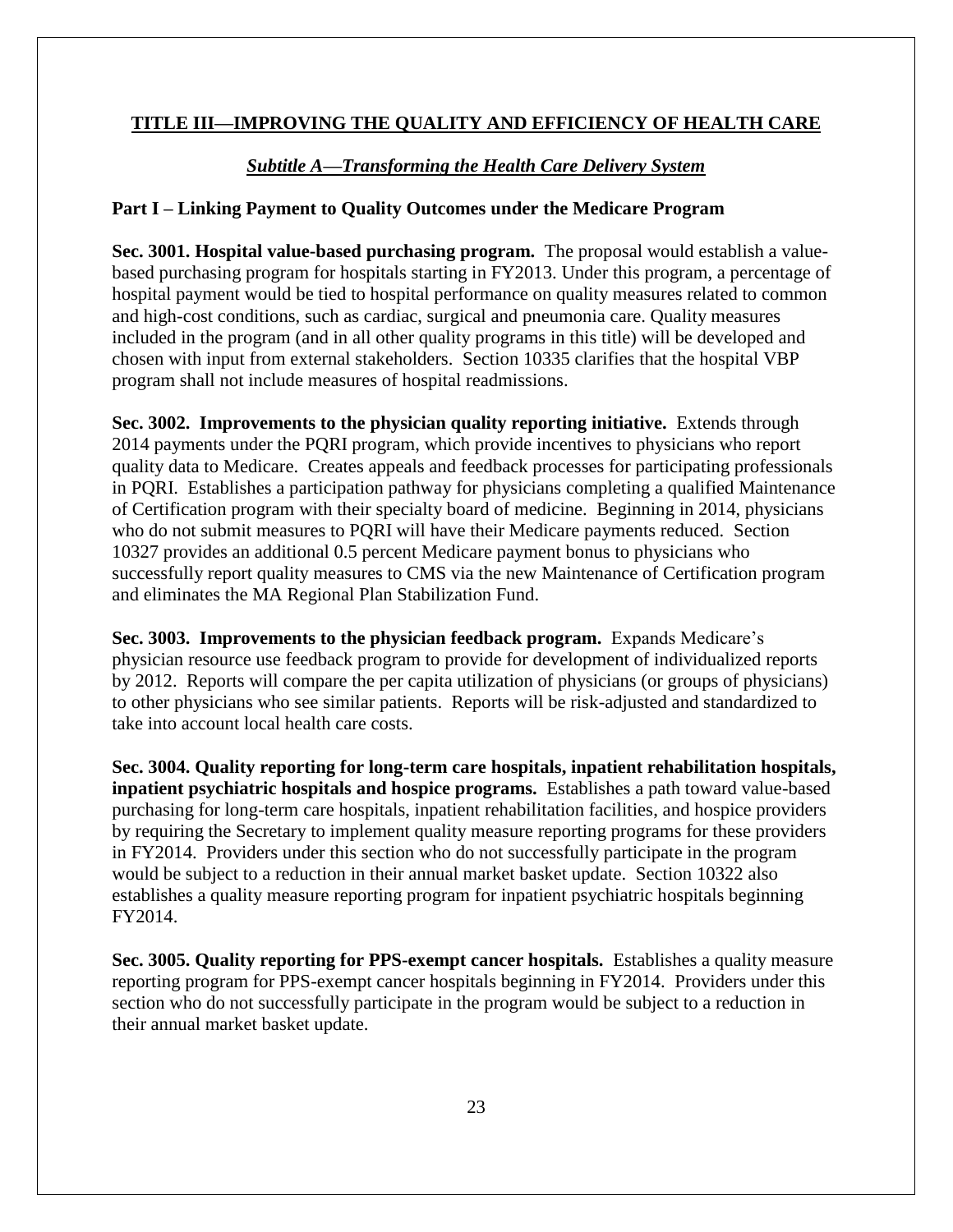## TITLE III—IMPROVING THE QUALITY AND EFFICIENCY OF HEALTH CARE

### *Subtitle A—Transforming the Health Care Delivery System*

#### Part I – Linking Payment to Quality Outcomes under the Medicare Program

**Sec. 3001. Hospital value-based purchasing program.** The proposal would establish a value-based purchasing program for hospitals starting in FY2013. Under this program, a percentage of hospital payment would be tied to hospital performance on quality measures related to common and high-cost conditions, such as cardiac, surgical and pneumonia care. Quality measures included in the program (and in all other quality programs in this title) will be developed and chosen with input from external stakeholders. Section 10335 clarifies that the hospital VBP program shall not include measures of hospital readmissions.

**Sec. 3002. Improvements to the physician quality reporting initiative.** Extends through 2014 payments under the PQRI program, which provide incentives to physicians who report quality data to Medicare. Creates appeals and feedback processes for participating professionals in PQRI. Establishes a participation pathway for physicians completing a qualified Maintenance of Certification program with their specialty board of medicine. Beginning in 2014, physicians who do not submit measures to PQRI will have their Medicare payments reduced. Section 10327 provides an additional 0.5 percent Medicare payment bonus to physicians who successfully report quality measures to CMS via the new Maintenance of Certification program and eliminates the MA Regional Plan Stabilization Fund.

**Sec. 3003. Improvements to the physician feedback program.** Expands Medicare's physician resource use feedback program to provide for development of individualized reports by 2012. Reports will compare the per capita utilization of physicians (or groups of physicians) to other physicians who see similar patients. Reports will be risk-adjusted and standardized to take into account local health care costs.

**Sec. 3004. Quality reporting for long-term care hospitals, inpatient rehabilitation hospitals, inpatient psychiatric hospitals and hospice programs.** Establishes a path toward value-based purchasing for long-term care hospitals, inpatient rehabilitation facilities, and hospice providers by requiring the Secretary to implement quality measure reporting programs for these providers in FY2014. Providers under this section who do not successfully participate in the program would be subject to a reduction in their annual market basket update. Section 10322 also establishes a quality measure reporting program for inpatient psychiatric hospitals beginning FY2014.

**Sec. 3005. Quality reporting for PPS-exempt cancer hospitals.** Establishes a quality measure reporting program for PPS-exempt cancer hospitals beginning in FY2014. Providers under this section who do not successfully participate in the program would be subject to a reduction in their annual market basket update.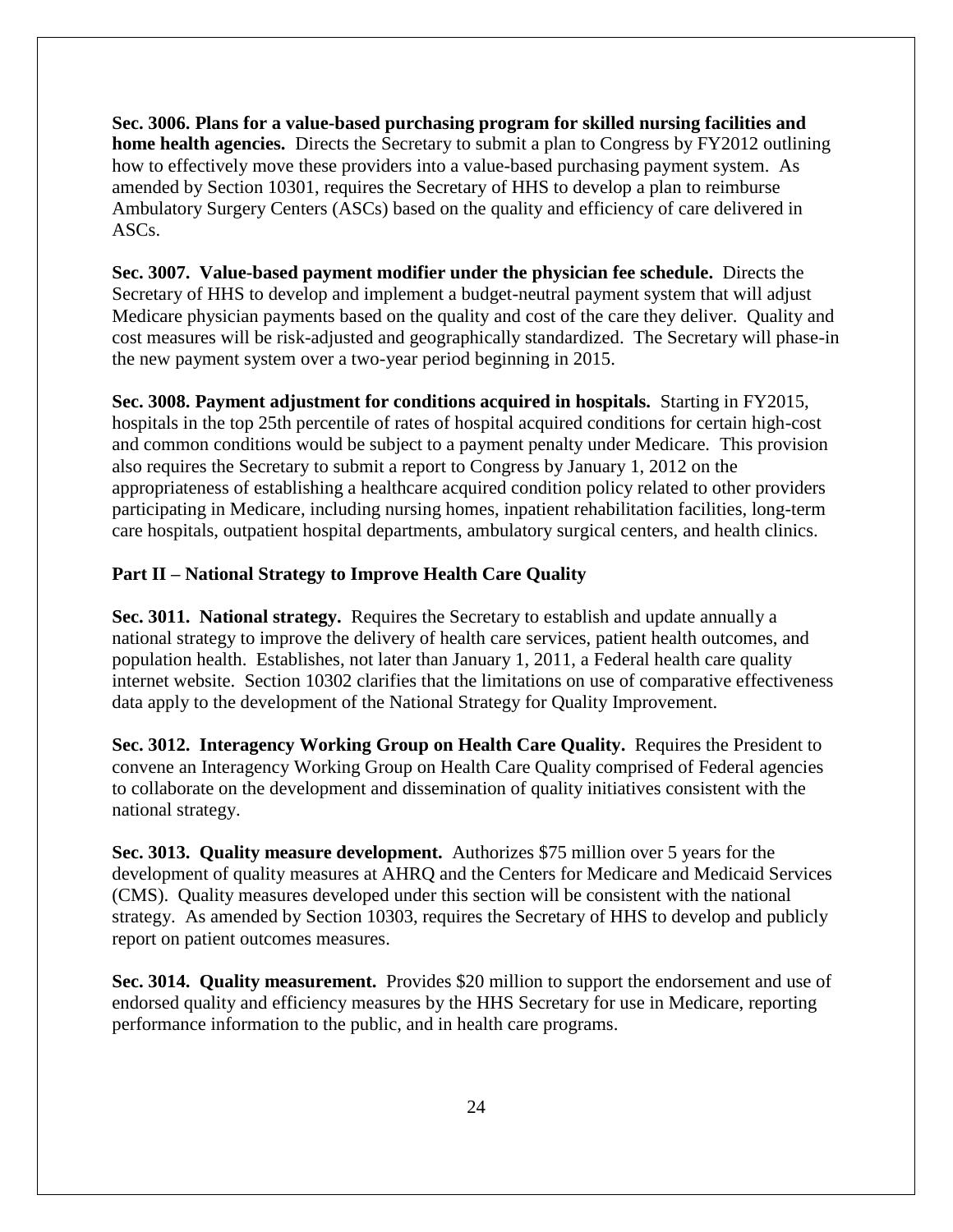**Sec. 3006. Plans for a value-based purchasing program for skilled nursing facilities and home health agencies.** Directs the Secretary to submit a plan to Congress by FY2012 outlining how to effectively move these providers into a value-based purchasing payment system. As amended by Section 10301, requires the Secretary of HHS to develop a plan to reimburse Ambulatory Surgery Centers (ASCs) based on the quality and efficiency of care delivered in ASCs.

**Sec. 3007. Value-based payment modifier under the physician fee schedule.** Directs the Secretary of HHS to develop and implement a budget-neutral payment system that will adjust Medicare physician payments based on the quality and cost of the care they deliver. Quality and cost measures will be risk-adjusted and geographically standardized. The Secretary will phase-in the new payment system over a two-year period beginning in 2015.

**Sec. 3008. Payment adjustment for conditions acquired in hospitals.** Starting in FY2015, hospitals in the top 25th percentile of rates of hospital acquired conditions for certain high-cost and common conditions would be subject to a payment penalty under Medicare. This provision also requires the Secretary to submit a report to Congress by January 1, 2012 on the appropriateness of establishing a healthcare acquired condition policy related to other providers participating in Medicare, including nursing homes, inpatient rehabilitation facilities, long-term care hospitals, outpatient hospital departments, ambulatory surgical centers, and health clinics.

## Part II – National Strategy to Improve Health Care Quality

**Sec. 3011. National strategy.** Requires the Secretary to establish and update annually a national strategy to improve the delivery of health care services, patient health outcomes, and population health. Establishes, not later than January 1, 2011, a Federal health care quality internet website. Section 10302 clarifies that the limitations on use of comparative effectiveness data apply to the development of the National Strategy for Quality Improvement.

**Sec. 3012. Interagency Working Group on Health Care Quality.** Requires the President to convene an Interagency Working Group on Health Care Quality comprised of Federal agencies to collaborate on the development and dissemination of quality initiatives consistent with the national strategy.

**Sec. 3013. Quality measure development.** Authorizes $75 million over 5 years for the development of quality measures at AHRQ and the Centers for Medicare and Medicaid Services (CMS). Quality measures developed under this section will be consistent with the national strategy. As amended by Section 10303, requires the Secretary of HHS to develop and publicly report on patient outcomes measures.

**Sec. 3014. Quality measurement.** Provides $20 million to support the endorsement and use of endorsed quality and efficiency measures by the HHS Secretary for use in Medicare, reporting performance information to the public, and in health care programs.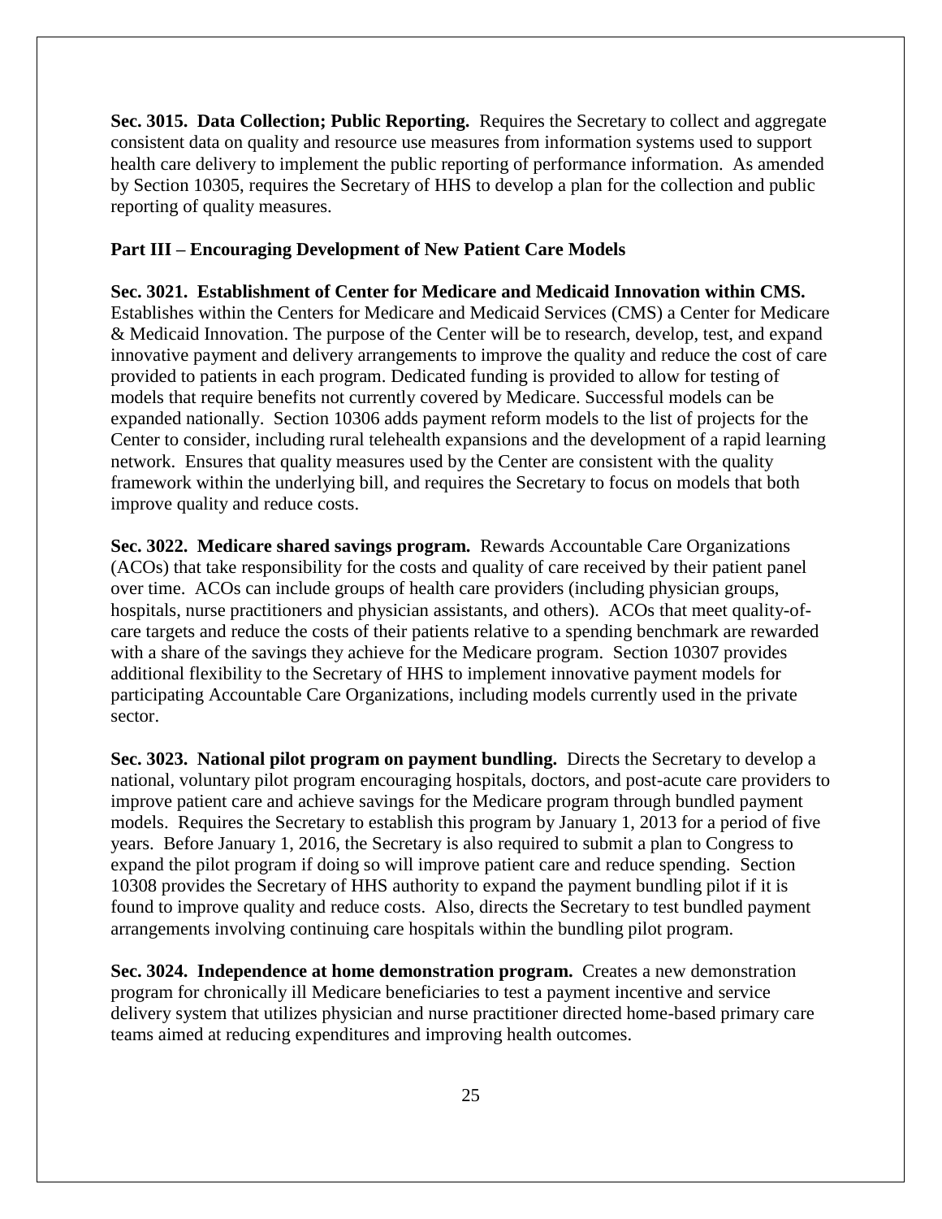**Sec. 3015. Data Collection; Public Reporting.** Requires the Secretary to collect and aggregate consistent data on quality and resource use measures from information systems used to support health care delivery to implement the public reporting of performance information. As amended by Section 10305, requires the Secretary of HHS to develop a plan for the collection and public reporting of quality measures.

### Part III – Encouraging Development of New Patient Care Models

**Sec. 3021. Establishment of Center for Medicare and Medicaid Innovation within CMS.** Establishes within the Centers for Medicare and Medicaid Services (CMS) a Center for Medicare & Medicaid Innovation. The purpose of the Center will be to research, develop, test, and expand innovative payment and delivery arrangements to improve the quality and reduce the cost of care provided to patients in each program. Dedicated funding is provided to allow for testing of models that require benefits not currently covered by Medicare. Successful models can be expanded nationally. Section 10306 adds payment reform models to the list of projects for the Center to consider, including rural telehealth expansions and the development of a rapid learning network. Ensures that quality measures used by the Center are consistent with the quality framework within the underlying bill, and requires the Secretary to focus on models that both improve quality and reduce costs.

**Sec. 3022. Medicare shared savings program.** Rewards Accountable Care Organizations (ACOs) that take responsibility for the costs and quality of care received by their patient panel over time. ACOs can include groups of health care providers (including physician groups, hospitals, nurse practitioners and physician assistants, and others). ACOs that meet quality-of-care targets and reduce the costs of their patients relative to a spending benchmark are rewarded with a share of the savings they achieve for the Medicare program. Section 10307 provides additional flexibility to the Secretary of HHS to implement innovative payment models for participating Accountable Care Organizations, including models currently used in the private sector.

**Sec. 3023. National pilot program on payment bundling.** Directs the Secretary to develop a national, voluntary pilot program encouraging hospitals, doctors, and post-acute care providers to improve patient care and achieve savings for the Medicare program through bundled payment models. Requires the Secretary to establish this program by January 1, 2013 for a period of five years. Before January 1, 2016, the Secretary is also required to submit a plan to Congress to expand the pilot program if doing so will improve patient care and reduce spending. Section 10308 provides the Secretary of HHS authority to expand the payment bundling pilot if it is found to improve quality and reduce costs. Also, directs the Secretary to test bundled payment arrangements involving continuing care hospitals within the bundling pilot program.

**Sec. 3024. Independence at home demonstration program.** Creates a new demonstration program for chronically ill Medicare beneficiaries to test a payment incentive and service delivery system that utilizes physician and nurse practitioner directed home-based primary care teams aimed at reducing expenditures and improving health outcomes.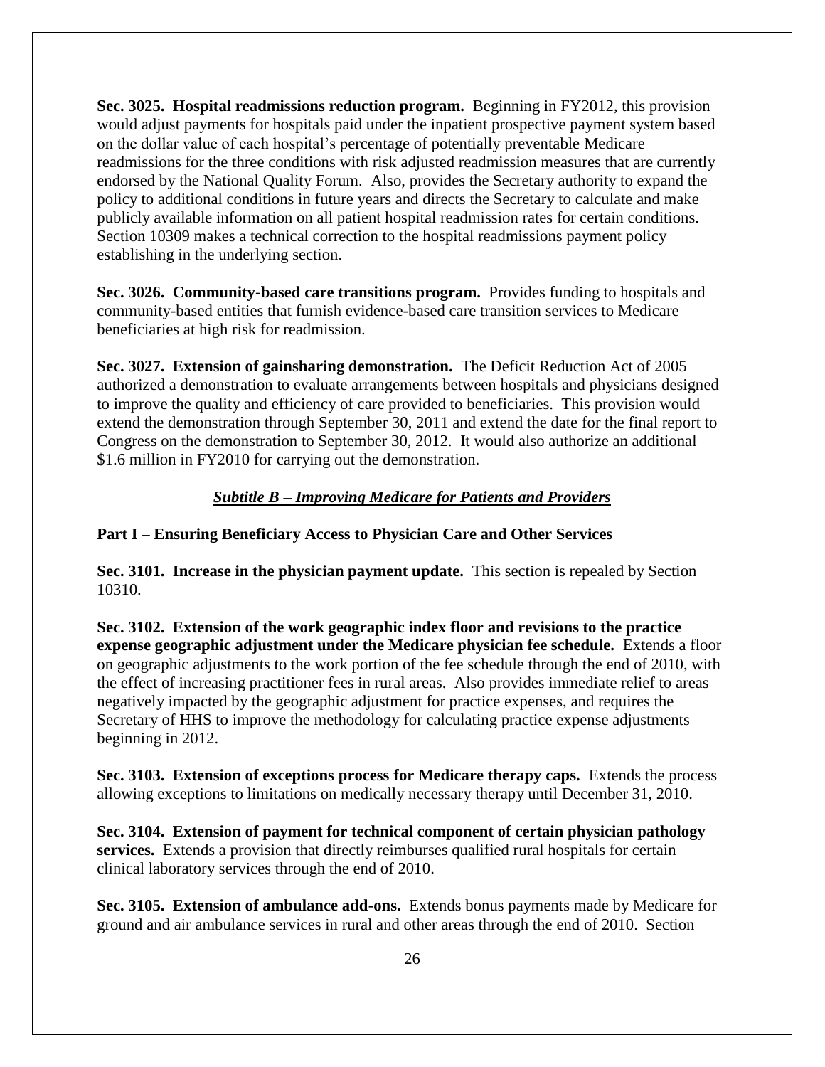**Sec. 3025. Hospital readmissions reduction program.** Beginning in FY2012, this provision would adjust payments for hospitals paid under the inpatient prospective payment system based on the dollar value of each hospital's percentage of potentially preventable Medicare readmissions for the three conditions with risk adjusted readmission measures that are currently endorsed by the National Quality Forum. Also, provides the Secretary authority to expand the policy to additional conditions in future years and directs the Secretary to calculate and make publicly available information on all patient hospital readmission rates for certain conditions. Section 10309 makes a technical correction to the hospital readmissions payment policy establishing in the underlying section.

**Sec. 3026. Community-based care transitions program.** Provides funding to hospitals and community-based entities that furnish evidence-based care transition services to Medicare beneficiaries at high risk for readmission.

**Sec. 3027. Extension of gainsharing demonstration.** The Deficit Reduction Act of 2005 authorized a demonstration to evaluate arrangements between hospitals and physicians designed to improve the quality and efficiency of care provided to beneficiaries. This provision would extend the demonstration through September 30, 2011 and extend the date for the final report to Congress on the demonstration to September 30, 2012. It would also authorize an additional $1.6 million in FY2010 for carrying out the demonstration.

## *Subtitle B – Improving Medicare for Patients and Providers*

### Part I – Ensuring Beneficiary Access to Physician Care and Other Services

**Sec. 3101. Increase in the physician payment update.** This section is repealed by Section 10310.

**Sec. 3102. Extension of the work geographic index floor and revisions to the practice expense geographic adjustment under the Medicare physician fee schedule.** Extends a floor on geographic adjustments to the work portion of the fee schedule through the end of 2010, with the effect of increasing practitioner fees in rural areas. Also provides immediate relief to areas negatively impacted by the geographic adjustment for practice expenses, and requires the Secretary of HHS to improve the methodology for calculating practice expense adjustments beginning in 2012.

**Sec. 3103. Extension of exceptions process for Medicare therapy caps.** Extends the process allowing exceptions to limitations on medically necessary therapy until December 31, 2010.

**Sec. 3104. Extension of payment for technical component of certain physician pathology services.** Extends a provision that directly reimburses qualified rural hospitals for certain clinical laboratory services through the end of 2010.

**Sec. 3105. Extension of ambulance add-ons.** Extends bonus payments made by Medicare for ground and air ambulance services in rural and other areas through the end of 2010. Section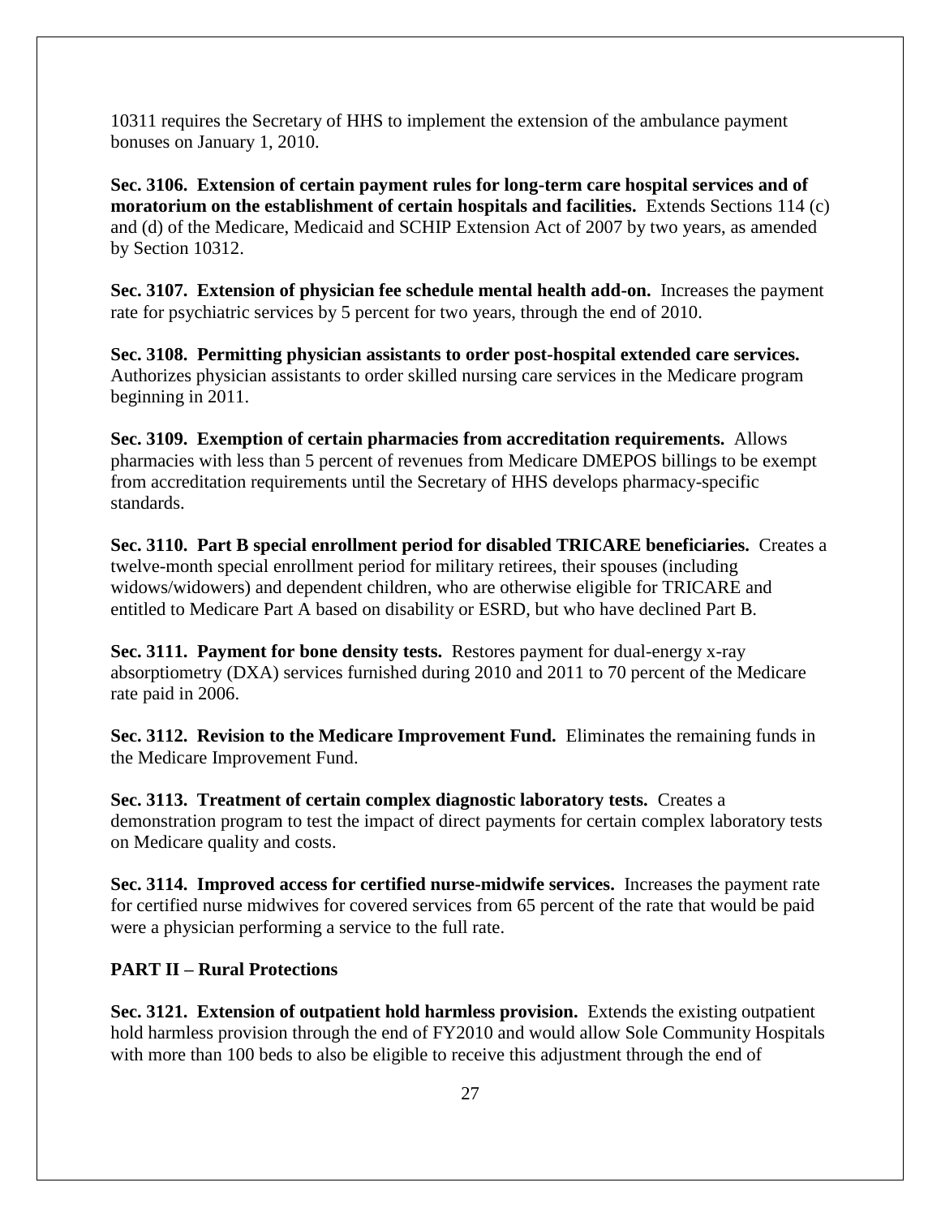10311 requires the Secretary of HHS to implement the extension of the ambulance payment bonuses on January 1, 2010.

**Sec. 3106. Extension of certain payment rules for long-term care hospital services and of moratorium on the establishment of certain hospitals and facilities.** Extends Sections 114 (c) and (d) of the Medicare, Medicaid and SCHIP Extension Act of 2007 by two years, as amended by Section 10312.

**Sec. 3107. Extension of physician fee schedule mental health add-on.** Increases the payment rate for psychiatric services by 5 percent for two years, through the end of 2010.

**Sec. 3108. Permitting physician assistants to order post-hospital extended care services.** Authorizes physician assistants to order skilled nursing care services in the Medicare program beginning in 2011.

**Sec. 3109. Exemption of certain pharmacies from accreditation requirements.** Allows pharmacies with less than 5 percent of revenues from Medicare DMEPOS billings to be exempt from accreditation requirements until the Secretary of HHS develops pharmacy-specific standards.

**Sec. 3110. Part B special enrollment period for disabled TRICARE beneficiaries.** Creates a twelve-month special enrollment period for military retirees, their spouses (including widows/widowers) and dependent children, who are otherwise eligible for TRICARE and entitled to Medicare Part A based on disability or ESRD, but who have declined Part B.

**Sec. 3111. Payment for bone density tests.** Restores payment for dual-energy x-ray absorptiometry (DXA) services furnished during 2010 and 2011 to 70 percent of the Medicare rate paid in 2006.

**Sec. 3112. Revision to the Medicare Improvement Fund.** Eliminates the remaining funds in the Medicare Improvement Fund.

**Sec. 3113. Treatment of certain complex diagnostic laboratory tests.** Creates a demonstration program to test the impact of direct payments for certain complex laboratory tests on Medicare quality and costs.

**Sec. 3114. Improved access for certified nurse-midwife services.** Increases the payment rate for certified nurse midwives for covered services from 65 percent of the rate that would be paid were a physician performing a service to the full rate.

**PART II – Rural Protections**

**Sec. 3121. Extension of outpatient hold harmless provision.** Extends the existing outpatient hold harmless provision through the end of FY2010 and would allow Sole Community Hospitals with more than 100 beds to also be eligible to receive this adjustment through the end of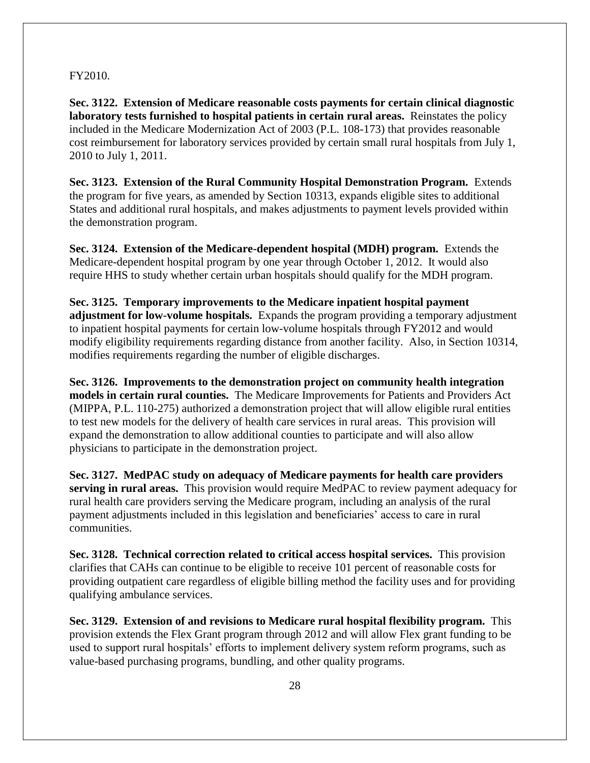FY2010.

**Sec. 3122. Extension of Medicare reasonable costs payments for certain clinical diagnostic laboratory tests furnished to hospital patients in certain rural areas.** Reinstates the policy included in the Medicare Modernization Act of 2003 (P.L. 108-173) that provides reasonable cost reimbursement for laboratory services provided by certain small rural hospitals from July 1, 2010 to July 1, 2011.

**Sec. 3123. Extension of the Rural Community Hospital Demonstration Program.** Extends the program for five years, as amended by Section 10313, expands eligible sites to additional States and additional rural hospitals, and makes adjustments to payment levels provided within the demonstration program.

**Sec. 3124. Extension of the Medicare-dependent hospital (MDH) program.** Extends the Medicare-dependent hospital program by one year through October 1, 2012. It would also require HHS to study whether certain urban hospitals should qualify for the MDH program.

**Sec. 3125. Temporary improvements to the Medicare inpatient hospital payment adjustment for low-volume hospitals.** Expands the program providing a temporary adjustment to inpatient hospital payments for certain low-volume hospitals through FY2012 and would modify eligibility requirements regarding distance from another facility. Also, in Section 10314, modifies requirements regarding the number of eligible discharges.

**Sec. 3126. Improvements to the demonstration project on community health integration models in certain rural counties.** The Medicare Improvements for Patients and Providers Act (MIPPA, P.L. 110-275) authorized a demonstration project that will allow eligible rural entities to test new models for the delivery of health care services in rural areas. This provision will expand the demonstration to allow additional counties to participate and will also allow physicians to participate in the demonstration project.

**Sec. 3127. MedPAC study on adequacy of Medicare payments for health care providers serving in rural areas.** This provision would require MedPAC to review payment adequacy for rural health care providers serving the Medicare program, including an analysis of the rural payment adjustments included in this legislation and beneficiaries' access to care in rural communities.

**Sec. 3128. Technical correction related to critical access hospital services.** This provision clarifies that CAHs can continue to be eligible to receive 101 percent of reasonable costs for providing outpatient care regardless of eligible billing method the facility uses and for providing qualifying ambulance services.

**Sec. 3129. Extension of and revisions to Medicare rural hospital flexibility program.** This provision extends the Flex Grant program through 2012 and will allow Flex grant funding to be used to support rural hospitals' efforts to implement delivery system reform programs, such as value-based purchasing programs, bundling, and other quality programs.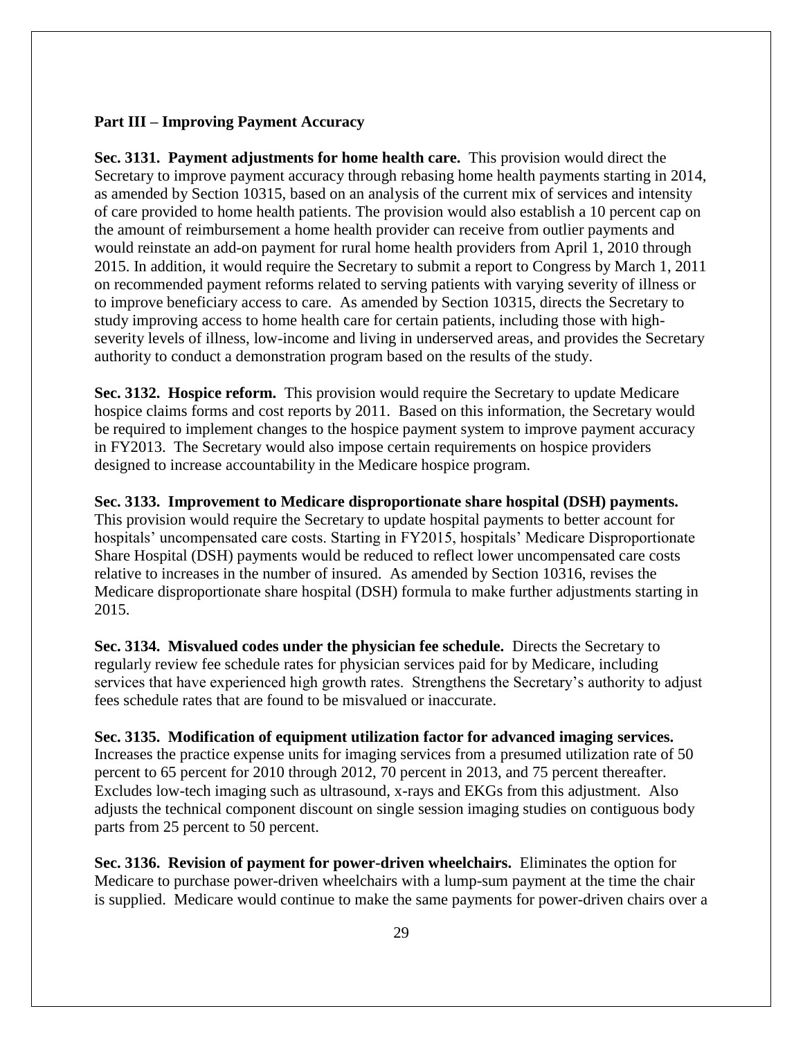## Part III – Improving Payment Accuracy

**Sec. 3131. Payment adjustments for home health care.** This provision would direct the Secretary to improve payment accuracy through rebasing home health payments starting in 2014, as amended by Section 10315, based on an analysis of the current mix of services and intensity of care provided to home health patients. The provision would also establish a 10 percent cap on the amount of reimbursement a home health provider can receive from outlier payments and would reinstate an add-on payment for rural home health providers from April 1, 2010 through 2015. In addition, it would require the Secretary to submit a report to Congress by March 1, 2011 on recommended payment reforms related to serving patients with varying severity of illness or to improve beneficiary access to care. As amended by Section 10315, directs the Secretary to study improving access to home health care for certain patients, including those with high-severity levels of illness, low-income and living in underserved areas, and provides the Secretary authority to conduct a demonstration program based on the results of the study.

**Sec. 3132. Hospice reform.** This provision would require the Secretary to update Medicare hospice claims forms and cost reports by 2011. Based on this information, the Secretary would be required to implement changes to the hospice payment system to improve payment accuracy in FY2013. The Secretary would also impose certain requirements on hospice providers designed to increase accountability in the Medicare hospice program.

**Sec. 3133. Improvement to Medicare disproportionate share hospital (DSH) payments.** This provision would require the Secretary to update hospital payments to better account for hospitals' uncompensated care costs. Starting in FY2015, hospitals' Medicare Disproportionate Share Hospital (DSH) payments would be reduced to reflect lower uncompensated care costs relative to increases in the number of insured. As amended by Section 10316, revises the Medicare disproportionate share hospital (DSH) formula to make further adjustments starting in 2015.

**Sec. 3134. Misvalued codes under the physician fee schedule.** Directs the Secretary to regularly review fee schedule rates for physician services paid for by Medicare, including services that have experienced high growth rates. Strengthens the Secretary's authority to adjust fees schedule rates that are found to be misvalued or inaccurate.

**Sec. 3135. Modification of equipment utilization factor for advanced imaging services.** Increases the practice expense units for imaging services from a presumed utilization rate of 50 percent to 65 percent for 2010 through 2012, 70 percent in 2013, and 75 percent thereafter. Excludes low-tech imaging such as ultrasound, x-rays and EKGs from this adjustment. Also adjusts the technical component discount on single session imaging studies on contiguous body parts from 25 percent to 50 percent.

**Sec. 3136. Revision of payment for power-driven wheelchairs.** Eliminates the option for Medicare to purchase power-driven wheelchairs with a lump-sum payment at the time the chair is supplied. Medicare would continue to make the same payments for power-driven chairs over a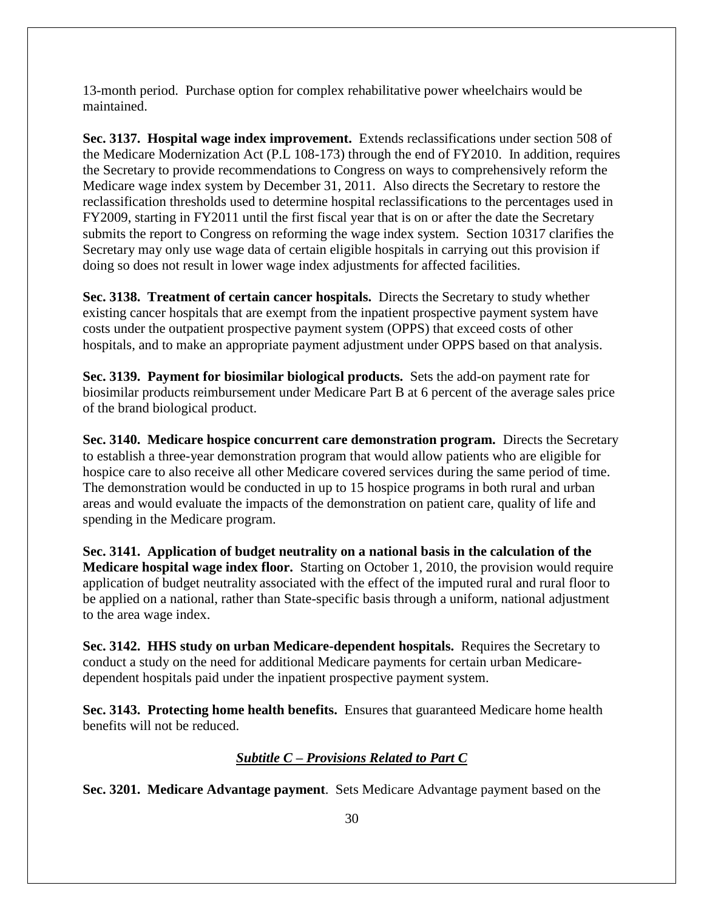13-month period. Purchase option for complex rehabilitative power wheelchairs would be maintained.

**Sec. 3137. Hospital wage index improvement.** Extends reclassifications under section 508 of the Medicare Modernization Act (P.L 108-173) through the end of FY2010. In addition, requires the Secretary to provide recommendations to Congress on ways to comprehensively reform the Medicare wage index system by December 31, 2011. Also directs the Secretary to restore the reclassification thresholds used to determine hospital reclassifications to the percentages used in FY2009, starting in FY2011 until the first fiscal year that is on or after the date the Secretary submits the report to Congress on reforming the wage index system. Section 10317 clarifies the Secretary may only use wage data of certain eligible hospitals in carrying out this provision if doing so does not result in lower wage index adjustments for affected facilities.

**Sec. 3138. Treatment of certain cancer hospitals.** Directs the Secretary to study whether existing cancer hospitals that are exempt from the inpatient prospective payment system have costs under the outpatient prospective payment system (OPPS) that exceed costs of other hospitals, and to make an appropriate payment adjustment under OPPS based on that analysis.

**Sec. 3139. Payment for biosimilar biological products.** Sets the add-on payment rate for biosimilar products reimbursement under Medicare Part B at 6 percent of the average sales price of the brand biological product.

**Sec. 3140. Medicare hospice concurrent care demonstration program.** Directs the Secretary to establish a three-year demonstration program that would allow patients who are eligible for hospice care to also receive all other Medicare covered services during the same period of time. The demonstration would be conducted in up to 15 hospice programs in both rural and urban areas and would evaluate the impacts of the demonstration on patient care, quality of life and spending in the Medicare program.

**Sec. 3141. Application of budget neutrality on a national basis in the calculation of the Medicare hospital wage index floor.** Starting on October 1, 2010, the provision would require application of budget neutrality associated with the effect of the imputed rural and rural floor to be applied on a national, rather than State-specific basis through a uniform, national adjustment to the area wage index.

**Sec. 3142. HHS study on urban Medicare-dependent hospitals.** Requires the Secretary to conduct a study on the need for additional Medicare payments for certain urban Medicare-dependent hospitals paid under the inpatient prospective payment system.

**Sec. 3143. Protecting home health benefits.** Ensures that guaranteed Medicare home health benefits will not be reduced.

## ***Subtitle C – Provisions Related to Part C***

**Sec. 3201. Medicare Advantage payment**. Sets Medicare Advantage payment based on the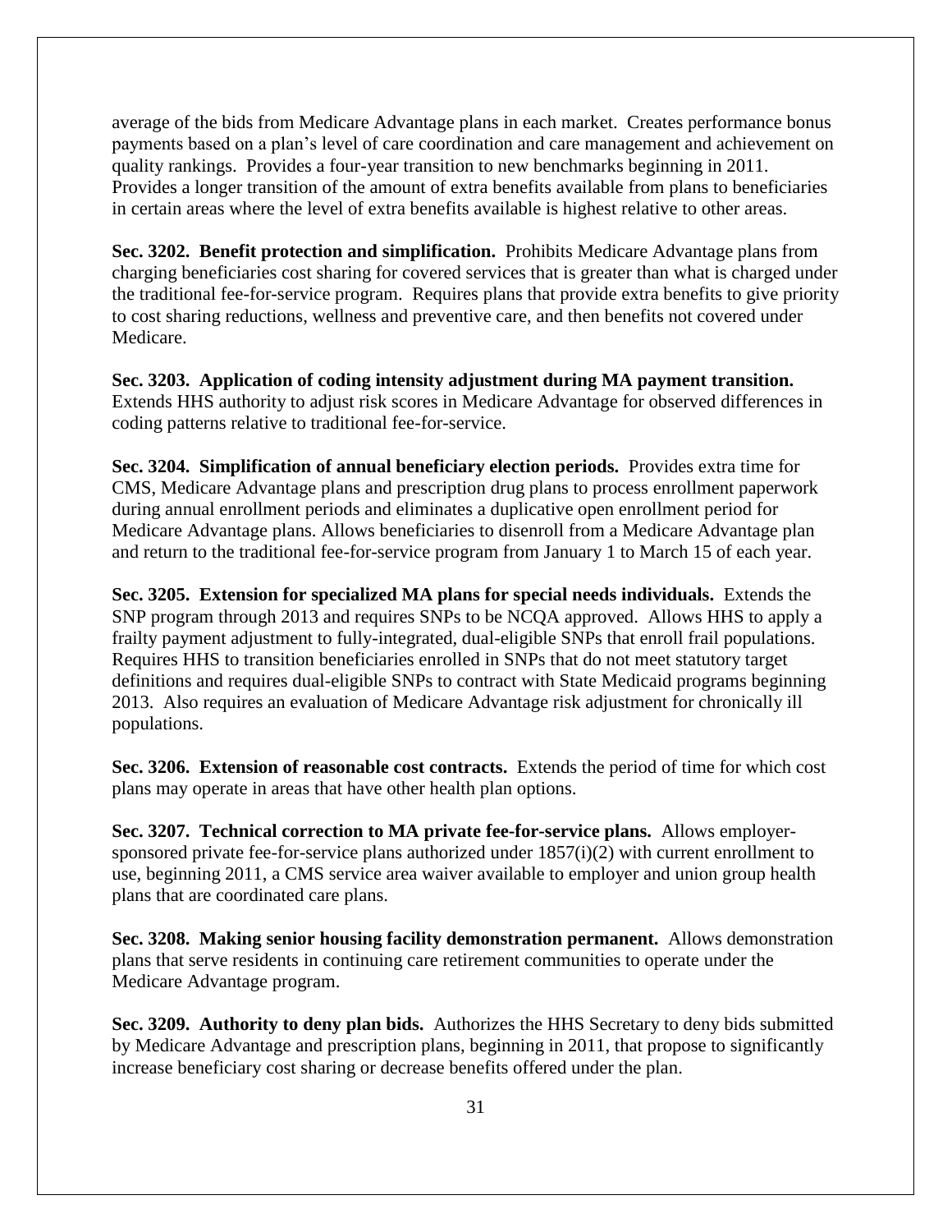average of the bids from Medicare Advantage plans in each market. Creates performance bonus payments based on a plan's level of care coordination and care management and achievement on quality rankings. Provides a four-year transition to new benchmarks beginning in 2011. Provides a longer transition of the amount of extra benefits available from plans to beneficiaries in certain areas where the level of extra benefits available is highest relative to other areas.

**Sec. 3202. Benefit protection and simplification.** Prohibits Medicare Advantage plans from charging beneficiaries cost sharing for covered services that is greater than what is charged under the traditional fee-for-service program. Requires plans that provide extra benefits to give priority to cost sharing reductions, wellness and preventive care, and then benefits not covered under Medicare.

**Sec. 3203. Application of coding intensity adjustment during MA payment transition.** Extends HHS authority to adjust risk scores in Medicare Advantage for observed differences in coding patterns relative to traditional fee-for-service.

**Sec. 3204. Simplification of annual beneficiary election periods.** Provides extra time for CMS, Medicare Advantage plans and prescription drug plans to process enrollment paperwork during annual enrollment periods and eliminates a duplicative open enrollment period for Medicare Advantage plans. Allows beneficiaries to disenroll from a Medicare Advantage plan and return to the traditional fee-for-service program from January 1 to March 15 of each year.

**Sec. 3205. Extension for specialized MA plans for special needs individuals.** Extends the SNP program through 2013 and requires SNPs to be NCQA approved. Allows HHS to apply a frailty payment adjustment to fully-integrated, dual-eligible SNPs that enroll frail populations. Requires HHS to transition beneficiaries enrolled in SNPs that do not meet statutory target definitions and requires dual-eligible SNPs to contract with State Medicaid programs beginning 2013. Also requires an evaluation of Medicare Advantage risk adjustment for chronically ill populations.

**Sec. 3206. Extension of reasonable cost contracts.** Extends the period of time for which cost plans may operate in areas that have other health plan options.

**Sec. 3207. Technical correction to MA private fee-for-service plans.** Allows employer-sponsored private fee-for-service plans authorized under 1857(i)(2) with current enrollment to use, beginning 2011, a CMS service area waiver available to employer and union group health plans that are coordinated care plans.

**Sec. 3208. Making senior housing facility demonstration permanent.** Allows demonstration plans that serve residents in continuing care retirement communities to operate under the Medicare Advantage program.

**Sec. 3209. Authority to deny plan bids.** Authorizes the HHS Secretary to deny bids submitted by Medicare Advantage and prescription plans, beginning in 2011, that propose to significantly increase beneficiary cost sharing or decrease benefits offered under the plan.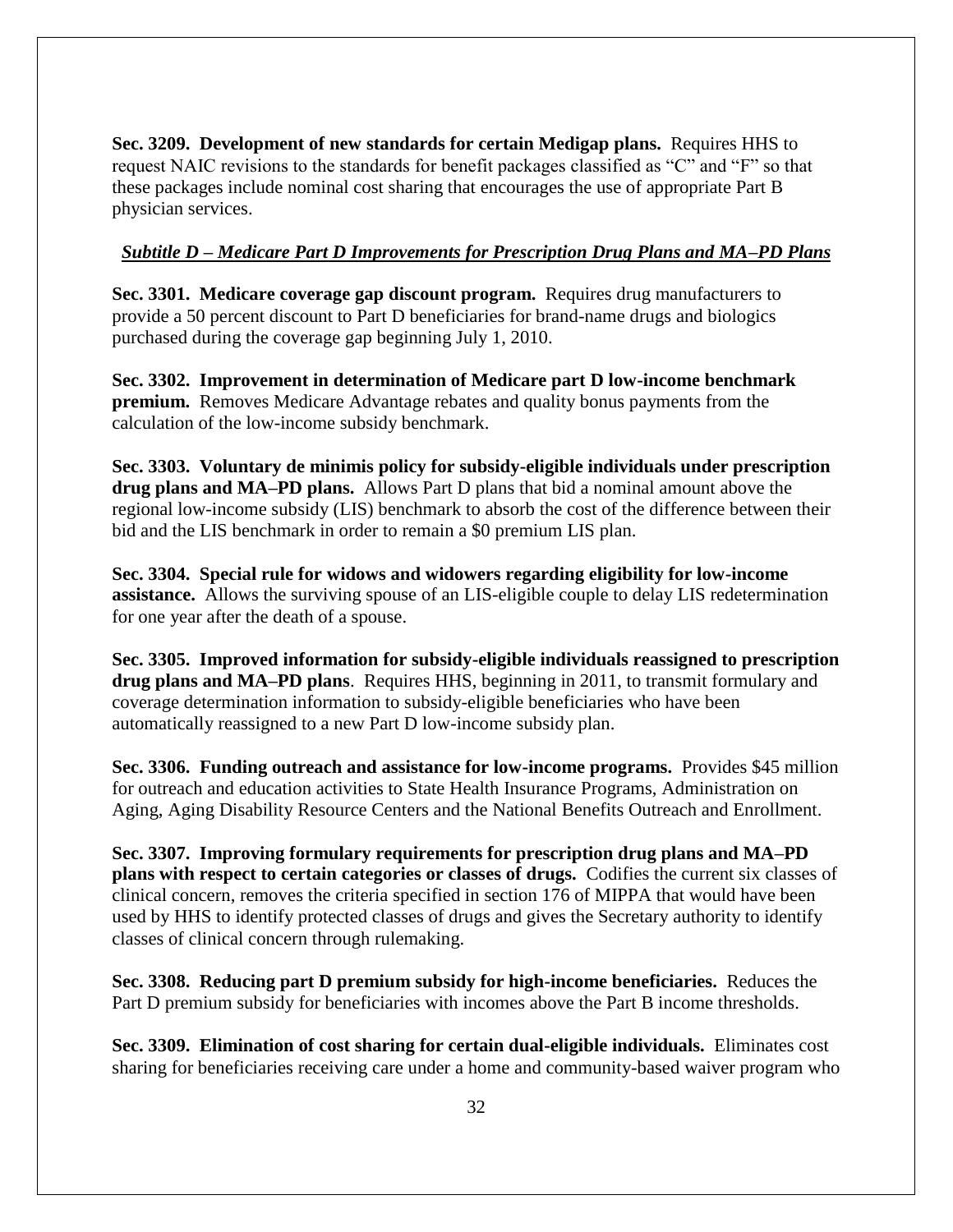**Sec. 3209. Development of new standards for certain Medigap plans.** Requires HHS to request NAIC revisions to the standards for benefit packages classified as "C" and "F" so that these packages include nominal cost sharing that encourages the use of appropriate Part B physician services.

***Subtitle D – Medicare Part D Improvements for Prescription Drug Plans and MA–PD Plans***

**Sec. 3301. Medicare coverage gap discount program.** Requires drug manufacturers to provide a 50 percent discount to Part D beneficiaries for brand-name drugs and biologics purchased during the coverage gap beginning July 1, 2010.

**Sec. 3302. Improvement in determination of Medicare part D low-income benchmark premium.** Removes Medicare Advantage rebates and quality bonus payments from the calculation of the low-income subsidy benchmark.

**Sec. 3303. Voluntary de minimis policy for subsidy-eligible individuals under prescription drug plans and MA–PD plans.** Allows Part D plans that bid a nominal amount above the regional low-income subsidy (LIS) benchmark to absorb the cost of the difference between their bid and the LIS benchmark in order to remain a $0 premium LIS plan.

**Sec. 3304. Special rule for widows and widowers regarding eligibility for low-income assistance.** Allows the surviving spouse of an LIS-eligible couple to delay LIS redetermination for one year after the death of a spouse.

**Sec. 3305. Improved information for subsidy-eligible individuals reassigned to prescription drug plans and MA–PD plans**. Requires HHS, beginning in 2011, to transmit formulary and coverage determination information to subsidy-eligible beneficiaries who have been automatically reassigned to a new Part D low-income subsidy plan.

**Sec. 3306. Funding outreach and assistance for low-income programs.** Provides $45 million for outreach and education activities to State Health Insurance Programs, Administration on Aging, Aging Disability Resource Centers and the National Benefits Outreach and Enrollment.

**Sec. 3307. Improving formulary requirements for prescription drug plans and MA–PD plans with respect to certain categories or classes of drugs.** Codifies the current six classes of clinical concern, removes the criteria specified in section 176 of MIPPA that would have been used by HHS to identify protected classes of drugs and gives the Secretary authority to identify classes of clinical concern through rulemaking.

**Sec. 3308. Reducing part D premium subsidy for high-income beneficiaries.** Reduces the Part D premium subsidy for beneficiaries with incomes above the Part B income thresholds.

**Sec. 3309. Elimination of cost sharing for certain dual-eligible individuals.** Eliminates cost sharing for beneficiaries receiving care under a home and community-based waiver program who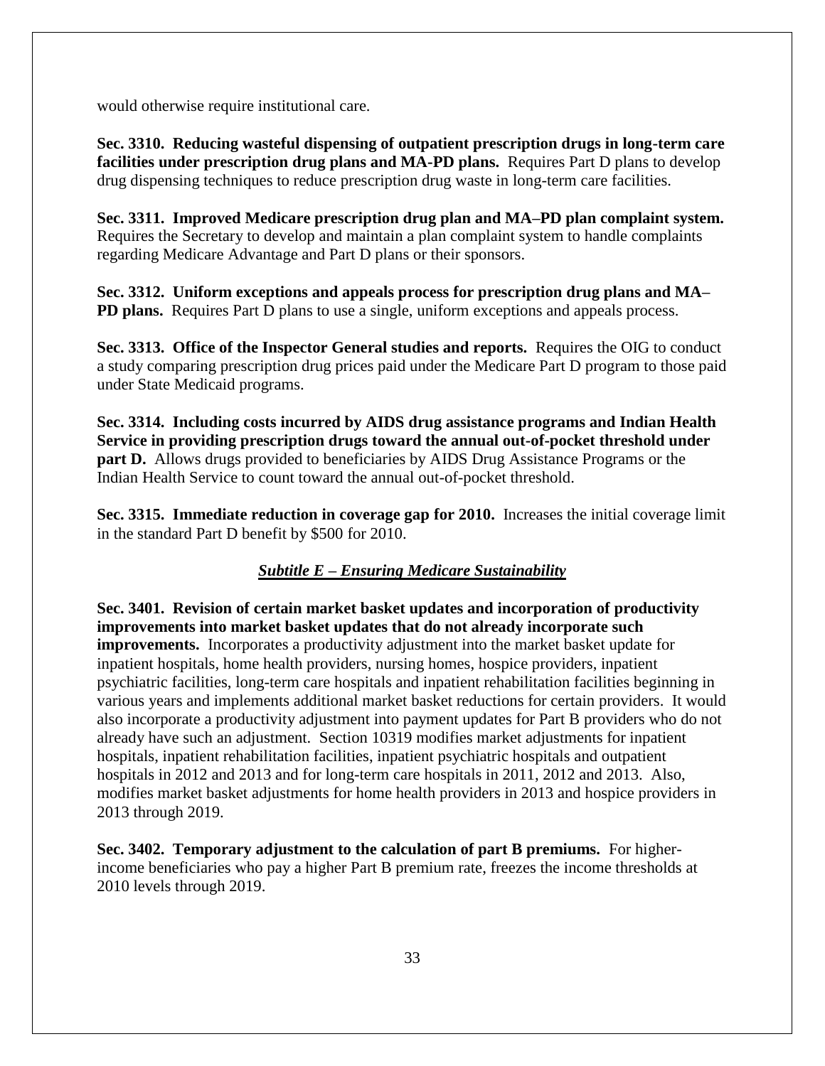would otherwise require institutional care.

**Sec. 3310. Reducing wasteful dispensing of outpatient prescription drugs in long-term care facilities under prescription drug plans and MA-PD plans.** Requires Part D plans to develop drug dispensing techniques to reduce prescription drug waste in long-term care facilities.

**Sec. 3311. Improved Medicare prescription drug plan and MA–PD plan complaint system.** Requires the Secretary to develop and maintain a plan complaint system to handle complaints regarding Medicare Advantage and Part D plans or their sponsors.

**Sec. 3312. Uniform exceptions and appeals process for prescription drug plans and MA–PD plans.** Requires Part D plans to use a single, uniform exceptions and appeals process.

**Sec. 3313. Office of the Inspector General studies and reports.** Requires the OIG to conduct a study comparing prescription drug prices paid under the Medicare Part D program to those paid under State Medicaid programs.

**Sec. 3314. Including costs incurred by AIDS drug assistance programs and Indian Health Service in providing prescription drugs toward the annual out-of-pocket threshold under part D.** Allows drugs provided to beneficiaries by AIDS Drug Assistance Programs or the Indian Health Service to count toward the annual out-of-pocket threshold.

**Sec. 3315. Immediate reduction in coverage gap for 2010.** Increases the initial coverage limit in the standard Part D benefit by $500 for 2010.

## ***Subtitle E – Ensuring Medicare Sustainability***

**Sec. 3401. Revision of certain market basket updates and incorporation of productivity improvements into market basket updates that do not already incorporate such improvements.** Incorporates a productivity adjustment into the market basket update for inpatient hospitals, home health providers, nursing homes, hospice providers, inpatient psychiatric facilities, long-term care hospitals and inpatient rehabilitation facilities beginning in various years and implements additional market basket reductions for certain providers. It would also incorporate a productivity adjustment into payment updates for Part B providers who do not already have such an adjustment. Section 10319 modifies market adjustments for inpatient hospitals, inpatient rehabilitation facilities, inpatient psychiatric hospitals and outpatient hospitals in 2012 and 2013 and for long-term care hospitals in 2011, 2012 and 2013. Also, modifies market basket adjustments for home health providers in 2013 and hospice providers in 2013 through 2019.

**Sec. 3402. Temporary adjustment to the calculation of part B premiums.** For higher-income beneficiaries who pay a higher Part B premium rate, freezes the income thresholds at 2010 levels through 2019.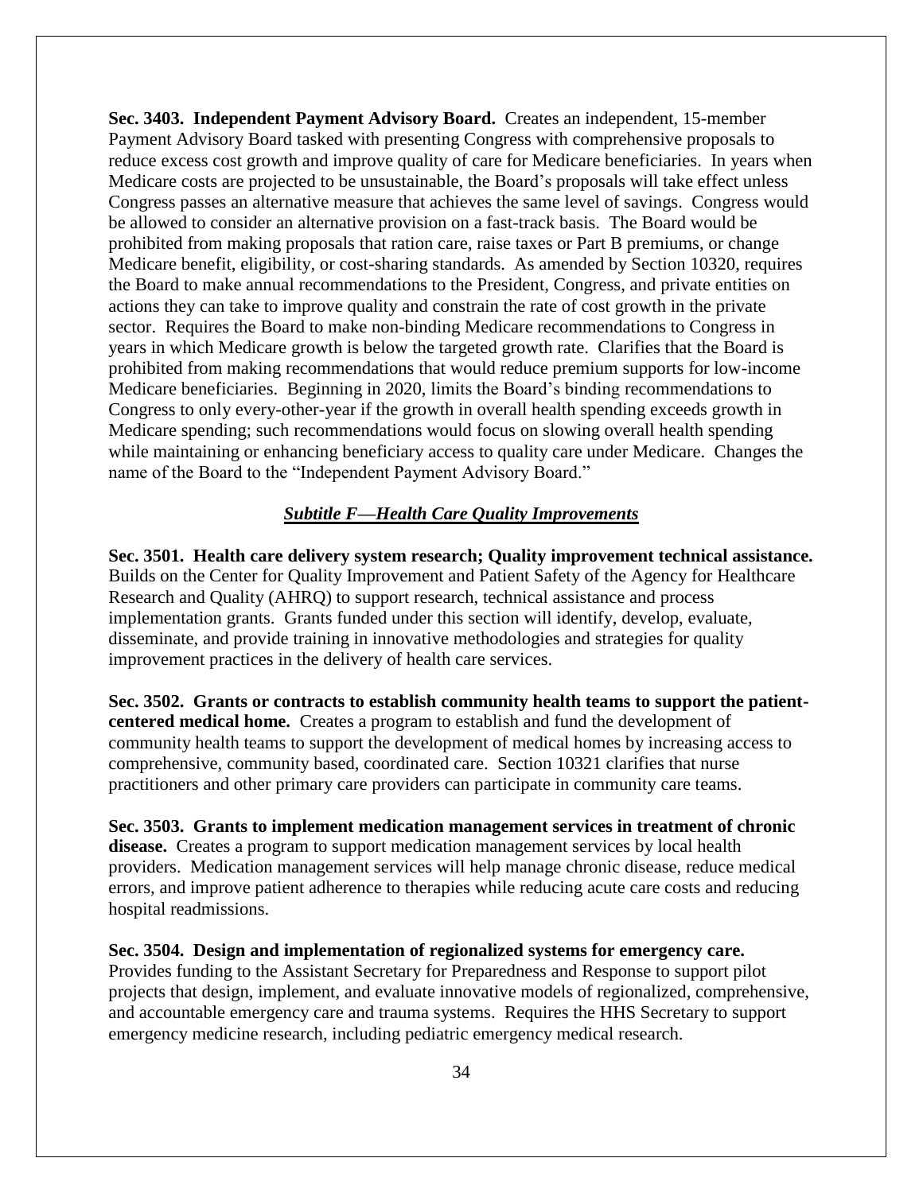**Sec. 3403. Independent Payment Advisory Board.** Creates an independent, 15-member Payment Advisory Board tasked with presenting Congress with comprehensive proposals to reduce excess cost growth and improve quality of care for Medicare beneficiaries. In years when Medicare costs are projected to be unsustainable, the Board's proposals will take effect unless Congress passes an alternative measure that achieves the same level of savings. Congress would be allowed to consider an alternative provision on a fast-track basis. The Board would be prohibited from making proposals that ration care, raise taxes or Part B premiums, or change Medicare benefit, eligibility, or cost-sharing standards. As amended by Section 10320, requires the Board to make annual recommendations to the President, Congress, and private entities on actions they can take to improve quality and constrain the rate of cost growth in the private sector. Requires the Board to make non-binding Medicare recommendations to Congress in years in which Medicare growth is below the targeted growth rate. Clarifies that the Board is prohibited from making recommendations that would reduce premium supports for low-income Medicare beneficiaries. Beginning in 2020, limits the Board's binding recommendations to Congress to only every-other-year if the growth in overall health spending exceeds growth in Medicare spending; such recommendations would focus on slowing overall health spending while maintaining or enhancing beneficiary access to quality care under Medicare. Changes the name of the Board to the "Independent Payment Advisory Board."

## *Subtitle F—Health Care Quality Improvements*

**Sec. 3501. Health care delivery system research; Quality improvement technical assistance.** Builds on the Center for Quality Improvement and Patient Safety of the Agency for Healthcare Research and Quality (AHRQ) to support research, technical assistance and process implementation grants. Grants funded under this section will identify, develop, evaluate, disseminate, and provide training in innovative methodologies and strategies for quality improvement practices in the delivery of health care services.

**Sec. 3502. Grants or contracts to establish community health teams to support the patient-centered medical home.** Creates a program to establish and fund the development of community health teams to support the development of medical homes by increasing access to comprehensive, community based, coordinated care. Section 10321 clarifies that nurse practitioners and other primary care providers can participate in community care teams.

**Sec. 3503. Grants to implement medication management services in treatment of chronic disease.** Creates a program to support medication management services by local health providers. Medication management services will help manage chronic disease, reduce medical errors, and improve patient adherence to therapies while reducing acute care costs and reducing hospital readmissions.

**Sec. 3504. Design and implementation of regionalized systems for emergency care.** Provides funding to the Assistant Secretary for Preparedness and Response to support pilot projects that design, implement, and evaluate innovative models of regionalized, comprehensive, and accountable emergency care and trauma systems. Requires the HHS Secretary to support emergency medicine research, including pediatric emergency medical research.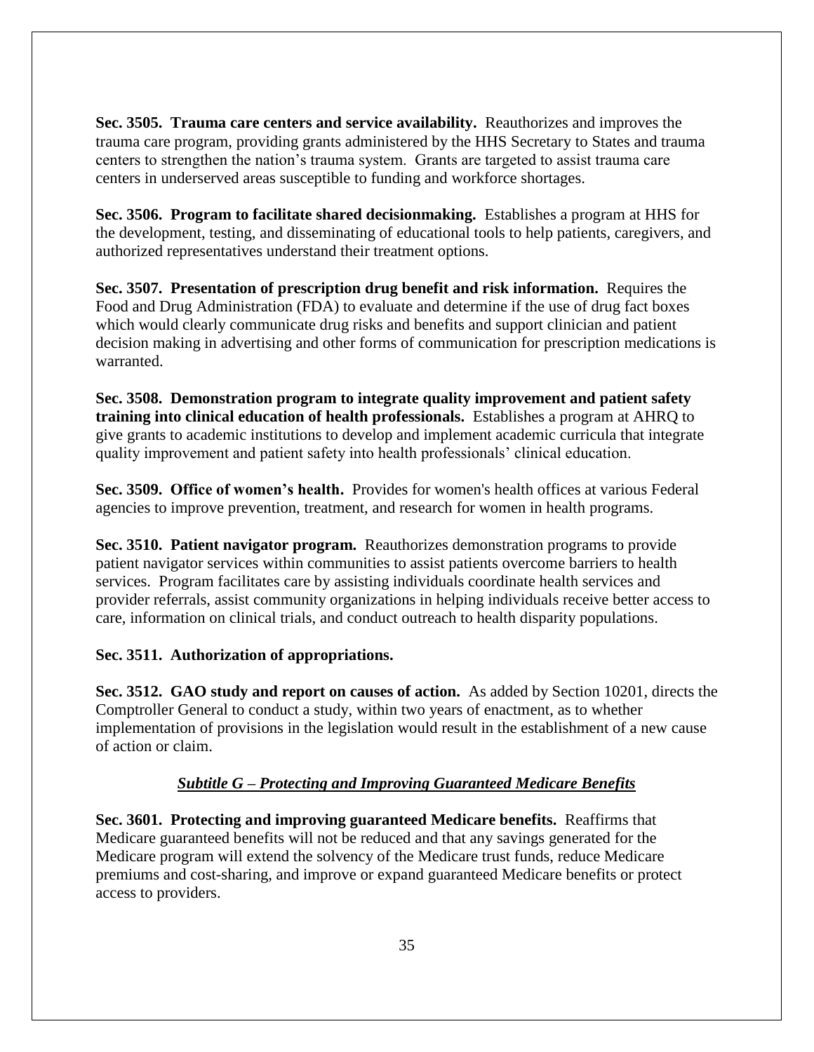**Sec. 3505. Trauma care centers and service availability.** Reauthorizes and improves the trauma care program, providing grants administered by the HHS Secretary to States and trauma centers to strengthen the nation's trauma system. Grants are targeted to assist trauma care centers in underserved areas susceptible to funding and workforce shortages.

**Sec. 3506. Program to facilitate shared decisionmaking.** Establishes a program at HHS for the development, testing, and disseminating of educational tools to help patients, caregivers, and authorized representatives understand their treatment options.

**Sec. 3507. Presentation of prescription drug benefit and risk information.** Requires the Food and Drug Administration (FDA) to evaluate and determine if the use of drug fact boxes which would clearly communicate drug risks and benefits and support clinician and patient decision making in advertising and other forms of communication for prescription medications is warranted.

**Sec. 3508. Demonstration program to integrate quality improvement and patient safety training into clinical education of health professionals.** Establishes a program at AHRQ to give grants to academic institutions to develop and implement academic curricula that integrate quality improvement and patient safety into health professionals' clinical education.

**Sec. 3509. Office of women's health.** Provides for women's health offices at various Federal agencies to improve prevention, treatment, and research for women in health programs.

**Sec. 3510. Patient navigator program.** Reauthorizes demonstration programs to provide patient navigator services within communities to assist patients overcome barriers to health services. Program facilitates care by assisting individuals coordinate health services and provider referrals, assist community organizations in helping individuals receive better access to care, information on clinical trials, and conduct outreach to health disparity populations.

**Sec. 3511. Authorization of appropriations.**

**Sec. 3512. GAO study and report on causes of action.** As added by Section 10201, directs the Comptroller General to conduct a study, within two years of enactment, as to whether implementation of provisions in the legislation would result in the establishment of a new cause of action or claim.

### ***Subtitle G – Protecting and Improving Guaranteed Medicare Benefits***

**Sec. 3601. Protecting and improving guaranteed Medicare benefits.** Reaffirms that Medicare guaranteed benefits will not be reduced and that any savings generated for the Medicare program will extend the solvency of the Medicare trust funds, reduce Medicare premiums and cost-sharing, and improve or expand guaranteed Medicare benefits or protect access to providers.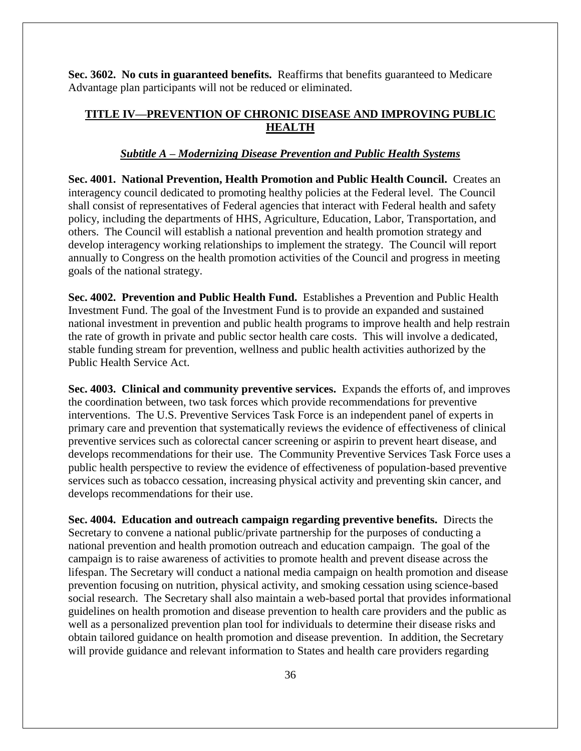**Sec. 3602. No cuts in guaranteed benefits.** Reaffirms that benefits guaranteed to Medicare Advantage plan participants will not be reduced or eliminated.

## TITLE IV—PREVENTION OF CHRONIC DISEASE AND IMPROVING PUBLIC HEALTH

### *Subtitle A – Modernizing Disease Prevention and Public Health Systems*

**Sec. 4001. National Prevention, Health Promotion and Public Health Council.** Creates an interagency council dedicated to promoting healthy policies at the Federal level. The Council shall consist of representatives of Federal agencies that interact with Federal health and safety policy, including the departments of HHS, Agriculture, Education, Labor, Transportation, and others. The Council will establish a national prevention and health promotion strategy and develop interagency working relationships to implement the strategy. The Council will report annually to Congress on the health promotion activities of the Council and progress in meeting goals of the national strategy.

**Sec. 4002. Prevention and Public Health Fund.** Establishes a Prevention and Public Health Investment Fund. The goal of the Investment Fund is to provide an expanded and sustained national investment in prevention and public health programs to improve health and help restrain the rate of growth in private and public sector health care costs. This will involve a dedicated, stable funding stream for prevention, wellness and public health activities authorized by the Public Health Service Act.

**Sec. 4003. Clinical and community preventive services.** Expands the efforts of, and improves the coordination between, two task forces which provide recommendations for preventive interventions. The U.S. Preventive Services Task Force is an independent panel of experts in primary care and prevention that systematically reviews the evidence of effectiveness of clinical preventive services such as colorectal cancer screening or aspirin to prevent heart disease, and develops recommendations for their use. The Community Preventive Services Task Force uses a public health perspective to review the evidence of effectiveness of population-based preventive services such as tobacco cessation, increasing physical activity and preventing skin cancer, and develops recommendations for their use.

**Sec. 4004. Education and outreach campaign regarding preventive benefits.** Directs the Secretary to convene a national public/private partnership for the purposes of conducting a national prevention and health promotion outreach and education campaign. The goal of the campaign is to raise awareness of activities to promote health and prevent disease across the lifespan. The Secretary will conduct a national media campaign on health promotion and disease prevention focusing on nutrition, physical activity, and smoking cessation using science-based social research. The Secretary shall also maintain a web-based portal that provides informational guidelines on health promotion and disease prevention to health care providers and the public as well as a personalized prevention plan tool for individuals to determine their disease risks and obtain tailored guidance on health promotion and disease prevention. In addition, the Secretary will provide guidance and relevant information to States and health care providers regarding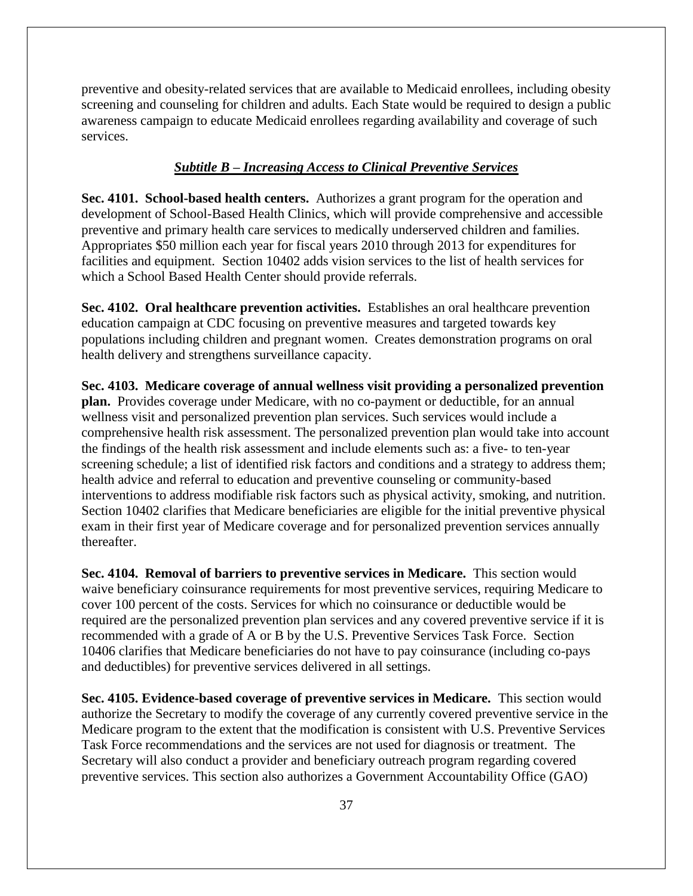preventive and obesity-related services that are available to Medicaid enrollees, including obesity screening and counseling for children and adults. Each State would be required to design a public awareness campaign to educate Medicaid enrollees regarding availability and coverage of such services.

### ***Subtitle B – Increasing Access to Clinical Preventive Services***

**Sec. 4101. School-based health centers.** Authorizes a grant program for the operation and development of School-Based Health Clinics, which will provide comprehensive and accessible preventive and primary health care services to medically underserved children and families. Appropriates $50 million each year for fiscal years 2010 through 2013 for expenditures for facilities and equipment. Section 10402 adds vision services to the list of health services for which a School Based Health Center should provide referrals.

**Sec. 4102. Oral healthcare prevention activities.** Establishes an oral healthcare prevention education campaign at CDC focusing on preventive measures and targeted towards key populations including children and pregnant women. Creates demonstration programs on oral health delivery and strengthens surveillance capacity.

**Sec. 4103. Medicare coverage of annual wellness visit providing a personalized prevention plan.** Provides coverage under Medicare, with no co-payment or deductible, for an annual wellness visit and personalized prevention plan services. Such services would include a comprehensive health risk assessment. The personalized prevention plan would take into account the findings of the health risk assessment and include elements such as: a five- to ten-year screening schedule; a list of identified risk factors and conditions and a strategy to address them; health advice and referral to education and preventive counseling or community-based interventions to address modifiable risk factors such as physical activity, smoking, and nutrition. Section 10402 clarifies that Medicare beneficiaries are eligible for the initial preventive physical exam in their first year of Medicare coverage and for personalized prevention services annually thereafter.

**Sec. 4104. Removal of barriers to preventive services in Medicare.** This section would waive beneficiary coinsurance requirements for most preventive services, requiring Medicare to cover 100 percent of the costs. Services for which no coinsurance or deductible would be required are the personalized prevention plan services and any covered preventive service if it is recommended with a grade of A or B by the U.S. Preventive Services Task Force. Section 10406 clarifies that Medicare beneficiaries do not have to pay coinsurance (including co-pays and deductibles) for preventive services delivered in all settings.

**Sec. 4105. Evidence-based coverage of preventive services in Medicare.** This section would authorize the Secretary to modify the coverage of any currently covered preventive service in the Medicare program to the extent that the modification is consistent with U.S. Preventive Services Task Force recommendations and the services are not used for diagnosis or treatment. The Secretary will also conduct a provider and beneficiary outreach program regarding covered preventive services. This section also authorizes a Government Accountability Office (GAO)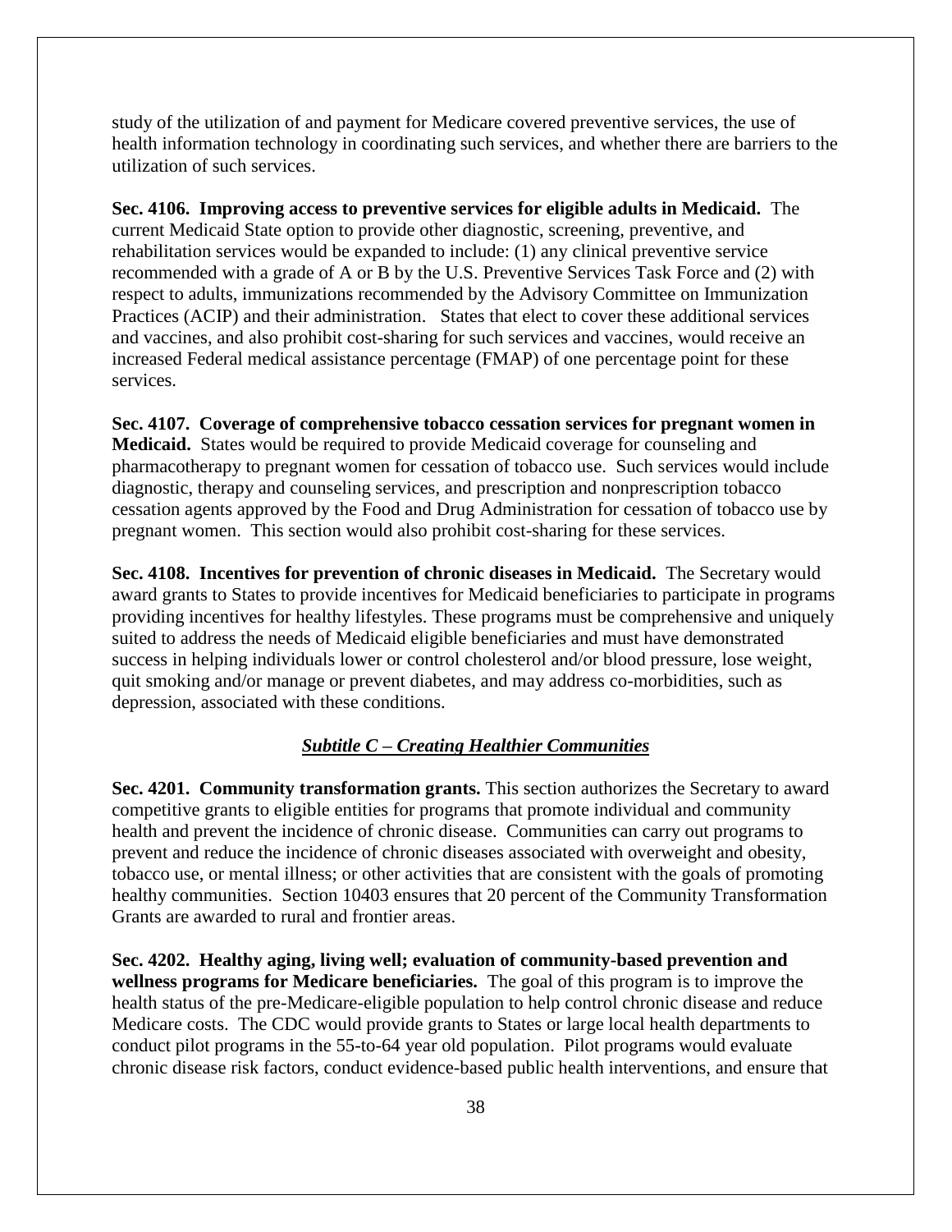study of the utilization of and payment for Medicare covered preventive services, the use of health information technology in coordinating such services, and whether there are barriers to the utilization of such services.

**Sec. 4106. Improving access to preventive services for eligible adults in Medicaid.** The current Medicaid State option to provide other diagnostic, screening, preventive, and rehabilitation services would be expanded to include: (1) any clinical preventive service recommended with a grade of A or B by the U.S. Preventive Services Task Force and (2) with respect to adults, immunizations recommended by the Advisory Committee on Immunization Practices (ACIP) and their administration. States that elect to cover these additional services and vaccines, and also prohibit cost-sharing for such services and vaccines, would receive an increased Federal medical assistance percentage (FMAP) of one percentage point for these services.

**Sec. 4107. Coverage of comprehensive tobacco cessation services for pregnant women in Medicaid.** States would be required to provide Medicaid coverage for counseling and pharmacotherapy to pregnant women for cessation of tobacco use. Such services would include diagnostic, therapy and counseling services, and prescription and nonprescription tobacco cessation agents approved by the Food and Drug Administration for cessation of tobacco use by pregnant women. This section would also prohibit cost-sharing for these services.

**Sec. 4108. Incentives for prevention of chronic diseases in Medicaid.** The Secretary would award grants to States to provide incentives for Medicaid beneficiaries to participate in programs providing incentives for healthy lifestyles. These programs must be comprehensive and uniquely suited to address the needs of Medicaid eligible beneficiaries and must have demonstrated success in helping individuals lower or control cholesterol and/or blood pressure, lose weight, quit smoking and/or manage or prevent diabetes, and may address co-morbidities, such as depression, associated with these conditions.

### ***Subtitle C – Creating Healthier Communities***

**Sec. 4201. Community transformation grants.** This section authorizes the Secretary to award competitive grants to eligible entities for programs that promote individual and community health and prevent the incidence of chronic disease. Communities can carry out programs to prevent and reduce the incidence of chronic diseases associated with overweight and obesity, tobacco use, or mental illness; or other activities that are consistent with the goals of promoting healthy communities. Section 10403 ensures that 20 percent of the Community Transformation Grants are awarded to rural and frontier areas.

**Sec. 4202. Healthy aging, living well; evaluation of community-based prevention and wellness programs for Medicare beneficiaries.** The goal of this program is to improve the health status of the pre-Medicare-eligible population to help control chronic disease and reduce Medicare costs. The CDC would provide grants to States or large local health departments to conduct pilot programs in the 55-to-64 year old population. Pilot programs would evaluate chronic disease risk factors, conduct evidence-based public health interventions, and ensure that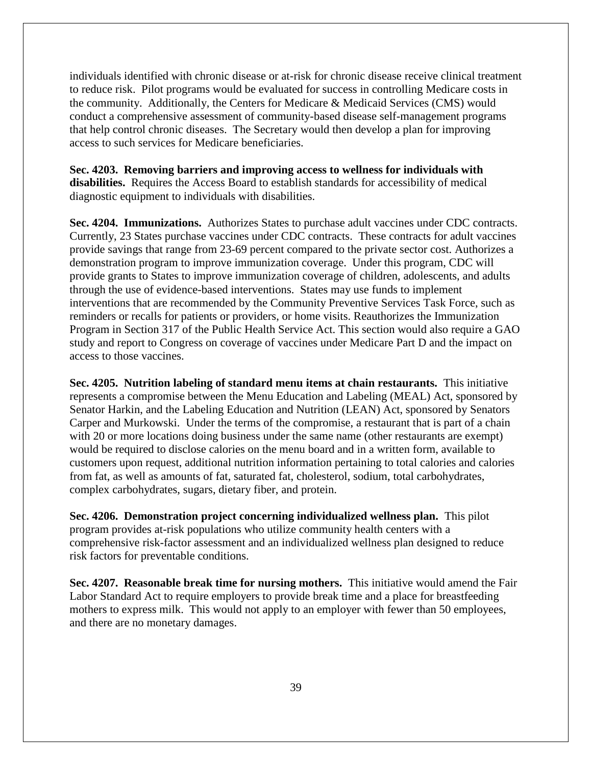individuals identified with chronic disease or at-risk for chronic disease receive clinical treatment to reduce risk. Pilot programs would be evaluated for success in controlling Medicare costs in the community. Additionally, the Centers for Medicare & Medicaid Services (CMS) would conduct a comprehensive assessment of community-based disease self-management programs that help control chronic diseases. The Secretary would then develop a plan for improving access to such services for Medicare beneficiaries.

**Sec. 4203. Removing barriers and improving access to wellness for individuals with disabilities.** Requires the Access Board to establish standards for accessibility of medical diagnostic equipment to individuals with disabilities.

**Sec. 4204. Immunizations.** Authorizes States to purchase adult vaccines under CDC contracts. Currently, 23 States purchase vaccines under CDC contracts. These contracts for adult vaccines provide savings that range from 23-69 percent compared to the private sector cost. Authorizes a demonstration program to improve immunization coverage. Under this program, CDC will provide grants to States to improve immunization coverage of children, adolescents, and adults through the use of evidence-based interventions. States may use funds to implement interventions that are recommended by the Community Preventive Services Task Force, such as reminders or recalls for patients or providers, or home visits. Reauthorizes the Immunization Program in Section 317 of the Public Health Service Act. This section would also require a GAO study and report to Congress on coverage of vaccines under Medicare Part D and the impact on access to those vaccines.

**Sec. 4205. Nutrition labeling of standard menu items at chain restaurants.** This initiative represents a compromise between the Menu Education and Labeling (MEAL) Act, sponsored by Senator Harkin, and the Labeling Education and Nutrition (LEAN) Act, sponsored by Senators Carper and Murkowski. Under the terms of the compromise, a restaurant that is part of a chain with 20 or more locations doing business under the same name (other restaurants are exempt) would be required to disclose calories on the menu board and in a written form, available to customers upon request, additional nutrition information pertaining to total calories and calories from fat, as well as amounts of fat, saturated fat, cholesterol, sodium, total carbohydrates, complex carbohydrates, sugars, dietary fiber, and protein.

**Sec. 4206. Demonstration project concerning individualized wellness plan.** This pilot program provides at-risk populations who utilize community health centers with a comprehensive risk-factor assessment and an individualized wellness plan designed to reduce risk factors for preventable conditions.

**Sec. 4207. Reasonable break time for nursing mothers.** This initiative would amend the Fair Labor Standard Act to require employers to provide break time and a place for breastfeeding mothers to express milk. This would not apply to an employer with fewer than 50 employees, and there are no monetary damages.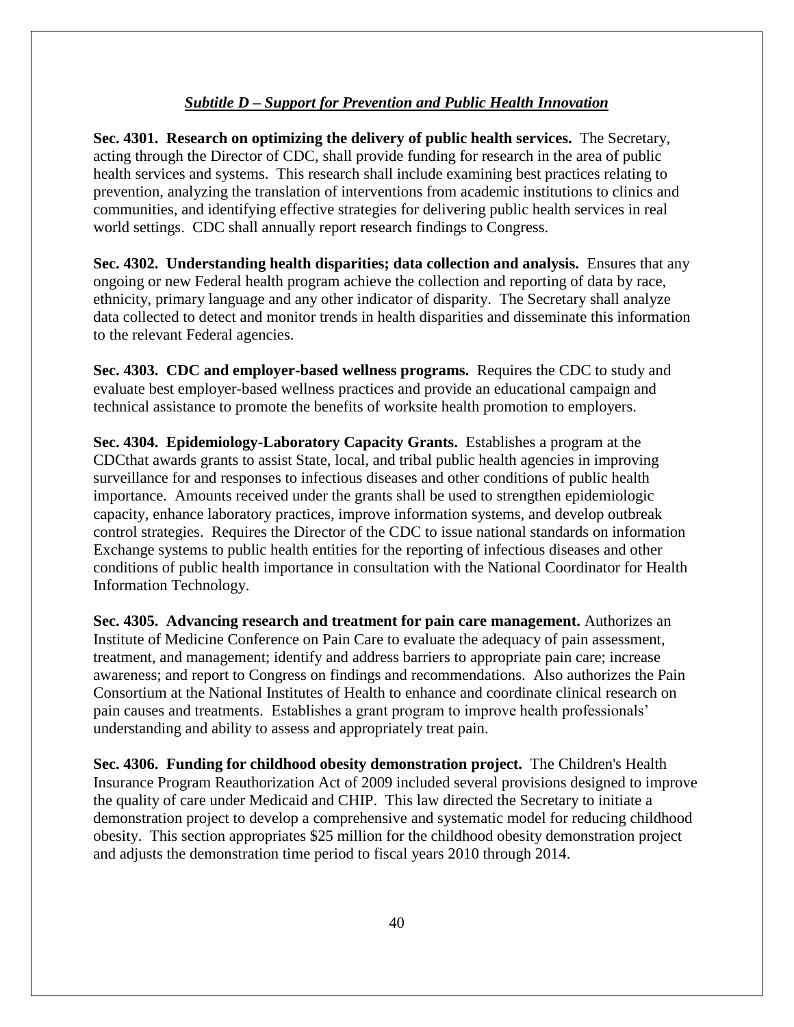## ***Subtitle D – Support for Prevention and Public Health Innovation***

**Sec. 4301. Research on optimizing the delivery of public health services.** The Secretary, acting through the Director of CDC, shall provide funding for research in the area of public health services and systems. This research shall include examining best practices relating to prevention, analyzing the translation of interventions from academic institutions to clinics and communities, and identifying effective strategies for delivering public health services in real world settings. CDC shall annually report research findings to Congress.

**Sec. 4302. Understanding health disparities; data collection and analysis.** Ensures that any ongoing or new Federal health program achieve the collection and reporting of data by race, ethnicity, primary language and any other indicator of disparity. The Secretary shall analyze data collected to detect and monitor trends in health disparities and disseminate this information to the relevant Federal agencies.

**Sec. 4303. CDC and employer-based wellness programs.** Requires the CDC to study and evaluate best employer-based wellness practices and provide an educational campaign and technical assistance to promote the benefits of worksite health promotion to employers.

**Sec. 4304. Epidemiology-Laboratory Capacity Grants.** Establishes a program at the CDCthat awards grants to assist State, local, and tribal public health agencies in improving surveillance for and responses to infectious diseases and other conditions of public health importance. Amounts received under the grants shall be used to strengthen epidemiologic capacity, enhance laboratory practices, improve information systems, and develop outbreak control strategies. Requires the Director of the CDC to issue national standards on information Exchange systems to public health entities for the reporting of infectious diseases and other conditions of public health importance in consultation with the National Coordinator for Health Information Technology.

**Sec. 4305. Advancing research and treatment for pain care management.** Authorizes an Institute of Medicine Conference on Pain Care to evaluate the adequacy of pain assessment, treatment, and management; identify and address barriers to appropriate pain care; increase awareness; and report to Congress on findings and recommendations. Also authorizes the Pain Consortium at the National Institutes of Health to enhance and coordinate clinical research on pain causes and treatments. Establishes a grant program to improve health professionals' understanding and ability to assess and appropriately treat pain.

**Sec. 4306. Funding for childhood obesity demonstration project.** The Children's Health Insurance Program Reauthorization Act of 2009 included several provisions designed to improve the quality of care under Medicaid and CHIP. This law directed the Secretary to initiate a demonstration project to develop a comprehensive and systematic model for reducing childhood obesity. This section appropriates $25 million for the childhood obesity demonstration project and adjusts the demonstration time period to fiscal years 2010 through 2014.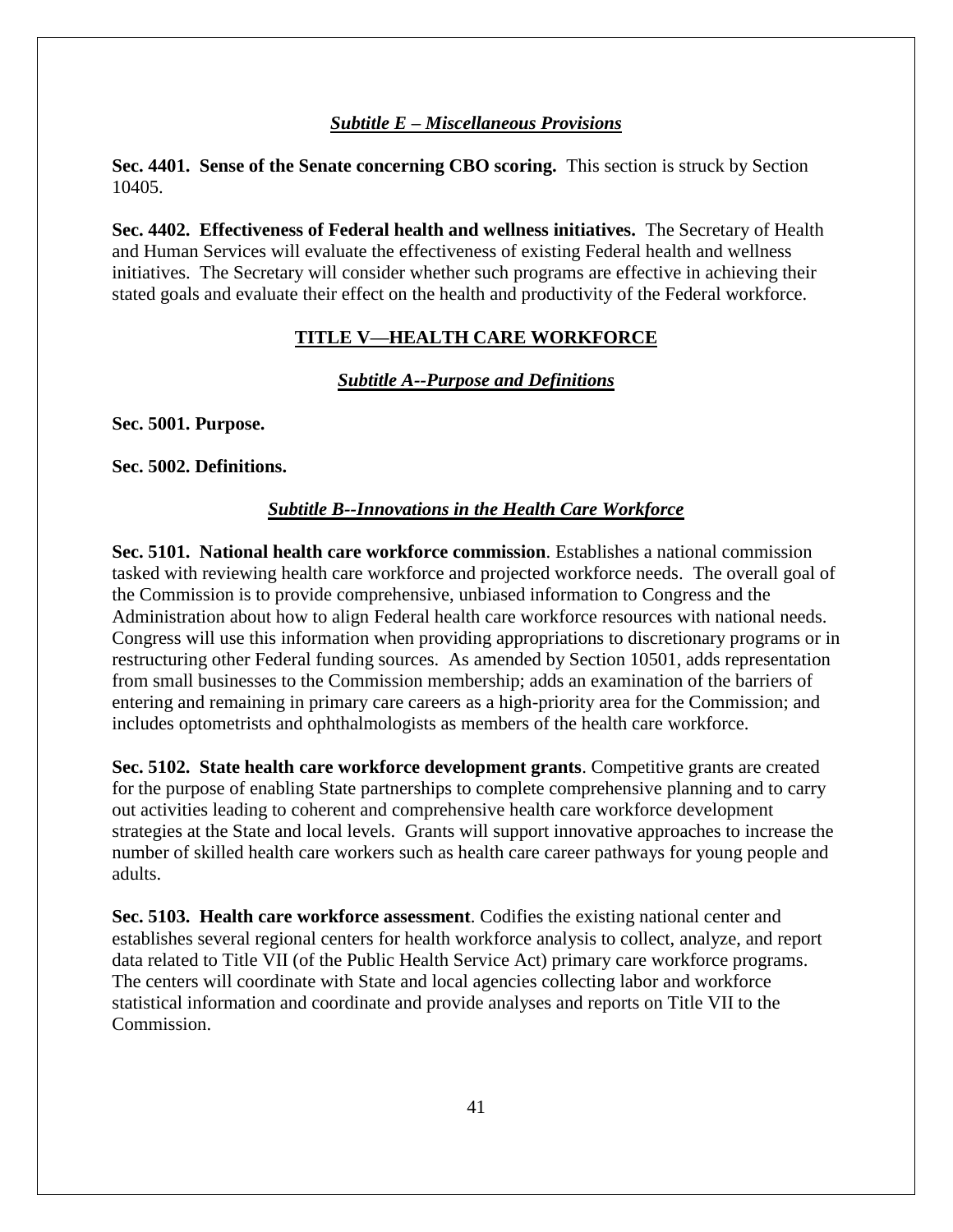### *Subtitle E – Miscellaneous Provisions*

**Sec. 4401. Sense of the Senate concerning CBO scoring.** This section is struck by Section 10405.

**Sec. 4402. Effectiveness of Federal health and wellness initiatives.** The Secretary of Health and Human Services will evaluate the effectiveness of existing Federal health and wellness initiatives. The Secretary will consider whether such programs are effective in achieving their stated goals and evaluate their effect on the health and productivity of the Federal workforce.

## TITLE V—HEALTH CARE WORKFORCE

### *Subtitle A--Purpose and Definitions*

**Sec. 5001. Purpose.**

**Sec. 5002. Definitions.**

### *Subtitle B--Innovations in the Health Care Workforce*

**Sec. 5101. National health care workforce commission**. Establishes a national commission tasked with reviewing health care workforce and projected workforce needs. The overall goal of the Commission is to provide comprehensive, unbiased information to Congress and the Administration about how to align Federal health care workforce resources with national needs. Congress will use this information when providing appropriations to discretionary programs or in restructuring other Federal funding sources. As amended by Section 10501, adds representation from small businesses to the Commission membership; adds an examination of the barriers of entering and remaining in primary care careers as a high-priority area for the Commission; and includes optometrists and ophthalmologists as members of the health care workforce.

**Sec. 5102. State health care workforce development grants**. Competitive grants are created for the purpose of enabling State partnerships to complete comprehensive planning and to carry out activities leading to coherent and comprehensive health care workforce development strategies at the State and local levels. Grants will support innovative approaches to increase the number of skilled health care workers such as health care career pathways for young people and adults.

**Sec. 5103. Health care workforce assessment**. Codifies the existing national center and establishes several regional centers for health workforce analysis to collect, analyze, and report data related to Title VII (of the Public Health Service Act) primary care workforce programs. The centers will coordinate with State and local agencies collecting labor and workforce statistical information and coordinate and provide analyses and reports on Title VII to the Commission.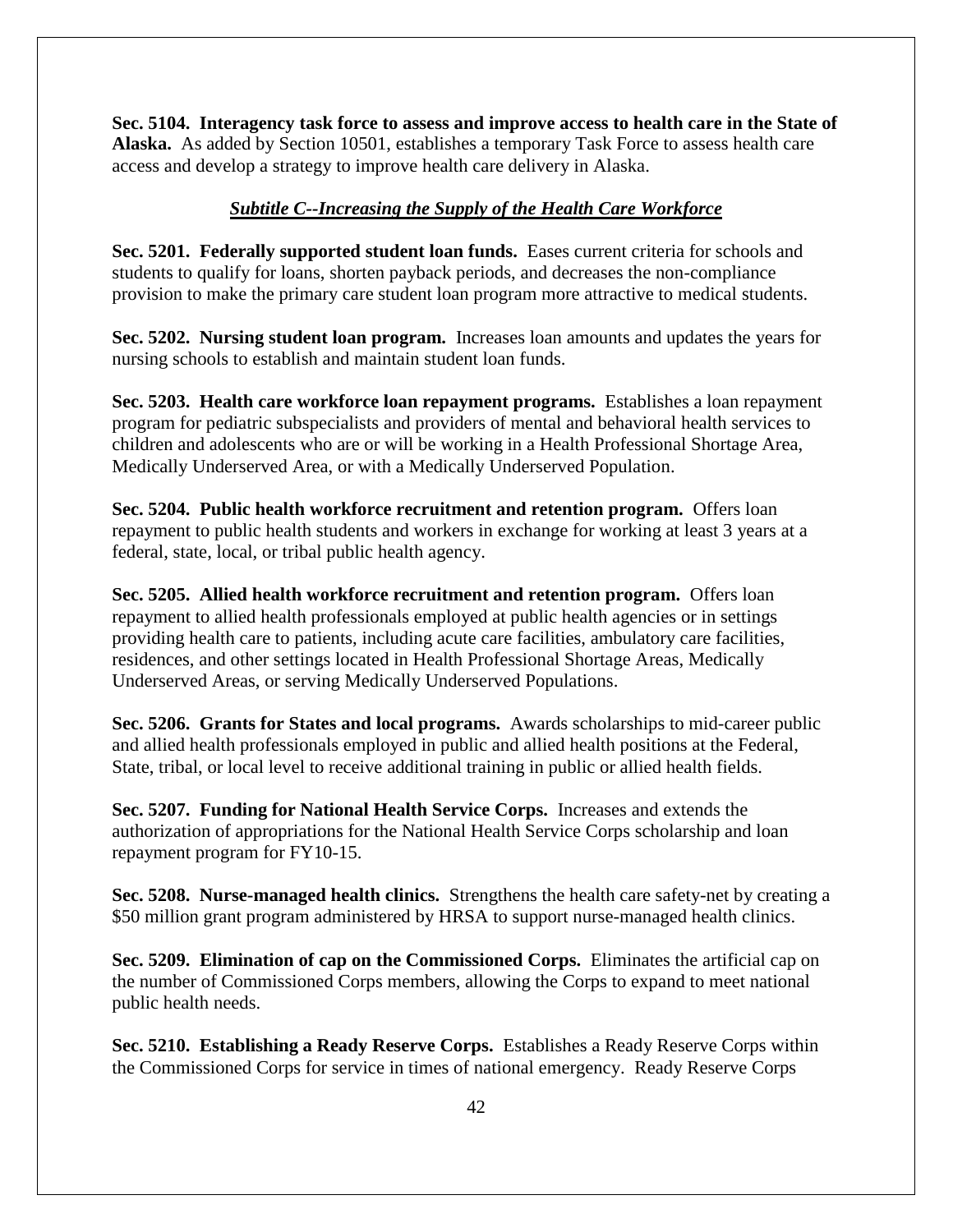**Sec. 5104. Interagency task force to assess and improve access to health care in the State of Alaska.** As added by Section 10501, establishes a temporary Task Force to assess health care access and develop a strategy to improve health care delivery in Alaska.

### ***Subtitle C--Increasing the Supply of the Health Care Workforce***

**Sec. 5201. Federally supported student loan funds.** Eases current criteria for schools and students to qualify for loans, shorten payback periods, and decreases the non-compliance provision to make the primary care student loan program more attractive to medical students.

**Sec. 5202. Nursing student loan program.** Increases loan amounts and updates the years for nursing schools to establish and maintain student loan funds.

**Sec. 5203. Health care workforce loan repayment programs.** Establishes a loan repayment program for pediatric subspecialists and providers of mental and behavioral health services to children and adolescents who are or will be working in a Health Professional Shortage Area, Medically Underserved Area, or with a Medically Underserved Population.

**Sec. 5204. Public health workforce recruitment and retention program.** Offers loan repayment to public health students and workers in exchange for working at least 3 years at a federal, state, local, or tribal public health agency.

**Sec. 5205. Allied health workforce recruitment and retention program.** Offers loan repayment to allied health professionals employed at public health agencies or in settings providing health care to patients, including acute care facilities, ambulatory care facilities, residences, and other settings located in Health Professional Shortage Areas, Medically Underserved Areas, or serving Medically Underserved Populations.

**Sec. 5206. Grants for States and local programs.** Awards scholarships to mid-career public and allied health professionals employed in public and allied health positions at the Federal, State, tribal, or local level to receive additional training in public or allied health fields.

**Sec. 5207. Funding for National Health Service Corps.** Increases and extends the authorization of appropriations for the National Health Service Corps scholarship and loan repayment program for FY10-15.

**Sec. 5208. Nurse-managed health clinics.** Strengthens the health care safety-net by creating a \$50 million grant program administered by HRSA to support nurse-managed health clinics.

**Sec. 5209. Elimination of cap on the Commissioned Corps.** Eliminates the artificial cap on the number of Commissioned Corps members, allowing the Corps to expand to meet national public health needs.

**Sec. 5210. Establishing a Ready Reserve Corps.** Establishes a Ready Reserve Corps within the Commissioned Corps for service in times of national emergency. Ready Reserve Corps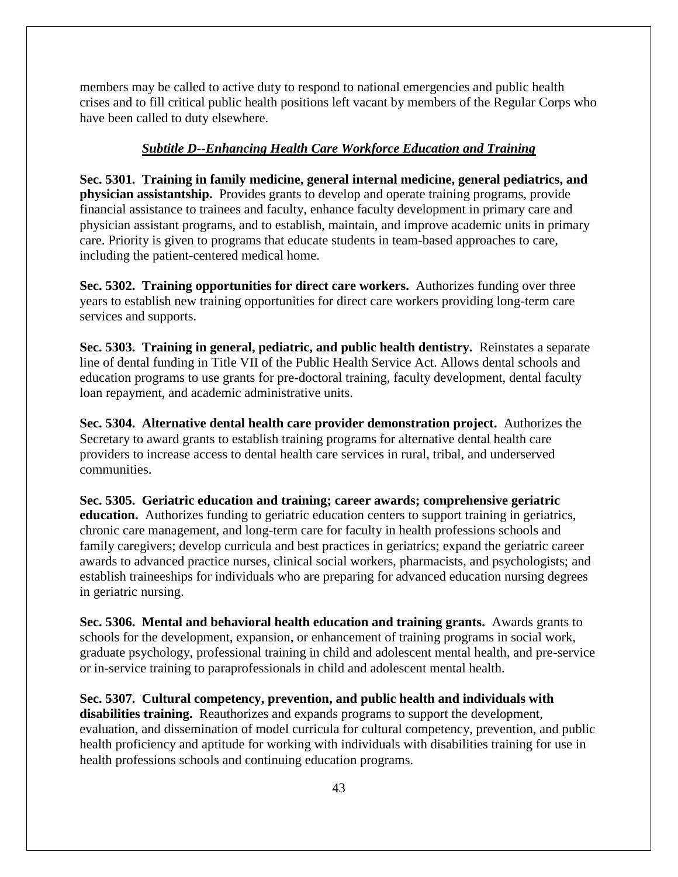members may be called to active duty to respond to national emergencies and public health crises and to fill critical public health positions left vacant by members of the Regular Corps who have been called to duty elsewhere.

## ***Subtitle D--Enhancing Health Care Workforce Education and Training***

**Sec. 5301. Training in family medicine, general internal medicine, general pediatrics, and physician assistantship.** Provides grants to develop and operate training programs, provide financial assistance to trainees and faculty, enhance faculty development in primary care and physician assistant programs, and to establish, maintain, and improve academic units in primary care. Priority is given to programs that educate students in team-based approaches to care, including the patient-centered medical home.

**Sec. 5302. Training opportunities for direct care workers.** Authorizes funding over three years to establish new training opportunities for direct care workers providing long-term care services and supports.

**Sec. 5303. Training in general, pediatric, and public health dentistry.** Reinstates a separate line of dental funding in Title VII of the Public Health Service Act. Allows dental schools and education programs to use grants for pre-doctoral training, faculty development, dental faculty loan repayment, and academic administrative units.

**Sec. 5304. Alternative dental health care provider demonstration project.** Authorizes the Secretary to award grants to establish training programs for alternative dental health care providers to increase access to dental health care services in rural, tribal, and underserved communities.

**Sec. 5305. Geriatric education and training; career awards; comprehensive geriatric education.** Authorizes funding to geriatric education centers to support training in geriatrics, chronic care management, and long-term care for faculty in health professions schools and family caregivers; develop curricula and best practices in geriatrics; expand the geriatric career awards to advanced practice nurses, clinical social workers, pharmacists, and psychologists; and establish traineeships for individuals who are preparing for advanced education nursing degrees in geriatric nursing.

**Sec. 5306. Mental and behavioral health education and training grants.** Awards grants to schools for the development, expansion, or enhancement of training programs in social work, graduate psychology, professional training in child and adolescent mental health, and pre-service or in-service training to paraprofessionals in child and adolescent mental health.

**Sec. 5307. Cultural competency, prevention, and public health and individuals with disabilities training.** Reauthorizes and expands programs to support the development, evaluation, and dissemination of model curricula for cultural competency, prevention, and public health proficiency and aptitude for working with individuals with disabilities training for use in health professions schools and continuing education programs.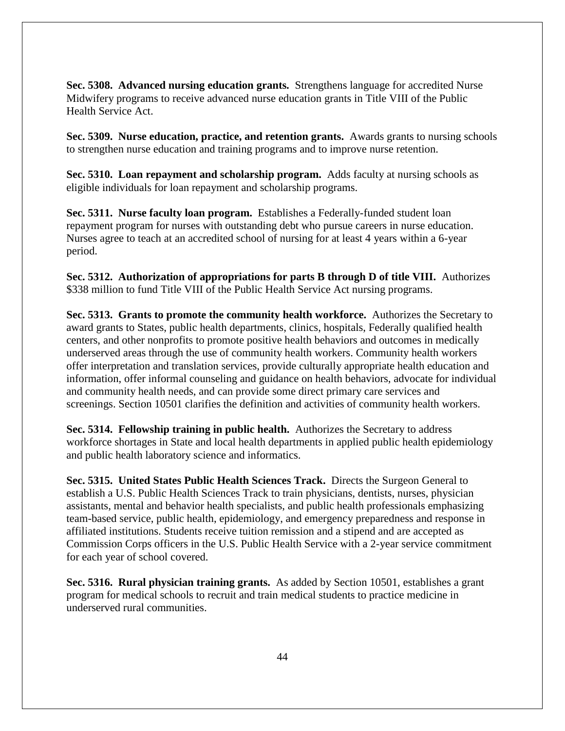**Sec. 5308. Advanced nursing education grants.** Strengthens language for accredited Nurse Midwifery programs to receive advanced nurse education grants in Title VIII of the Public Health Service Act.

**Sec. 5309. Nurse education, practice, and retention grants.** Awards grants to nursing schools to strengthen nurse education and training programs and to improve nurse retention.

**Sec. 5310. Loan repayment and scholarship program.** Adds faculty at nursing schools as eligible individuals for loan repayment and scholarship programs.

**Sec. 5311. Nurse faculty loan program.** Establishes a Federally-funded student loan repayment program for nurses with outstanding debt who pursue careers in nurse education. Nurses agree to teach at an accredited school of nursing for at least 4 years within a 6-year period.

**Sec. 5312. Authorization of appropriations for parts B through D of title VIII.** Authorizes $338 million to fund Title VIII of the Public Health Service Act nursing programs.

**Sec. 5313. Grants to promote the community health workforce.** Authorizes the Secretary to award grants to States, public health departments, clinics, hospitals, Federally qualified health centers, and other nonprofits to promote positive health behaviors and outcomes in medically underserved areas through the use of community health workers. Community health workers offer interpretation and translation services, provide culturally appropriate health education and information, offer informal counseling and guidance on health behaviors, advocate for individual and community health needs, and can provide some direct primary care services and screenings. Section 10501 clarifies the definition and activities of community health workers.

**Sec. 5314. Fellowship training in public health.** Authorizes the Secretary to address workforce shortages in State and local health departments in applied public health epidemiology and public health laboratory science and informatics.

**Sec. 5315. United States Public Health Sciences Track.** Directs the Surgeon General to establish a U.S. Public Health Sciences Track to train physicians, dentists, nurses, physician assistants, mental and behavior health specialists, and public health professionals emphasizing team-based service, public health, epidemiology, and emergency preparedness and response in affiliated institutions. Students receive tuition remission and a stipend and are accepted as Commission Corps officers in the U.S. Public Health Service with a 2-year service commitment for each year of school covered.

**Sec. 5316. Rural physician training grants.** As added by Section 10501, establishes a grant program for medical schools to recruit and train medical students to practice medicine in underserved rural communities.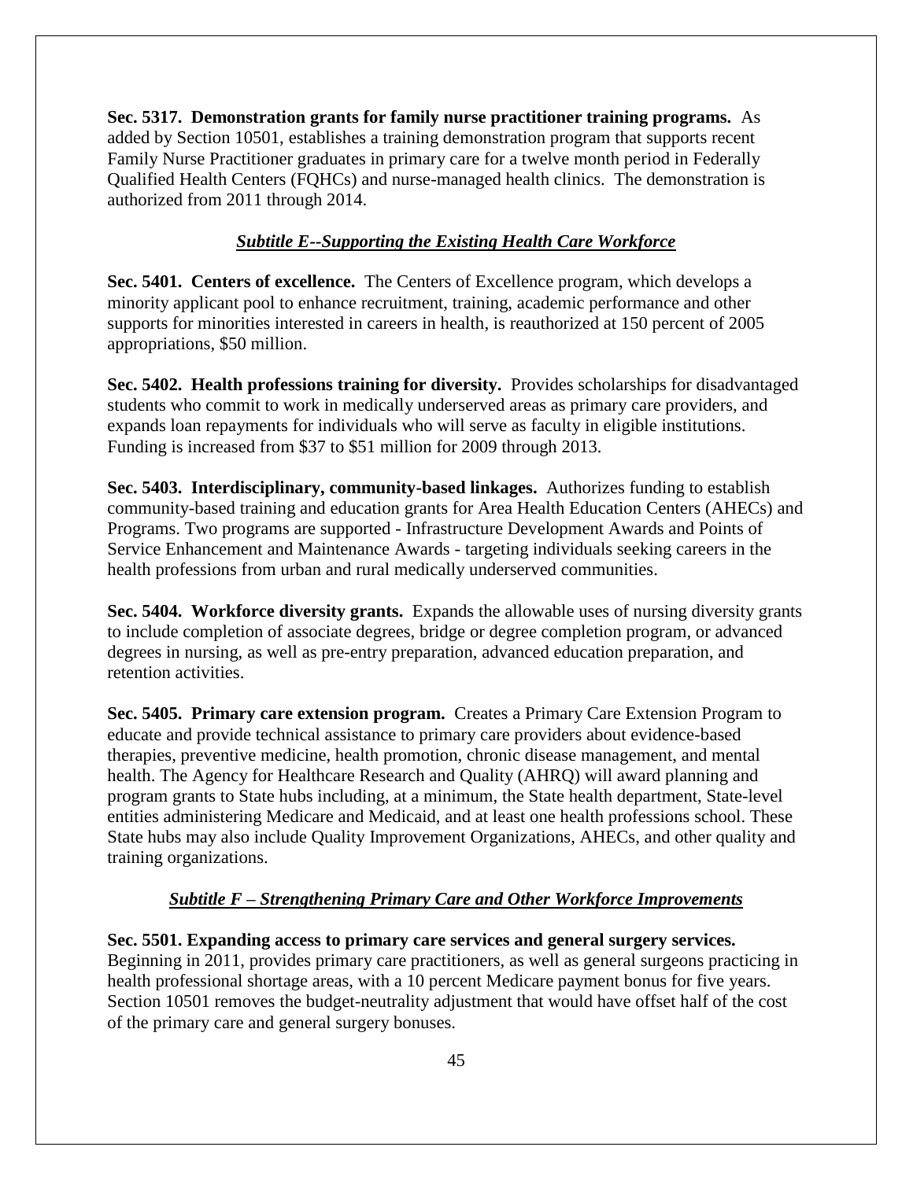**Sec. 5317. Demonstration grants for family nurse practitioner training programs.** As added by Section 10501, establishes a training demonstration program that supports recent Family Nurse Practitioner graduates in primary care for a twelve month period in Federally Qualified Health Centers (FQHCs) and nurse-managed health clinics. The demonstration is authorized from 2011 through 2014.

### ***Subtitle E--Supporting the Existing Health Care Workforce***

**Sec. 5401. Centers of excellence.** The Centers of Excellence program, which develops a minority applicant pool to enhance recruitment, training, academic performance and other supports for minorities interested in careers in health, is reauthorized at 150 percent of 2005 appropriations, $50 million.

**Sec. 5402. Health professions training for diversity.** Provides scholarships for disadvantaged students who commit to work in medically underserved areas as primary care providers, and expands loan repayments for individuals who will serve as faculty in eligible institutions. Funding is increased from $37 to $51 million for 2009 through 2013.

**Sec. 5403. Interdisciplinary, community-based linkages.** Authorizes funding to establish community-based training and education grants for Area Health Education Centers (AHECs) and Programs. Two programs are supported - Infrastructure Development Awards and Points of Service Enhancement and Maintenance Awards - targeting individuals seeking careers in the health professions from urban and rural medically underserved communities.

**Sec. 5404. Workforce diversity grants.** Expands the allowable uses of nursing diversity grants to include completion of associate degrees, bridge or degree completion program, or advanced degrees in nursing, as well as pre-entry preparation, advanced education preparation, and retention activities.

**Sec. 5405. Primary care extension program.** Creates a Primary Care Extension Program to educate and provide technical assistance to primary care providers about evidence-based therapies, preventive medicine, health promotion, chronic disease management, and mental health. The Agency for Healthcare Research and Quality (AHRQ) will award planning and program grants to State hubs including, at a minimum, the State health department, State-level entities administering Medicare and Medicaid, and at least one health professions school. These State hubs may also include Quality Improvement Organizations, AHECs, and other quality and training organizations.

### ***Subtitle F – Strengthening Primary Care and Other Workforce Improvements***

**Sec. 5501. Expanding access to primary care services and general surgery services.** Beginning in 2011, provides primary care practitioners, as well as general surgeons practicing in health professional shortage areas, with a 10 percent Medicare payment bonus for five years. Section 10501 removes the budget-neutrality adjustment that would have offset half of the cost of the primary care and general surgery bonuses.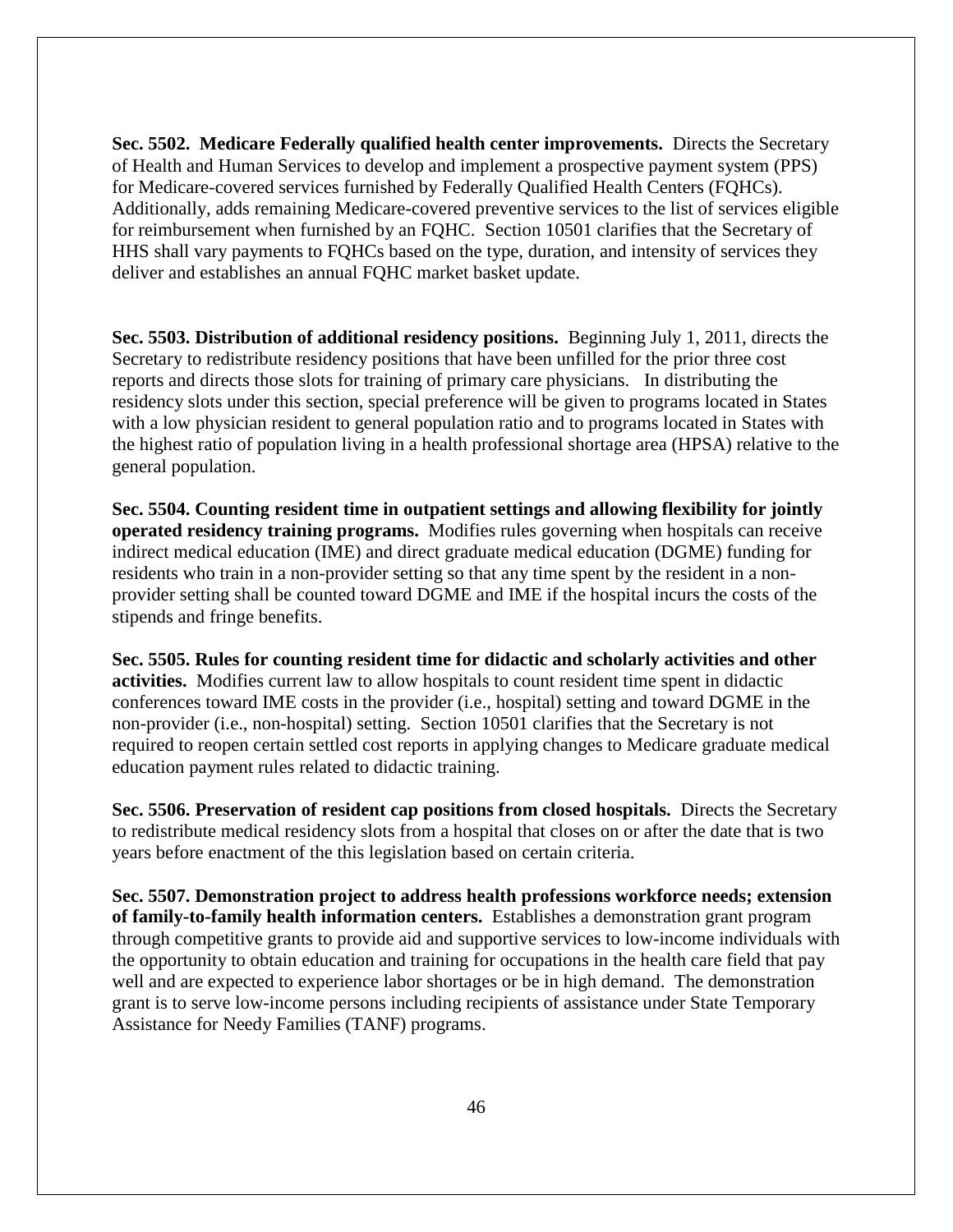**Sec. 5502. Medicare Federally qualified health center improvements.** Directs the Secretary of Health and Human Services to develop and implement a prospective payment system (PPS) for Medicare-covered services furnished by Federally Qualified Health Centers (FQHCs). Additionally, adds remaining Medicare-covered preventive services to the list of services eligible for reimbursement when furnished by an FQHC. Section 10501 clarifies that the Secretary of HHS shall vary payments to FQHCs based on the type, duration, and intensity of services they deliver and establishes an annual FQHC market basket update.

**Sec. 5503. Distribution of additional residency positions.** Beginning July 1, 2011, directs the Secretary to redistribute residency positions that have been unfilled for the prior three cost reports and directs those slots for training of primary care physicians. In distributing the residency slots under this section, special preference will be given to programs located in States with a low physician resident to general population ratio and to programs located in States with the highest ratio of population living in a health professional shortage area (HPSA) relative to the general population.

**Sec. 5504. Counting resident time in outpatient settings and allowing flexibility for jointly operated residency training programs.** Modifies rules governing when hospitals can receive indirect medical education (IME) and direct graduate medical education (DGME) funding for residents who train in a non-provider setting so that any time spent by the resident in a non-provider setting shall be counted toward DGME and IME if the hospital incurs the costs of the stipends and fringe benefits.

**Sec. 5505. Rules for counting resident time for didactic and scholarly activities and other activities.** Modifies current law to allow hospitals to count resident time spent in didactic conferences toward IME costs in the provider (i.e., hospital) setting and toward DGME in the non-provider (i.e., non-hospital) setting. Section 10501 clarifies that the Secretary is not required to reopen certain settled cost reports in applying changes to Medicare graduate medical education payment rules related to didactic training.

**Sec. 5506. Preservation of resident cap positions from closed hospitals.** Directs the Secretary to redistribute medical residency slots from a hospital that closes on or after the date that is two years before enactment of the this legislation based on certain criteria.

**Sec. 5507. Demonstration project to address health professions workforce needs; extension of family-to-family health information centers.** Establishes a demonstration grant program through competitive grants to provide aid and supportive services to low-income individuals with the opportunity to obtain education and training for occupations in the health care field that pay well and are expected to experience labor shortages or be in high demand. The demonstration grant is to serve low-income persons including recipients of assistance under State Temporary Assistance for Needy Families (TANF) programs.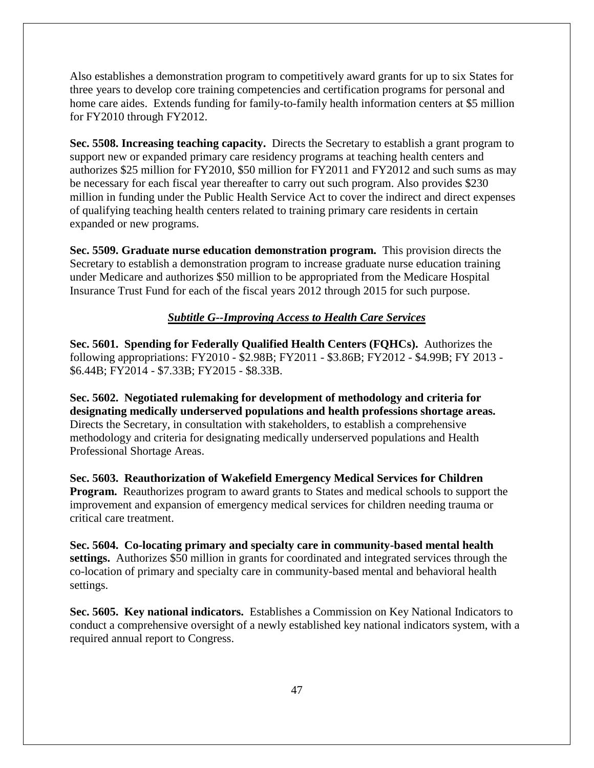Also establishes a demonstration program to competitively award grants for up to six States for three years to develop core training competencies and certification programs for personal and home care aides. Extends funding for family-to-family health information centers at $5 million for FY2010 through FY2012.

**Sec. 5508. Increasing teaching capacity.** Directs the Secretary to establish a grant program to support new or expanded primary care residency programs at teaching health centers and authorizes $25 million for FY2010, $50 million for FY2011 and FY2012 and such sums as may be necessary for each fiscal year thereafter to carry out such program. Also provides $230 million in funding under the Public Health Service Act to cover the indirect and direct expenses of qualifying teaching health centers related to training primary care residents in certain expanded or new programs.

**Sec. 5509. Graduate nurse education demonstration program.** This provision directs the Secretary to establish a demonstration program to increase graduate nurse education training under Medicare and authorizes $50 million to be appropriated from the Medicare Hospital Insurance Trust Fund for each of the fiscal years 2012 through 2015 for such purpose.

## ***Subtitle G--Improving Access to Health Care Services***

**Sec. 5601. Spending for Federally Qualified Health Centers (FQHCs).** Authorizes the following appropriations: FY2010 - $2.98B; FY2011 - $3.86B; FY2012 - $4.99B; FY 2013 - $6.44B; FY2014 - $7.33B; FY2015 - $8.33B.

**Sec. 5602. Negotiated rulemaking for development of methodology and criteria for designating medically underserved populations and health professions shortage areas.** Directs the Secretary, in consultation with stakeholders, to establish a comprehensive methodology and criteria for designating medically underserved populations and Health Professional Shortage Areas.

**Sec. 5603. Reauthorization of Wakefield Emergency Medical Services for Children Program.** Reauthorizes program to award grants to States and medical schools to support the improvement and expansion of emergency medical services for children needing trauma or critical care treatment.

**Sec. 5604. Co-locating primary and specialty care in community-based mental health settings.** Authorizes $50 million in grants for coordinated and integrated services through the co-location of primary and specialty care in community-based mental and behavioral health settings.

**Sec. 5605. Key national indicators.** Establishes a Commission on Key National Indicators to conduct a comprehensive oversight of a newly established key national indicators system, with a required annual report to Congress.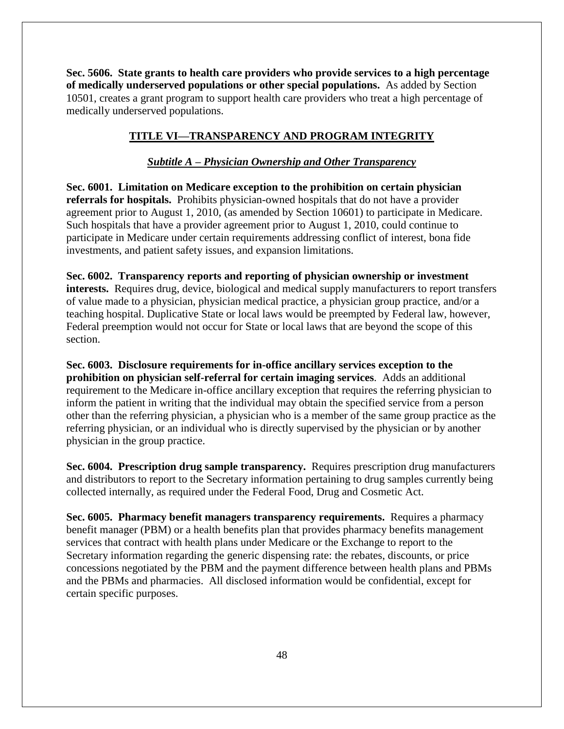**Sec. 5606. State grants to health care providers who provide services to a high percentage of medically underserved populations or other special populations.** As added by Section 10501, creates a grant program to support health care providers who treat a high percentage of medically underserved populations.

## TITLE VI—TRANSPARENCY AND PROGRAM INTEGRITY

### *Subtitle A – Physician Ownership and Other Transparency*

**Sec. 6001. Limitation on Medicare exception to the prohibition on certain physician referrals for hospitals.** Prohibits physician-owned hospitals that do not have a provider agreement prior to August 1, 2010, (as amended by Section 10601) to participate in Medicare. Such hospitals that have a provider agreement prior to August 1, 2010, could continue to participate in Medicare under certain requirements addressing conflict of interest, bona fide investments, and patient safety issues, and expansion limitations.

**Sec. 6002. Transparency reports and reporting of physician ownership or investment interests.** Requires drug, device, biological and medical supply manufacturers to report transfers of value made to a physician, physician medical practice, a physician group practice, and/or a teaching hospital. Duplicative State or local laws would be preempted by Federal law, however, Federal preemption would not occur for State or local laws that are beyond the scope of this section.

**Sec. 6003. Disclosure requirements for in-office ancillary services exception to the prohibition on physician self-referral for certain imaging services**. Adds an additional requirement to the Medicare in-office ancillary exception that requires the referring physician to inform the patient in writing that the individual may obtain the specified service from a person other than the referring physician, a physician who is a member of the same group practice as the referring physician, or an individual who is directly supervised by the physician or by another physician in the group practice.

**Sec. 6004. Prescription drug sample transparency.** Requires prescription drug manufacturers and distributors to report to the Secretary information pertaining to drug samples currently being collected internally, as required under the Federal Food, Drug and Cosmetic Act.

**Sec. 6005. Pharmacy benefit managers transparency requirements.** Requires a pharmacy benefit manager (PBM) or a health benefits plan that provides pharmacy benefits management services that contract with health plans under Medicare or the Exchange to report to the Secretary information regarding the generic dispensing rate: the rebates, discounts, or price concessions negotiated by the PBM and the payment difference between health plans and PBMs and the PBMs and pharmacies. All disclosed information would be confidential, except for certain specific purposes.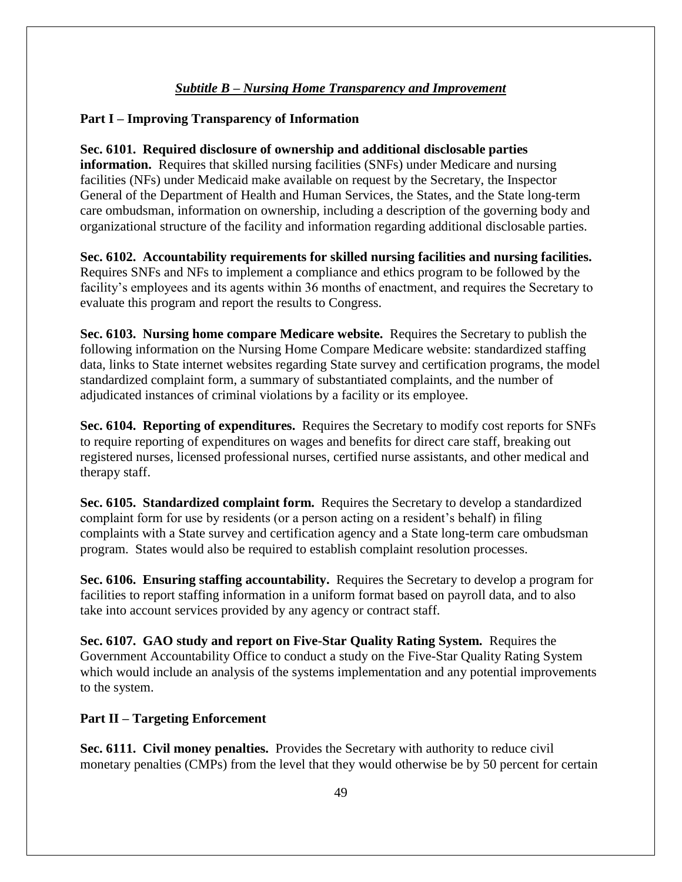## *Subtitle B – Nursing Home Transparency and Improvement*

### Part I – Improving Transparency of Information

**Sec. 6101. Required disclosure of ownership and additional disclosable parties information.** Requires that skilled nursing facilities (SNFs) under Medicare and nursing facilities (NFs) under Medicaid make available on request by the Secretary, the Inspector General of the Department of Health and Human Services, the States, and the State long-term care ombudsman, information on ownership, including a description of the governing body and organizational structure of the facility and information regarding additional disclosable parties.

**Sec. 6102. Accountability requirements for skilled nursing facilities and nursing facilities.** Requires SNFs and NFs to implement a compliance and ethics program to be followed by the facility's employees and its agents within 36 months of enactment, and requires the Secretary to evaluate this program and report the results to Congress.

**Sec. 6103. Nursing home compare Medicare website.** Requires the Secretary to publish the following information on the Nursing Home Compare Medicare website: standardized staffing data, links to State internet websites regarding State survey and certification programs, the model standardized complaint form, a summary of substantiated complaints, and the number of adjudicated instances of criminal violations by a facility or its employee.

**Sec. 6104. Reporting of expenditures.** Requires the Secretary to modify cost reports for SNFs to require reporting of expenditures on wages and benefits for direct care staff, breaking out registered nurses, licensed professional nurses, certified nurse assistants, and other medical and therapy staff.

**Sec. 6105. Standardized complaint form.** Requires the Secretary to develop a standardized complaint form for use by residents (or a person acting on a resident's behalf) in filing complaints with a State survey and certification agency and a State long-term care ombudsman program. States would also be required to establish complaint resolution processes.

**Sec. 6106. Ensuring staffing accountability.** Requires the Secretary to develop a program for facilities to report staffing information in a uniform format based on payroll data, and to also take into account services provided by any agency or contract staff.

**Sec. 6107. GAO study and report on Five-Star Quality Rating System.** Requires the Government Accountability Office to conduct a study on the Five-Star Quality Rating System which would include an analysis of the systems implementation and any potential improvements to the system.

### Part II – Targeting Enforcement

**Sec. 6111. Civil money penalties.** Provides the Secretary with authority to reduce civil monetary penalties (CMPs) from the level that they would otherwise be by 50 percent for certain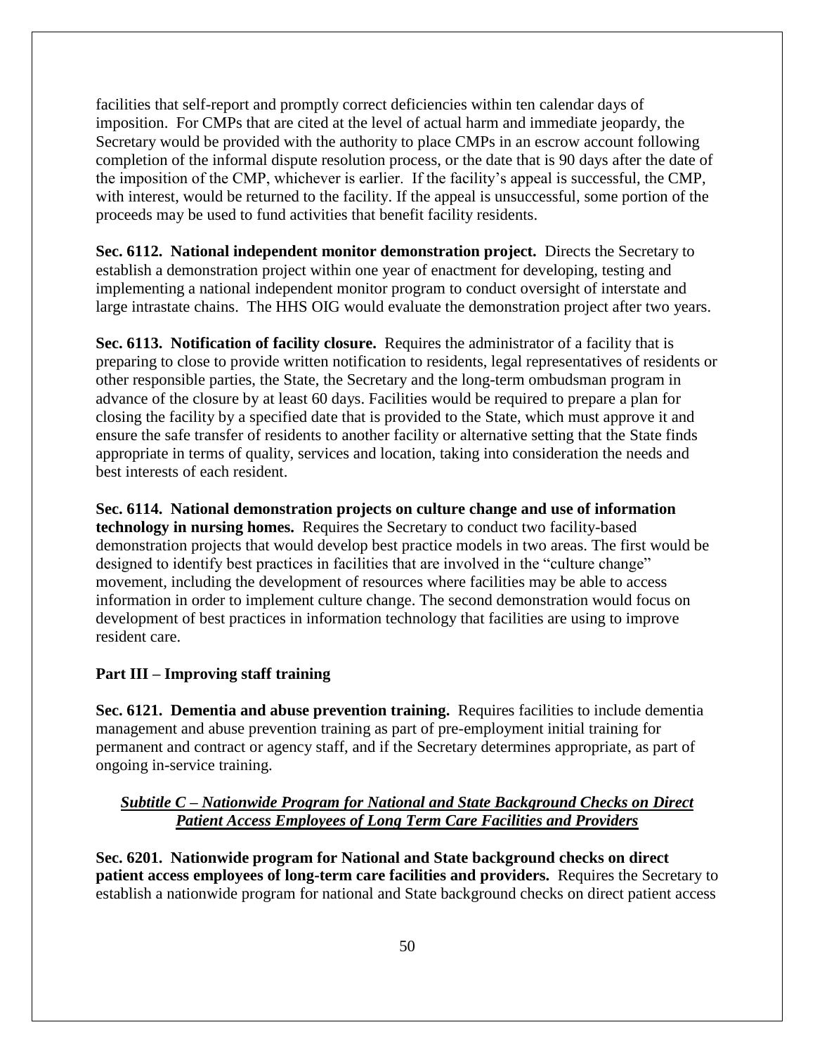facilities that self-report and promptly correct deficiencies within ten calendar days of imposition. For CMPs that are cited at the level of actual harm and immediate jeopardy, the Secretary would be provided with the authority to place CMPs in an escrow account following completion of the informal dispute resolution process, or the date that is 90 days after the date of the imposition of the CMP, whichever is earlier. If the facility's appeal is successful, the CMP, with interest, would be returned to the facility. If the appeal is unsuccessful, some portion of the proceeds may be used to fund activities that benefit facility residents.

**Sec. 6112. National independent monitor demonstration project.** Directs the Secretary to establish a demonstration project within one year of enactment for developing, testing and implementing a national independent monitor program to conduct oversight of interstate and large intrastate chains. The HHS OIG would evaluate the demonstration project after two years.

**Sec. 6113. Notification of facility closure.** Requires the administrator of a facility that is preparing to close to provide written notification to residents, legal representatives of residents or other responsible parties, the State, the Secretary and the long-term ombudsman program in advance of the closure by at least 60 days. Facilities would be required to prepare a plan for closing the facility by a specified date that is provided to the State, which must approve it and ensure the safe transfer of residents to another facility or alternative setting that the State finds appropriate in terms of quality, services and location, taking into consideration the needs and best interests of each resident.

**Sec. 6114. National demonstration projects on culture change and use of information technology in nursing homes.** Requires the Secretary to conduct two facility-based demonstration projects that would develop best practice models in two areas. The first would be designed to identify best practices in facilities that are involved in the "culture change" movement, including the development of resources where facilities may be able to access information in order to implement culture change. The second demonstration would focus on development of best practices in information technology that facilities are using to improve resident care.

**Part III – Improving staff training**

**Sec. 6121. Dementia and abuse prevention training.** Requires facilities to include dementia management and abuse prevention training as part of pre-employment initial training for permanent and contract or agency staff, and if the Secretary determines appropriate, as part of ongoing in-service training.

***Subtitle C – Nationwide Program for National and State Background Checks on Direct Patient Access Employees of Long Term Care Facilities and Providers***

**Sec. 6201. Nationwide program for National and State background checks on direct patient access employees of long-term care facilities and providers.** Requires the Secretary to establish a nationwide program for national and State background checks on direct patient access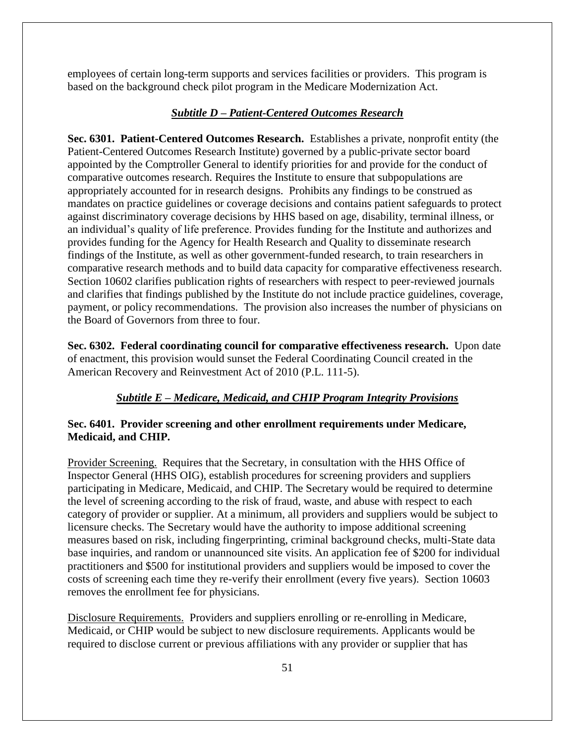employees of certain long-term supports and services facilities or providers. This program is based on the background check pilot program in the Medicare Modernization Act.

### *Subtitle D – Patient-Centered Outcomes Research*

**Sec. 6301. Patient-Centered Outcomes Research.** Establishes a private, nonprofit entity (the Patient-Centered Outcomes Research Institute) governed by a public-private sector board appointed by the Comptroller General to identify priorities for and provide for the conduct of comparative outcomes research. Requires the Institute to ensure that subpopulations are appropriately accounted for in research designs. Prohibits any findings to be construed as mandates on practice guidelines or coverage decisions and contains patient safeguards to protect against discriminatory coverage decisions by HHS based on age, disability, terminal illness, or an individual's quality of life preference. Provides funding for the Institute and authorizes and provides funding for the Agency for Health Research and Quality to disseminate research findings of the Institute, as well as other government-funded research, to train researchers in comparative research methods and to build data capacity for comparative effectiveness research. Section 10602 clarifies publication rights of researchers with respect to peer-reviewed journals and clarifies that findings published by the Institute do not include practice guidelines, coverage, payment, or policy recommendations. The provision also increases the number of physicians on the Board of Governors from three to four.

**Sec. 6302. Federal coordinating council for comparative effectiveness research.** Upon date of enactment, this provision would sunset the Federal Coordinating Council created in the American Recovery and Reinvestment Act of 2010 (P.L. 111-5).

### *Subtitle E – Medicare, Medicaid, and CHIP Program Integrity Provisions*

**Sec. 6401. Provider screening and other enrollment requirements under Medicare, Medicaid, and CHIP.**

Provider Screening. Requires that the Secretary, in consultation with the HHS Office of Inspector General (HHS OIG), establish procedures for screening providers and suppliers participating in Medicare, Medicaid, and CHIP. The Secretary would be required to determine the level of screening according to the risk of fraud, waste, and abuse with respect to each category of provider or supplier. At a minimum, all providers and suppliers would be subject to licensure checks. The Secretary would have the authority to impose additional screening measures based on risk, including fingerprinting, criminal background checks, multi-State data base inquiries, and random or unannounced site visits. An application fee of $200 for individual practitioners and $500 for institutional providers and suppliers would be imposed to cover the costs of screening each time they re-verify their enrollment (every five years). Section 10603 removes the enrollment fee for physicians.

Disclosure Requirements. Providers and suppliers enrolling or re-enrolling in Medicare, Medicaid, or CHIP would be subject to new disclosure requirements. Applicants would be required to disclose current or previous affiliations with any provider or supplier that has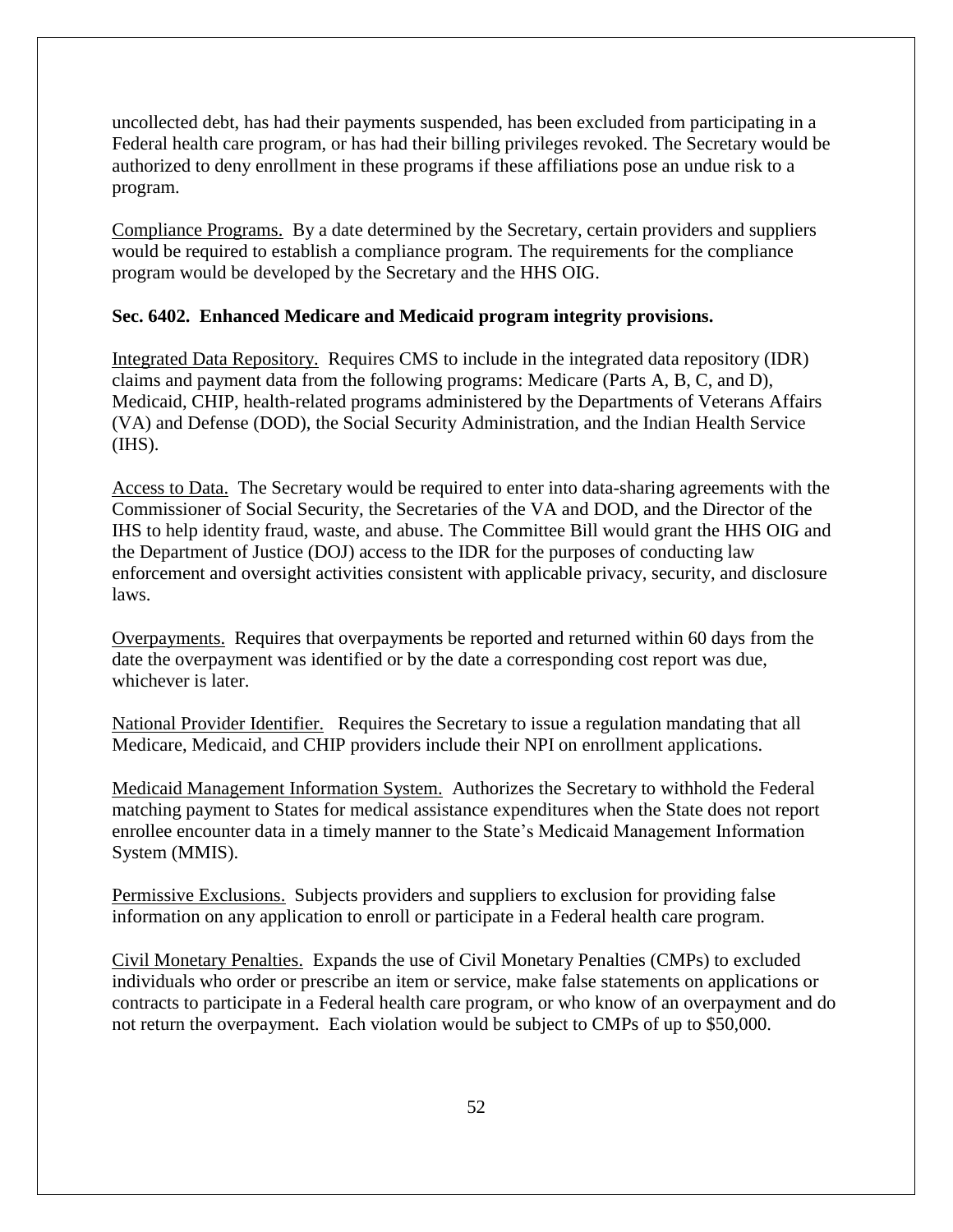uncollected debt, has had their payments suspended, has been excluded from participating in a Federal health care program, or has had their billing privileges revoked. The Secretary would be authorized to deny enrollment in these programs if these affiliations pose an undue risk to a program.

Compliance Programs. By a date determined by the Secretary, certain providers and suppliers would be required to establish a compliance program. The requirements for the compliance program would be developed by the Secretary and the HHS OIG.

**Sec. 6402. Enhanced Medicare and Medicaid program integrity provisions.**

Integrated Data Repository. Requires CMS to include in the integrated data repository (IDR) claims and payment data from the following programs: Medicare (Parts A, B, C, and D), Medicaid, CHIP, health-related programs administered by the Departments of Veterans Affairs (VA) and Defense (DOD), the Social Security Administration, and the Indian Health Service (IHS).

Access to Data. The Secretary would be required to enter into data-sharing agreements with the Commissioner of Social Security, the Secretaries of the VA and DOD, and the Director of the IHS to help identity fraud, waste, and abuse. The Committee Bill would grant the HHS OIG and the Department of Justice (DOJ) access to the IDR for the purposes of conducting law enforcement and oversight activities consistent with applicable privacy, security, and disclosure laws.

Overpayments. Requires that overpayments be reported and returned within 60 days from the date the overpayment was identified or by the date a corresponding cost report was due, whichever is later.

National Provider Identifier. Requires the Secretary to issue a regulation mandating that all Medicare, Medicaid, and CHIP providers include their NPI on enrollment applications.

Medicaid Management Information System. Authorizes the Secretary to withhold the Federal matching payment to States for medical assistance expenditures when the State does not report enrollee encounter data in a timely manner to the State's Medicaid Management Information System (MMIS).

Permissive Exclusions. Subjects providers and suppliers to exclusion for providing false information on any application to enroll or participate in a Federal health care program.

Civil Monetary Penalties. Expands the use of Civil Monetary Penalties (CMPs) to excluded individuals who order or prescribe an item or service, make false statements on applications or contracts to participate in a Federal health care program, or who know of an overpayment and do not return the overpayment. Each violation would be subject to CMPs of up to $50,000.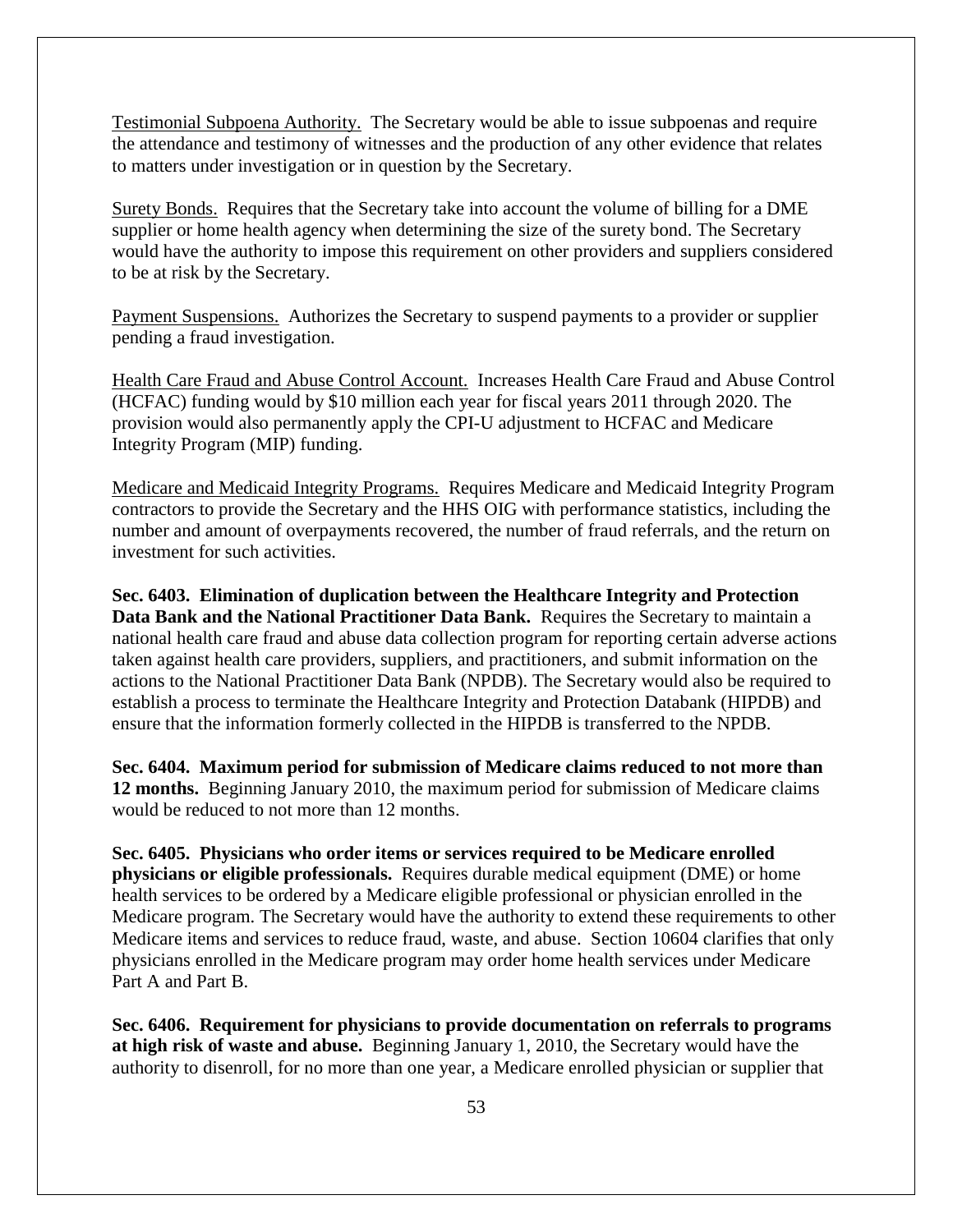<u>Testimonial Subpoena Authority.</u> The Secretary would be able to issue subpoenas and require the attendance and testimony of witnesses and the production of any other evidence that relates to matters under investigation or in question by the Secretary.

<u>Surety Bonds.</u> Requires that the Secretary take into account the volume of billing for a DME supplier or home health agency when determining the size of the surety bond. The Secretary would have the authority to impose this requirement on other providers and suppliers considered to be at risk by the Secretary.

<u>Payment Suspensions.</u> Authorizes the Secretary to suspend payments to a provider or supplier pending a fraud investigation.

<u>Health Care Fraud and Abuse Control Account.</u> Increases Health Care Fraud and Abuse Control (HCFAC) funding would by $10 million each year for fiscal years 2011 through 2020. The provision would also permanently apply the CPI-U adjustment to HCFAC and Medicare Integrity Program (MIP) funding.

<u>Medicare and Medicaid Integrity Programs.</u> Requires Medicare and Medicaid Integrity Program contractors to provide the Secretary and the HHS OIG with performance statistics, including the number and amount of overpayments recovered, the number of fraud referrals, and the return on investment for such activities.

**Sec. 6403. Elimination of duplication between the Healthcare Integrity and Protection Data Bank and the National Practitioner Data Bank.** Requires the Secretary to maintain a national health care fraud and abuse data collection program for reporting certain adverse actions taken against health care providers, suppliers, and practitioners, and submit information on the actions to the National Practitioner Data Bank (NPDB). The Secretary would also be required to establish a process to terminate the Healthcare Integrity and Protection Databank (HIPDB) and ensure that the information formerly collected in the HIPDB is transferred to the NPDB.

**Sec. 6404. Maximum period for submission of Medicare claims reduced to not more than 12 months.** Beginning January 2010, the maximum period for submission of Medicare claims would be reduced to not more than 12 months.

**Sec. 6405. Physicians who order items or services required to be Medicare enrolled physicians or eligible professionals.** Requires durable medical equipment (DME) or home health services to be ordered by a Medicare eligible professional or physician enrolled in the Medicare program. The Secretary would have the authority to extend these requirements to other Medicare items and services to reduce fraud, waste, and abuse. Section 10604 clarifies that only physicians enrolled in the Medicare program may order home health services under Medicare Part A and Part B.

**Sec. 6406. Requirement for physicians to provide documentation on referrals to programs at high risk of waste and abuse.** Beginning January 1, 2010, the Secretary would have the authority to disenroll, for no more than one year, a Medicare enrolled physician or supplier that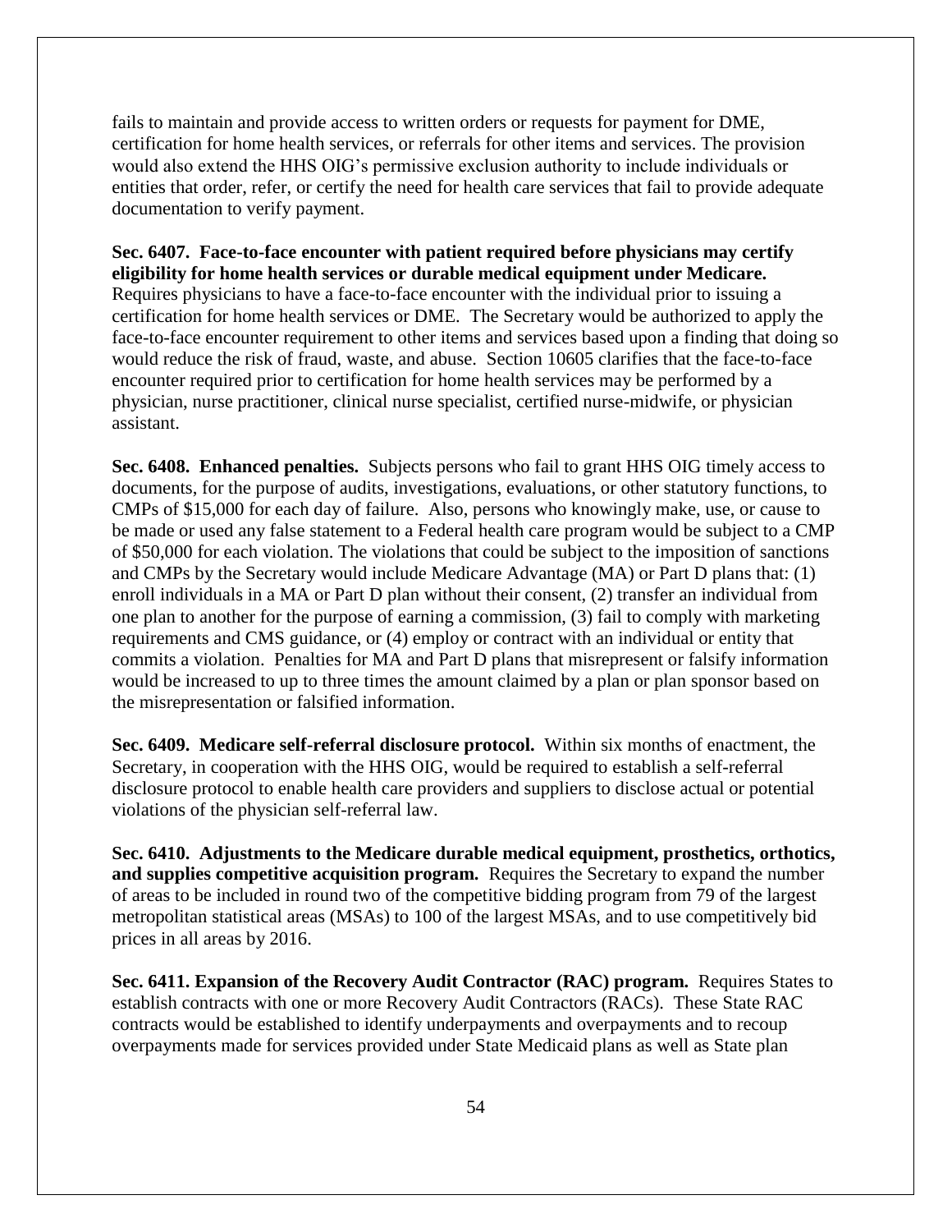fails to maintain and provide access to written orders or requests for payment for DME, certification for home health services, or referrals for other items and services. The provision would also extend the HHS OIG's permissive exclusion authority to include individuals or entities that order, refer, or certify the need for health care services that fail to provide adequate documentation to verify payment.

**Sec. 6407. Face-to-face encounter with patient required before physicians may certify eligibility for home health services or durable medical equipment under Medicare.** Requires physicians to have a face-to-face encounter with the individual prior to issuing a certification for home health services or DME. The Secretary would be authorized to apply the face-to-face encounter requirement to other items and services based upon a finding that doing so would reduce the risk of fraud, waste, and abuse. Section 10605 clarifies that the face-to-face encounter required prior to certification for home health services may be performed by a physician, nurse practitioner, clinical nurse specialist, certified nurse-midwife, or physician assistant.

**Sec. 6408. Enhanced penalties.** Subjects persons who fail to grant HHS OIG timely access to documents, for the purpose of audits, investigations, evaluations, or other statutory functions, to CMPs of $15,000 for each day of failure. Also, persons who knowingly make, use, or cause to be made or used any false statement to a Federal health care program would be subject to a CMP of $50,000 for each violation. The violations that could be subject to the imposition of sanctions and CMPs by the Secretary would include Medicare Advantage (MA) or Part D plans that: (1) enroll individuals in a MA or Part D plan without their consent, (2) transfer an individual from one plan to another for the purpose of earning a commission, (3) fail to comply with marketing requirements and CMS guidance, or (4) employ or contract with an individual or entity that commits a violation. Penalties for MA and Part D plans that misrepresent or falsify information would be increased to up to three times the amount claimed by a plan or plan sponsor based on the misrepresentation or falsified information.

**Sec. 6409. Medicare self-referral disclosure protocol.** Within six months of enactment, the Secretary, in cooperation with the HHS OIG, would be required to establish a self-referral disclosure protocol to enable health care providers and suppliers to disclose actual or potential violations of the physician self-referral law.

**Sec. 6410. Adjustments to the Medicare durable medical equipment, prosthetics, orthotics, and supplies competitive acquisition program.** Requires the Secretary to expand the number of areas to be included in round two of the competitive bidding program from 79 of the largest metropolitan statistical areas (MSAs) to 100 of the largest MSAs, and to use competitively bid prices in all areas by 2016.

**Sec. 6411. Expansion of the Recovery Audit Contractor (RAC) program.** Requires States to establish contracts with one or more Recovery Audit Contractors (RACs). These State RAC contracts would be established to identify underpayments and overpayments and to recoup overpayments made for services provided under State Medicaid plans as well as State plan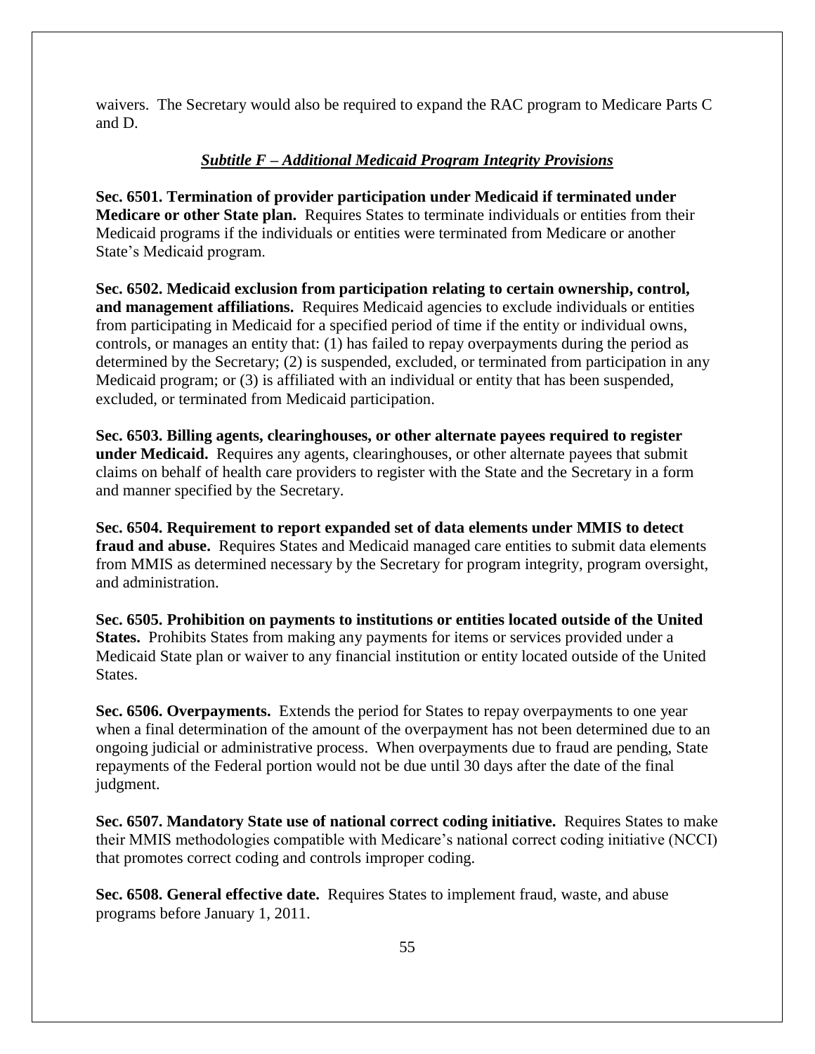waivers. The Secretary would also be required to expand the RAC program to Medicare Parts C and D.

### ***Subtitle F – Additional Medicaid Program Integrity Provisions***

**Sec. 6501. Termination of provider participation under Medicaid if terminated under Medicare or other State plan.** Requires States to terminate individuals or entities from their Medicaid programs if the individuals or entities were terminated from Medicare or another State's Medicaid program.

**Sec. 6502. Medicaid exclusion from participation relating to certain ownership, control, and management affiliations.** Requires Medicaid agencies to exclude individuals or entities from participating in Medicaid for a specified period of time if the entity or individual owns, controls, or manages an entity that: (1) has failed to repay overpayments during the period as determined by the Secretary; (2) is suspended, excluded, or terminated from participation in any Medicaid program; or (3) is affiliated with an individual or entity that has been suspended, excluded, or terminated from Medicaid participation.

**Sec. 6503. Billing agents, clearinghouses, or other alternate payees required to register under Medicaid.** Requires any agents, clearinghouses, or other alternate payees that submit claims on behalf of health care providers to register with the State and the Secretary in a form and manner specified by the Secretary.

**Sec. 6504. Requirement to report expanded set of data elements under MMIS to detect fraud and abuse.** Requires States and Medicaid managed care entities to submit data elements from MMIS as determined necessary by the Secretary for program integrity, program oversight, and administration.

**Sec. 6505. Prohibition on payments to institutions or entities located outside of the United States.** Prohibits States from making any payments for items or services provided under a Medicaid State plan or waiver to any financial institution or entity located outside of the United States.

**Sec. 6506. Overpayments.** Extends the period for States to repay overpayments to one year when a final determination of the amount of the overpayment has not been determined due to an ongoing judicial or administrative process. When overpayments due to fraud are pending, State repayments of the Federal portion would not be due until 30 days after the date of the final judgment.

**Sec. 6507. Mandatory State use of national correct coding initiative.** Requires States to make their MMIS methodologies compatible with Medicare's national correct coding initiative (NCCI) that promotes correct coding and controls improper coding.

**Sec. 6508. General effective date.** Requires States to implement fraud, waste, and abuse programs before January 1, 2011.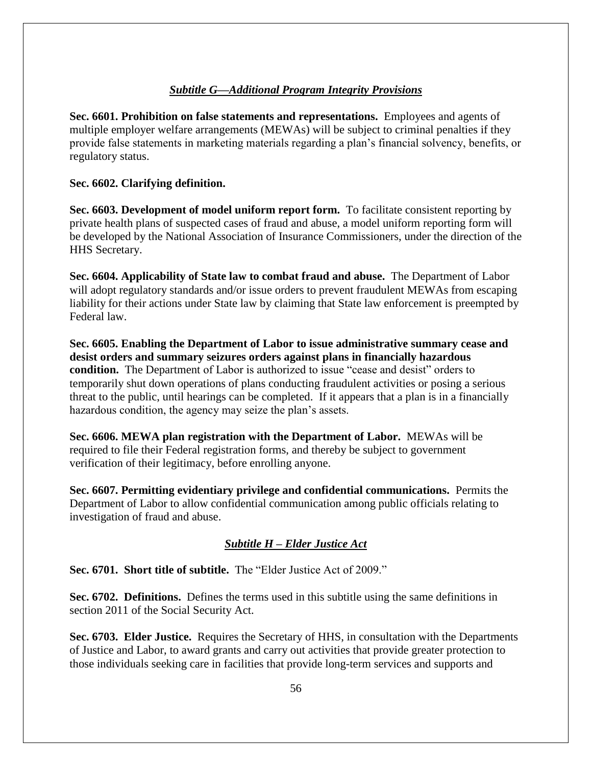## ***Subtitle G—Additional Program Integrity Provisions***

**Sec. 6601. Prohibition on false statements and representations.** Employees and agents of multiple employer welfare arrangements (MEWAs) will be subject to criminal penalties if they provide false statements in marketing materials regarding a plan's financial solvency, benefits, or regulatory status.

**Sec. 6602. Clarifying definition.**

**Sec. 6603. Development of model uniform report form.** To facilitate consistent reporting by private health plans of suspected cases of fraud and abuse, a model uniform reporting form will be developed by the National Association of Insurance Commissioners, under the direction of the HHS Secretary.

**Sec. 6604. Applicability of State law to combat fraud and abuse.** The Department of Labor will adopt regulatory standards and/or issue orders to prevent fraudulent MEWAs from escaping liability for their actions under State law by claiming that State law enforcement is preempted by Federal law.

**Sec. 6605. Enabling the Department of Labor to issue administrative summary cease and desist orders and summary seizures orders against plans in financially hazardous condition.** The Department of Labor is authorized to issue "cease and desist" orders to temporarily shut down operations of plans conducting fraudulent activities or posing a serious threat to the public, until hearings can be completed. If it appears that a plan is in a financially hazardous condition, the agency may seize the plan's assets.

**Sec. 6606. MEWA plan registration with the Department of Labor.** MEWAs will be required to file their Federal registration forms, and thereby be subject to government verification of their legitimacy, before enrolling anyone.

**Sec. 6607. Permitting evidentiary privilege and confidential communications.** Permits the Department of Labor to allow confidential communication among public officials relating to investigation of fraud and abuse.

## ***Subtitle H – Elder Justice Act***

**Sec. 6701. Short title of subtitle.** The "Elder Justice Act of 2009."

**Sec. 6702. Definitions.** Defines the terms used in this subtitle using the same definitions in section 2011 of the Social Security Act.

**Sec. 6703. Elder Justice.** Requires the Secretary of HHS, in consultation with the Departments of Justice and Labor, to award grants and carry out activities that provide greater protection to those individuals seeking care in facilities that provide long-term services and supports and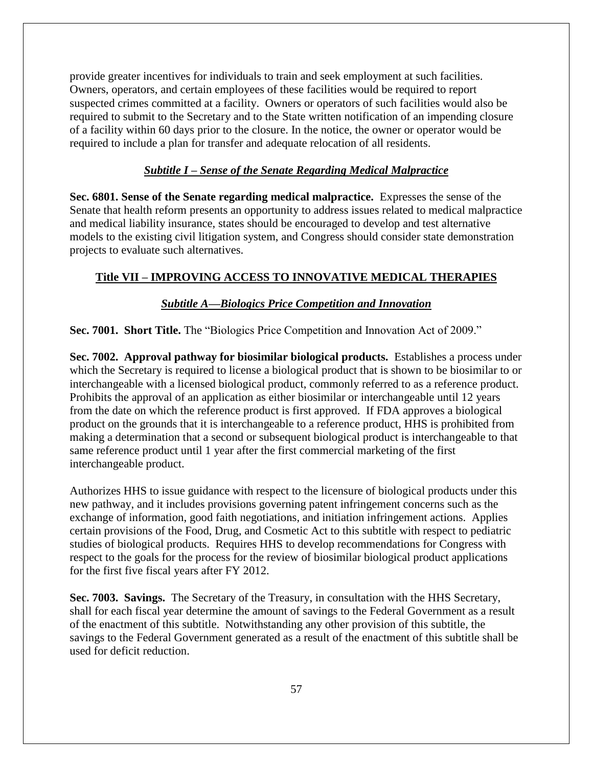provide greater incentives for individuals to train and seek employment at such facilities. Owners, operators, and certain employees of these facilities would be required to report suspected crimes committed at a facility. Owners or operators of such facilities would also be required to submit to the Secretary and to the State written notification of an impending closure of a facility within 60 days prior to the closure. In the notice, the owner or operator would be required to include a plan for transfer and adequate relocation of all residents.

### ***Subtitle I – Sense of the Senate Regarding Medical Malpractice***

**Sec. 6801. Sense of the Senate regarding medical malpractice.** Expresses the sense of the Senate that health reform presents an opportunity to address issues related to medical malpractice and medical liability insurance, states should be encouraged to develop and test alternative models to the existing civil litigation system, and Congress should consider state demonstration projects to evaluate such alternatives.

## **Title VII – IMPROVING ACCESS TO INNOVATIVE MEDICAL THERAPIES**

### ***Subtitle A—Biologics Price Competition and Innovation***

**Sec. 7001. Short Title.** The "Biologics Price Competition and Innovation Act of 2009."

**Sec. 7002. Approval pathway for biosimilar biological products.** Establishes a process under which the Secretary is required to license a biological product that is shown to be biosimilar to or interchangeable with a licensed biological product, commonly referred to as a reference product. Prohibits the approval of an application as either biosimilar or interchangeable until 12 years from the date on which the reference product is first approved. If FDA approves a biological product on the grounds that it is interchangeable to a reference product, HHS is prohibited from making a determination that a second or subsequent biological product is interchangeable to that same reference product until 1 year after the first commercial marketing of the first interchangeable product.

Authorizes HHS to issue guidance with respect to the licensure of biological products under this new pathway, and it includes provisions governing patent infringement concerns such as the exchange of information, good faith negotiations, and initiation infringement actions. Applies certain provisions of the Food, Drug, and Cosmetic Act to this subtitle with respect to pediatric studies of biological products. Requires HHS to develop recommendations for Congress with respect to the goals for the process for the review of biosimilar biological product applications for the first five fiscal years after FY 2012.

**Sec. 7003. Savings.** The Secretary of the Treasury, in consultation with the HHS Secretary, shall for each fiscal year determine the amount of savings to the Federal Government as a result of the enactment of this subtitle. Notwithstanding any other provision of this subtitle, the savings to the Federal Government generated as a result of the enactment of this subtitle shall be used for deficit reduction.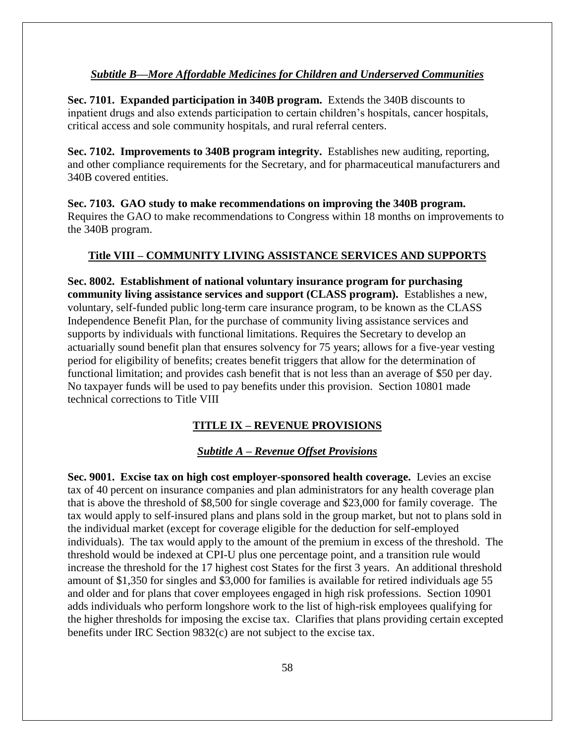### ***Subtitle B—More Affordable Medicines for Children and Underserved Communities***

**Sec. 7101. Expanded participation in 340B program.** Extends the 340B discounts to inpatient drugs and also extends participation to certain children's hospitals, cancer hospitals, critical access and sole community hospitals, and rural referral centers.

**Sec. 7102. Improvements to 340B program integrity.** Establishes new auditing, reporting, and other compliance requirements for the Secretary, and for pharmaceutical manufacturers and 340B covered entities.

**Sec. 7103. GAO study to make recommendations on improving the 340B program.** Requires the GAO to make recommendations to Congress within 18 months on improvements to the 340B program.

## **Title VIII – COMMUNITY LIVING ASSISTANCE SERVICES AND SUPPORTS**

**Sec. 8002. Establishment of national voluntary insurance program for purchasing community living assistance services and support (CLASS program).** Establishes a new, voluntary, self-funded public long-term care insurance program, to be known as the CLASS Independence Benefit Plan, for the purchase of community living assistance services and supports by individuals with functional limitations. Requires the Secretary to develop an actuarially sound benefit plan that ensures solvency for 75 years; allows for a five-year vesting period for eligibility of benefits; creates benefit triggers that allow for the determination of functional limitation; and provides cash benefit that is not less than an average of $50 per day. No taxpayer funds will be used to pay benefits under this provision. Section 10801 made technical corrections to Title VIII

## **TITLE IX – REVENUE PROVISIONS**

### ***Subtitle A – Revenue Offset Provisions***

**Sec. 9001. Excise tax on high cost employer-sponsored health coverage.** Levies an excise tax of 40 percent on insurance companies and plan administrators for any health coverage plan that is above the threshold of $8,500 for single coverage and $23,000 for family coverage. The tax would apply to self-insured plans and plans sold in the group market, but not to plans sold in the individual market (except for coverage eligible for the deduction for self-employed individuals). The tax would apply to the amount of the premium in excess of the threshold. The threshold would be indexed at CPI-U plus one percentage point, and a transition rule would increase the threshold for the 17 highest cost States for the first 3 years. An additional threshold amount of $1,350 for singles and $3,000 for families is available for retired individuals age 55 and older and for plans that cover employees engaged in high risk professions. Section 10901 adds individuals who perform longshore work to the list of high-risk employees qualifying for the higher thresholds for imposing the excise tax. Clarifies that plans providing certain excepted benefits under IRC Section 9832(c) are not subject to the excise tax.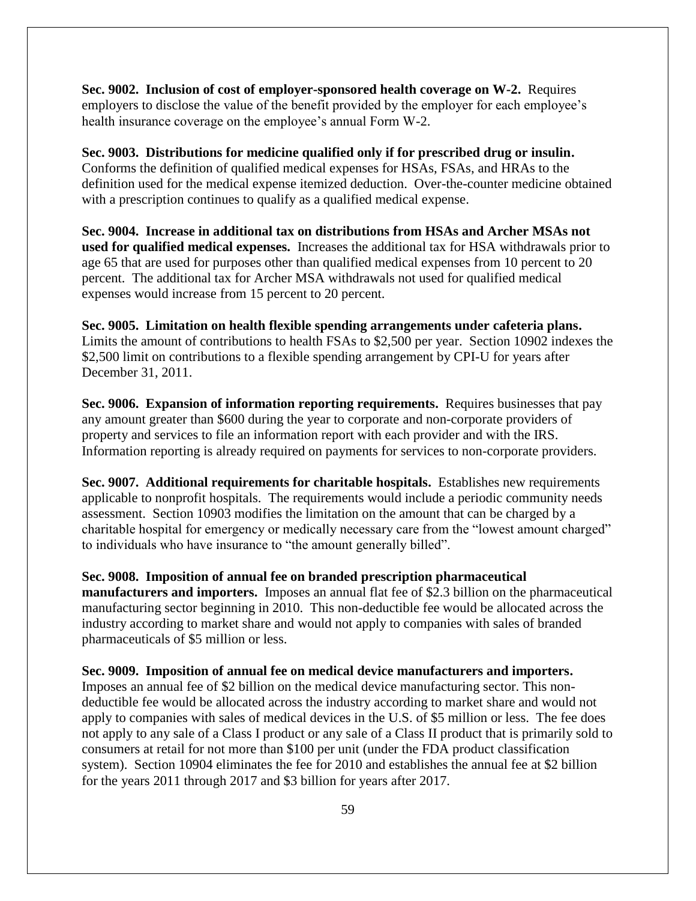**Sec. 9002. Inclusion of cost of employer-sponsored health coverage on W-2.** Requires employers to disclose the value of the benefit provided by the employer for each employee's health insurance coverage on the employee's annual Form W-2.

**Sec. 9003. Distributions for medicine qualified only if for prescribed drug or insulin.** Conforms the definition of qualified medical expenses for HSAs, FSAs, and HRAs to the definition used for the medical expense itemized deduction. Over-the-counter medicine obtained with a prescription continues to qualify as a qualified medical expense.

**Sec. 9004. Increase in additional tax on distributions from HSAs and Archer MSAs not used for qualified medical expenses.** Increases the additional tax for HSA withdrawals prior to age 65 that are used for purposes other than qualified medical expenses from 10 percent to 20 percent. The additional tax for Archer MSA withdrawals not used for qualified medical expenses would increase from 15 percent to 20 percent.

**Sec. 9005. Limitation on health flexible spending arrangements under cafeteria plans.** Limits the amount of contributions to health FSAs to $2,500 per year. Section 10902 indexes the $2,500 limit on contributions to a flexible spending arrangement by CPI-U for years after December 31, 2011.

**Sec. 9006. Expansion of information reporting requirements.** Requires businesses that pay any amount greater than $600 during the year to corporate and non-corporate providers of property and services to file an information report with each provider and with the IRS. Information reporting is already required on payments for services to non-corporate providers.

**Sec. 9007. Additional requirements for charitable hospitals.** Establishes new requirements applicable to nonprofit hospitals. The requirements would include a periodic community needs assessment. Section 10903 modifies the limitation on the amount that can be charged by a charitable hospital for emergency or medically necessary care from the "lowest amount charged" to individuals who have insurance to "the amount generally billed".

**Sec. 9008. Imposition of annual fee on branded prescription pharmaceutical manufacturers and importers.** Imposes an annual flat fee of $2.3 billion on the pharmaceutical manufacturing sector beginning in 2010. This non-deductible fee would be allocated across the industry according to market share and would not apply to companies with sales of branded pharmaceuticals of $5 million or less.

**Sec. 9009. Imposition of annual fee on medical device manufacturers and importers.** Imposes an annual fee of $2 billion on the medical device manufacturing sector. This non-deductible fee would be allocated across the industry according to market share and would not apply to companies with sales of medical devices in the U.S. of $5 million or less. The fee does not apply to any sale of a Class I product or any sale of a Class II product that is primarily sold to consumers at retail for not more than $100 per unit (under the FDA product classification system). Section 10904 eliminates the fee for 2010 and establishes the annual fee at $2 billion for the years 2011 through 2017 and $3 billion for years after 2017.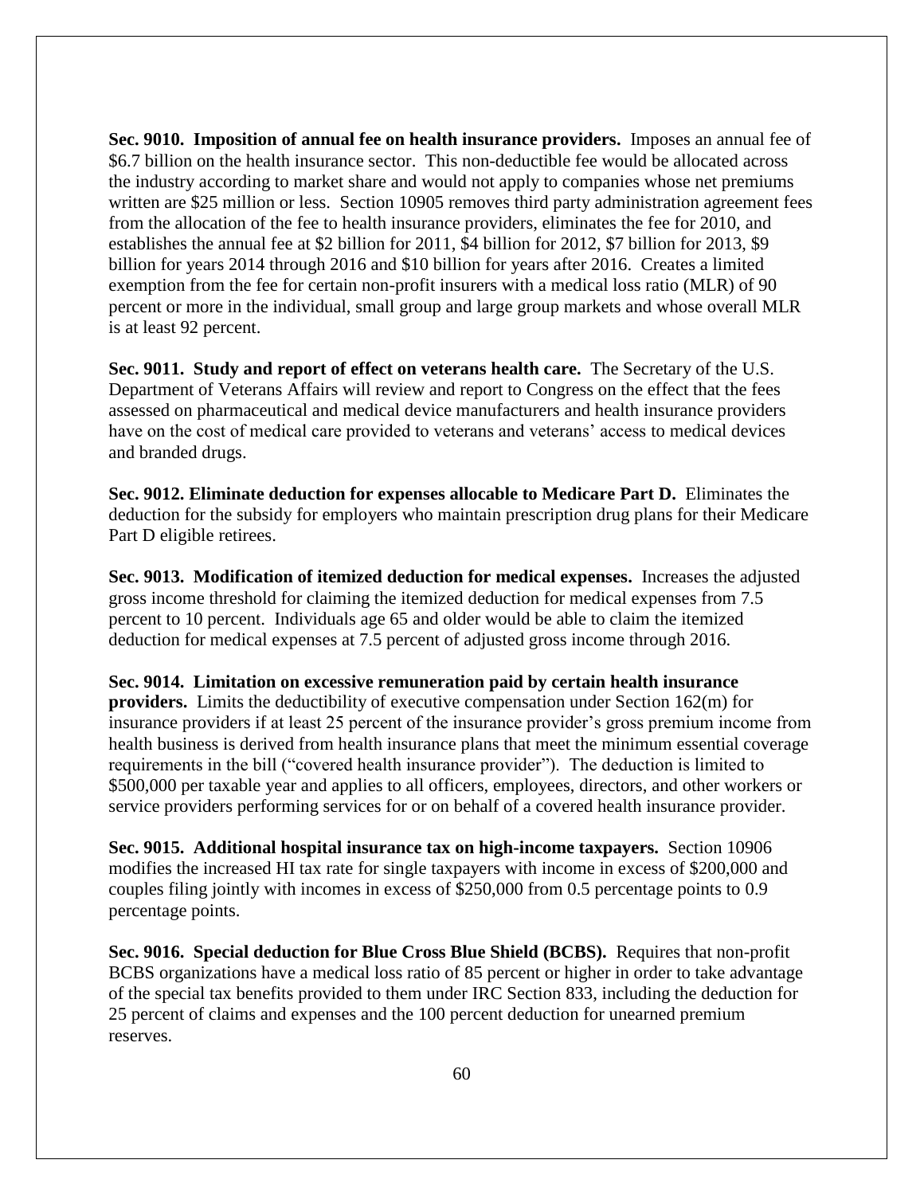**Sec. 9010. Imposition of annual fee on health insurance providers.** Imposes an annual fee of $6.7 billion on the health insurance sector. This non-deductible fee would be allocated across the industry according to market share and would not apply to companies whose net premiums written are $25 million or less. Section 10905 removes third party administration agreement fees from the allocation of the fee to health insurance providers, eliminates the fee for 2010, and establishes the annual fee at $2 billion for 2011, $4 billion for 2012, $7 billion for 2013, $9 billion for years 2014 through 2016 and $10 billion for years after 2016. Creates a limited exemption from the fee for certain non-profit insurers with a medical loss ratio (MLR) of 90 percent or more in the individual, small group and large group markets and whose overall MLR is at least 92 percent.

**Sec. 9011. Study and report of effect on veterans health care.** The Secretary of the U.S. Department of Veterans Affairs will review and report to Congress on the effect that the fees assessed on pharmaceutical and medical device manufacturers and health insurance providers have on the cost of medical care provided to veterans and veterans' access to medical devices and branded drugs.

**Sec. 9012. Eliminate deduction for expenses allocable to Medicare Part D.** Eliminates the deduction for the subsidy for employers who maintain prescription drug plans for their Medicare Part D eligible retirees.

**Sec. 9013. Modification of itemized deduction for medical expenses.** Increases the adjusted gross income threshold for claiming the itemized deduction for medical expenses from 7.5 percent to 10 percent. Individuals age 65 and older would be able to claim the itemized deduction for medical expenses at 7.5 percent of adjusted gross income through 2016.

**Sec. 9014. Limitation on excessive remuneration paid by certain health insurance providers.** Limits the deductibility of executive compensation under Section 162(m) for insurance providers if at least 25 percent of the insurance provider's gross premium income from health business is derived from health insurance plans that meet the minimum essential coverage requirements in the bill ("covered health insurance provider"). The deduction is limited to $500,000 per taxable year and applies to all officers, employees, directors, and other workers or service providers performing services for or on behalf of a covered health insurance provider.

**Sec. 9015. Additional hospital insurance tax on high-income taxpayers.** Section 10906 modifies the increased HI tax rate for single taxpayers with income in excess of $200,000 and couples filing jointly with incomes in excess of $250,000 from 0.5 percentage points to 0.9 percentage points.

**Sec. 9016. Special deduction for Blue Cross Blue Shield (BCBS).** Requires that non-profit BCBS organizations have a medical loss ratio of 85 percent or higher in order to take advantage of the special tax benefits provided to them under IRC Section 833, including the deduction for 25 percent of claims and expenses and the 100 percent deduction for unearned premium reserves.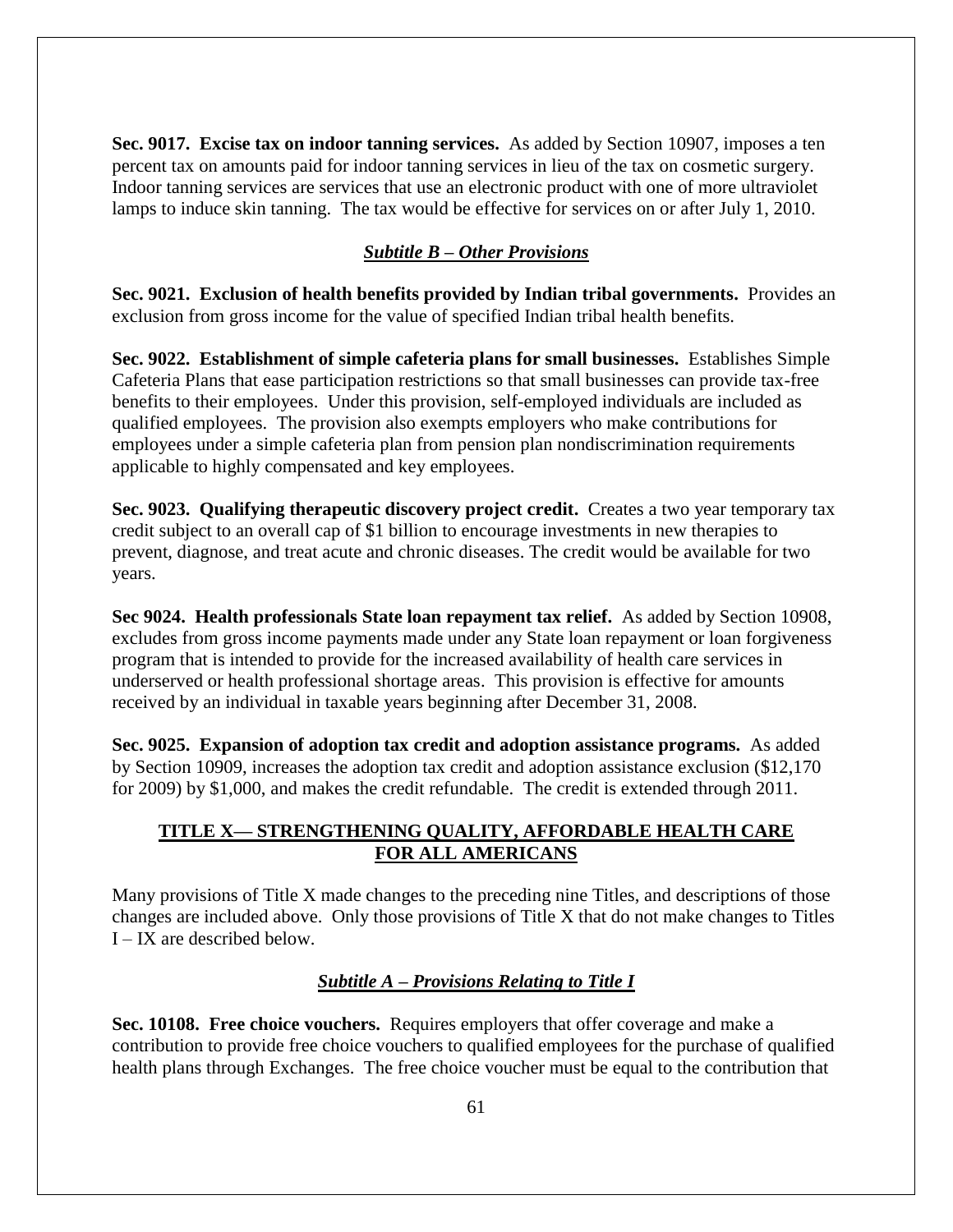**Sec. 9017. Excise tax on indoor tanning services.** As added by Section 10907, imposes a ten percent tax on amounts paid for indoor tanning services in lieu of the tax on cosmetic surgery. Indoor tanning services are services that use an electronic product with one of more ultraviolet lamps to induce skin tanning. The tax would be effective for services on or after July 1, 2010.

### ***Subtitle B – Other Provisions***

**Sec. 9021. Exclusion of health benefits provided by Indian tribal governments.** Provides an exclusion from gross income for the value of specified Indian tribal health benefits.

**Sec. 9022. Establishment of simple cafeteria plans for small businesses.** Establishes Simple Cafeteria Plans that ease participation restrictions so that small businesses can provide tax-free benefits to their employees. Under this provision, self-employed individuals are included as qualified employees. The provision also exempts employers who make contributions for employees under a simple cafeteria plan from pension plan nondiscrimination requirements applicable to highly compensated and key employees.

**Sec. 9023. Qualifying therapeutic discovery project credit.** Creates a two year temporary tax credit subject to an overall cap of $1 billion to encourage investments in new therapies to prevent, diagnose, and treat acute and chronic diseases. The credit would be available for two years.

**Sec 9024. Health professionals State loan repayment tax relief.** As added by Section 10908, excludes from gross income payments made under any State loan repayment or loan forgiveness program that is intended to provide for the increased availability of health care services in underserved or health professional shortage areas. This provision is effective for amounts received by an individual in taxable years beginning after December 31, 2008.

**Sec. 9025. Expansion of adoption tax credit and adoption assistance programs.** As added by Section 10909, increases the adoption tax credit and adoption assistance exclusion ($12,170 for 2009) by $1,000, and makes the credit refundable. The credit is extended through 2011.

## **TITLE X— STRENGTHENING QUALITY, AFFORDABLE HEALTH CARE FOR ALL AMERICANS**

Many provisions of Title X made changes to the preceding nine Titles, and descriptions of those changes are included above. Only those provisions of Title X that do not make changes to Titles I – IX are described below.

### ***Subtitle A – Provisions Relating to Title I***

**Sec. 10108. Free choice vouchers.** Requires employers that offer coverage and make a contribution to provide free choice vouchers to qualified employees for the purchase of qualified health plans through Exchanges. The free choice voucher must be equal to the contribution that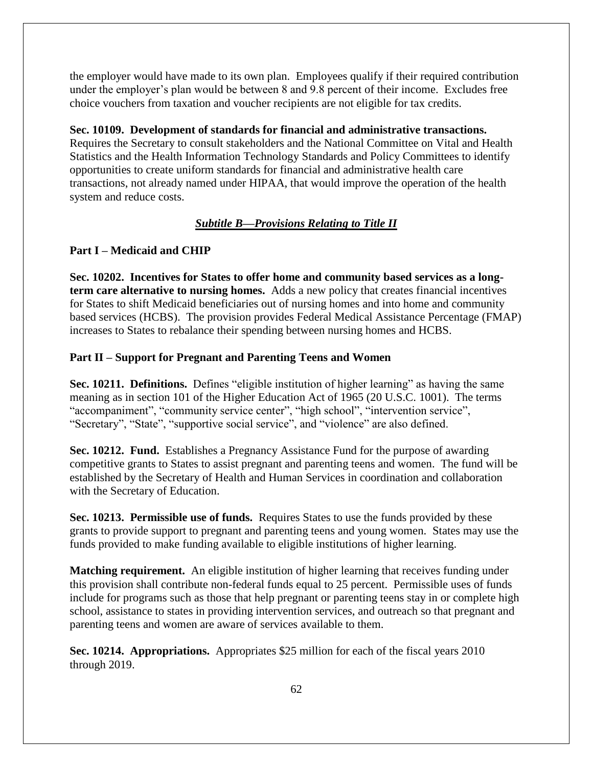the employer would have made to its own plan. Employees qualify if their required contribution under the employer's plan would be between 8 and 9.8 percent of their income. Excludes free choice vouchers from taxation and voucher recipients are not eligible for tax credits.

**Sec. 10109. Development of standards for financial and administrative transactions.** Requires the Secretary to consult stakeholders and the National Committee on Vital and Health Statistics and the Health Information Technology Standards and Policy Committees to identify opportunities to create uniform standards for financial and administrative health care transactions, not already named under HIPAA, that would improve the operation of the health system and reduce costs.

## ***Subtitle B—Provisions Relating to Title II***

### Part I – Medicaid and CHIP

**Sec. 10202. Incentives for States to offer home and community based services as a long-term care alternative to nursing homes.** Adds a new policy that creates financial incentives for States to shift Medicaid beneficiaries out of nursing homes and into home and community based services (HCBS). The provision provides Federal Medical Assistance Percentage (FMAP) increases to States to rebalance their spending between nursing homes and HCBS.

### Part II – Support for Pregnant and Parenting Teens and Women

**Sec. 10211. Definitions.** Defines "eligible institution of higher learning" as having the same meaning as in section 101 of the Higher Education Act of 1965 (20 U.S.C. 1001). The terms "accompaniment", "community service center", "high school", "intervention service", "Secretary", "State", "supportive social service", and "violence" are also defined.

**Sec. 10212. Fund.** Establishes a Pregnancy Assistance Fund for the purpose of awarding competitive grants to States to assist pregnant and parenting teens and women. The fund will be established by the Secretary of Health and Human Services in coordination and collaboration with the Secretary of Education.

**Sec. 10213. Permissible use of funds.** Requires States to use the funds provided by these grants to provide support to pregnant and parenting teens and young women. States may use the funds provided to make funding available to eligible institutions of higher learning.

**Matching requirement.** An eligible institution of higher learning that receives funding under this provision shall contribute non-federal funds equal to 25 percent. Permissible uses of funds include for programs such as those that help pregnant or parenting teens stay in or complete high school, assistance to states in providing intervention services, and outreach so that pregnant and parenting teens and women are aware of services available to them.

**Sec. 10214. Appropriations.** Appropriates $25 million for each of the fiscal years 2010 through 2019.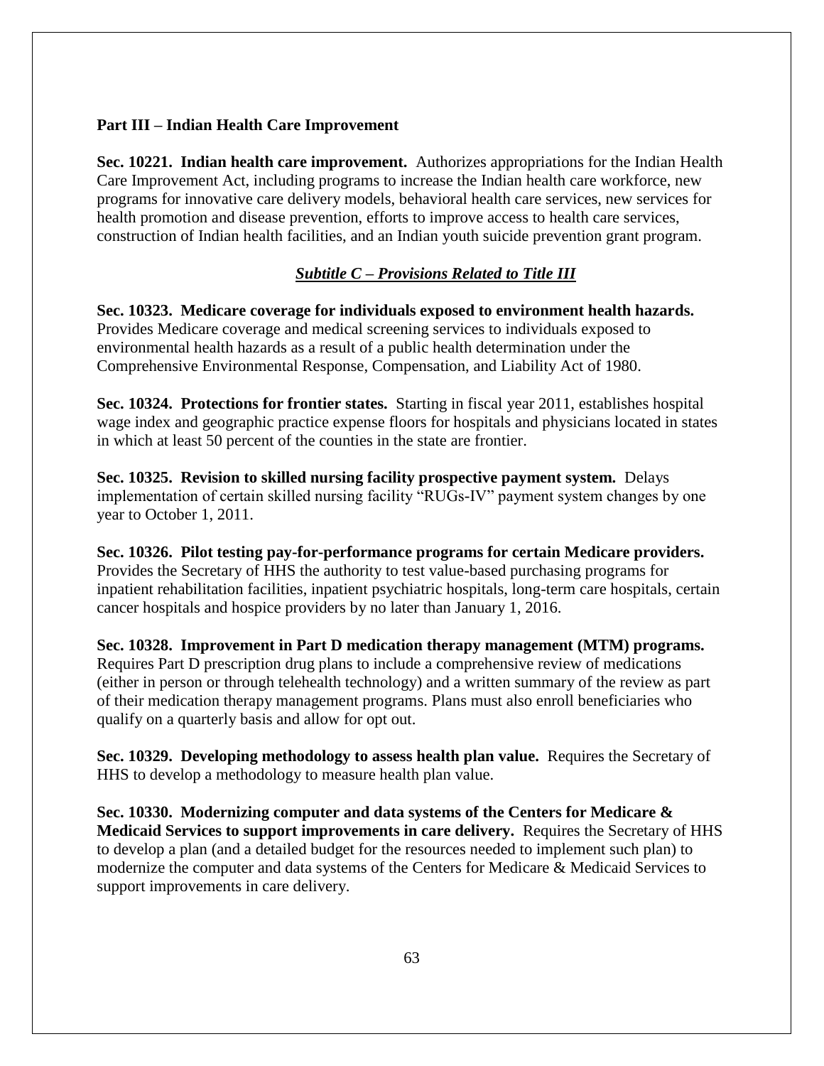**Part III – Indian Health Care Improvement**

**Sec. 10221. Indian health care improvement.** Authorizes appropriations for the Indian Health Care Improvement Act, including programs to increase the Indian health care workforce, new programs for innovative care delivery models, behavioral health care services, new services for health promotion and disease prevention, efforts to improve access to health care services, construction of Indian health facilities, and an Indian youth suicide prevention grant program.

## ***Subtitle C – Provisions Related to Title III***

**Sec. 10323. Medicare coverage for individuals exposed to environment health hazards.** Provides Medicare coverage and medical screening services to individuals exposed to environmental health hazards as a result of a public health determination under the Comprehensive Environmental Response, Compensation, and Liability Act of 1980.

**Sec. 10324. Protections for frontier states.** Starting in fiscal year 2011, establishes hospital wage index and geographic practice expense floors for hospitals and physicians located in states in which at least 50 percent of the counties in the state are frontier.

**Sec. 10325. Revision to skilled nursing facility prospective payment system.** Delays implementation of certain skilled nursing facility "RUGs-IV" payment system changes by one year to October 1, 2011.

**Sec. 10326. Pilot testing pay-for-performance programs for certain Medicare providers.** Provides the Secretary of HHS the authority to test value-based purchasing programs for inpatient rehabilitation facilities, inpatient psychiatric hospitals, long-term care hospitals, certain cancer hospitals and hospice providers by no later than January 1, 2016.

**Sec. 10328. Improvement in Part D medication therapy management (MTM) programs.** Requires Part D prescription drug plans to include a comprehensive review of medications (either in person or through telehealth technology) and a written summary of the review as part of their medication therapy management programs. Plans must also enroll beneficiaries who qualify on a quarterly basis and allow for opt out.

**Sec. 10329. Developing methodology to assess health plan value.** Requires the Secretary of HHS to develop a methodology to measure health plan value.

**Sec. 10330. Modernizing computer and data systems of the Centers for Medicare & Medicaid Services to support improvements in care delivery.** Requires the Secretary of HHS to develop a plan (and a detailed budget for the resources needed to implement such plan) to modernize the computer and data systems of the Centers for Medicare & Medicaid Services to support improvements in care delivery.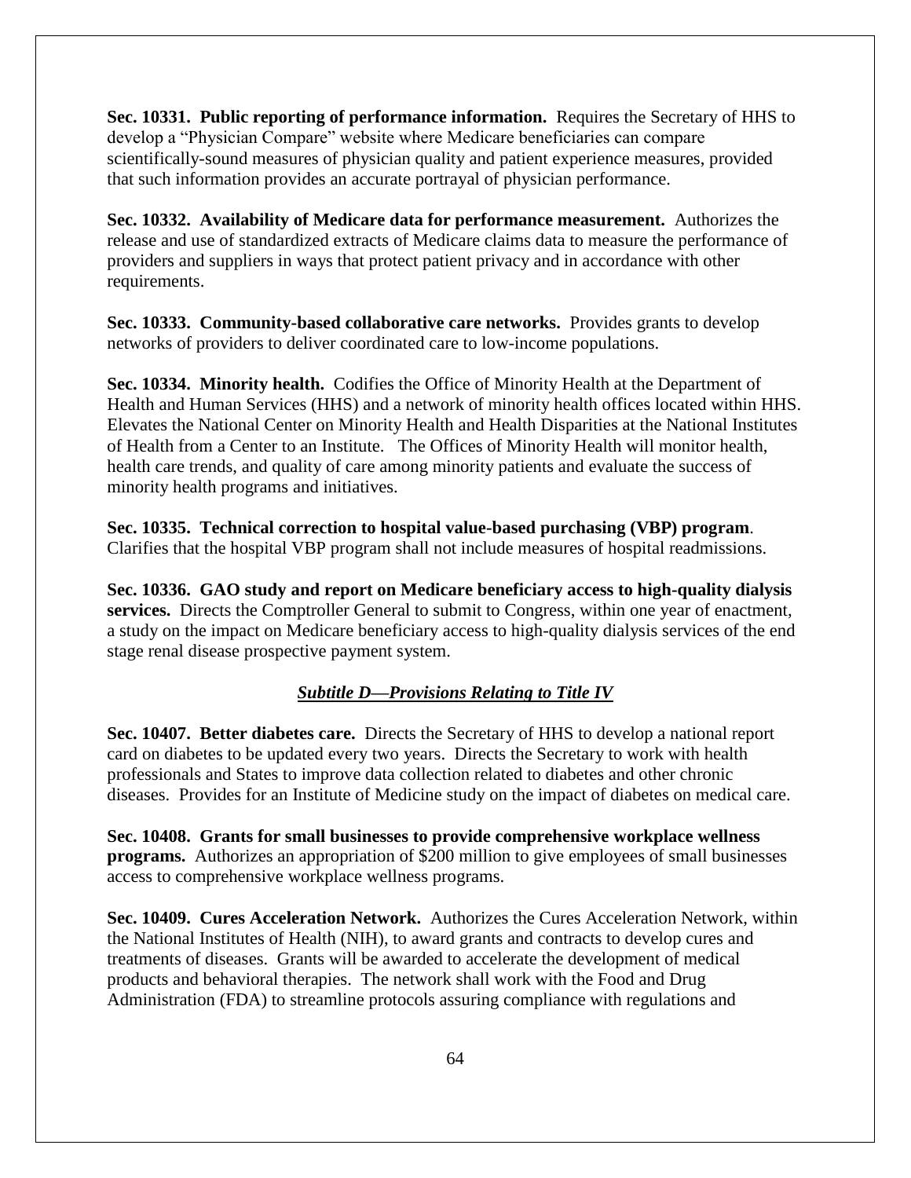**Sec. 10331. Public reporting of performance information.** Requires the Secretary of HHS to develop a "Physician Compare" website where Medicare beneficiaries can compare scientifically-sound measures of physician quality and patient experience measures, provided that such information provides an accurate portrayal of physician performance.

**Sec. 10332. Availability of Medicare data for performance measurement.** Authorizes the release and use of standardized extracts of Medicare claims data to measure the performance of providers and suppliers in ways that protect patient privacy and in accordance with other requirements.

**Sec. 10333. Community-based collaborative care networks.** Provides grants to develop networks of providers to deliver coordinated care to low-income populations.

**Sec. 10334. Minority health.** Codifies the Office of Minority Health at the Department of Health and Human Services (HHS) and a network of minority health offices located within HHS. Elevates the National Center on Minority Health and Health Disparities at the National Institutes of Health from a Center to an Institute. The Offices of Minority Health will monitor health, health care trends, and quality of care among minority patients and evaluate the success of minority health programs and initiatives.

**Sec. 10335. Technical correction to hospital value-based purchasing (VBP) program**. Clarifies that the hospital VBP program shall not include measures of hospital readmissions.

**Sec. 10336. GAO study and report on Medicare beneficiary access to high-quality dialysis services.** Directs the Comptroller General to submit to Congress, within one year of enactment, a study on the impact on Medicare beneficiary access to high-quality dialysis services of the end stage renal disease prospective payment system.

### ***Subtitle D—Provisions Relating to Title IV***

**Sec. 10407. Better diabetes care.** Directs the Secretary of HHS to develop a national report card on diabetes to be updated every two years. Directs the Secretary to work with health professionals and States to improve data collection related to diabetes and other chronic diseases. Provides for an Institute of Medicine study on the impact of diabetes on medical care.

**Sec. 10408. Grants for small businesses to provide comprehensive workplace wellness programs.** Authorizes an appropriation of $200 million to give employees of small businesses access to comprehensive workplace wellness programs.

**Sec. 10409. Cures Acceleration Network.** Authorizes the Cures Acceleration Network, within the National Institutes of Health (NIH), to award grants and contracts to develop cures and treatments of diseases. Grants will be awarded to accelerate the development of medical products and behavioral therapies. The network shall work with the Food and Drug Administration (FDA) to streamline protocols assuring compliance with regulations and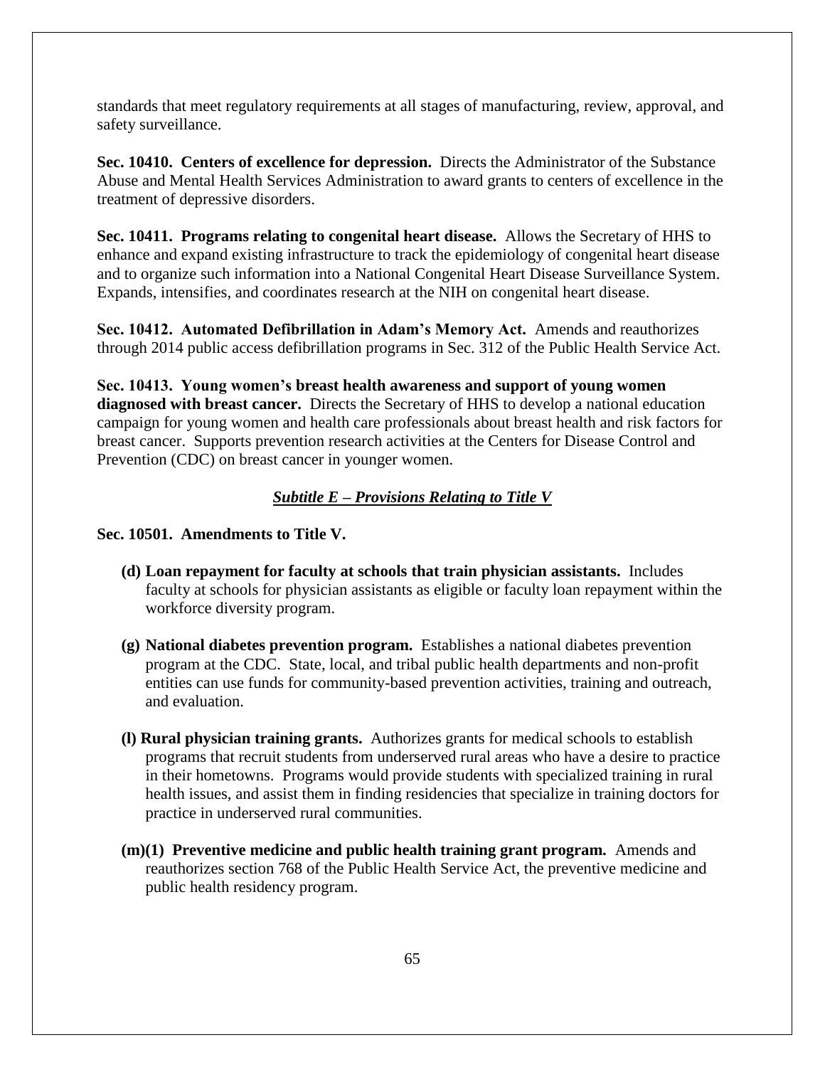standards that meet regulatory requirements at all stages of manufacturing, review, approval, and safety surveillance.

**Sec. 10410. Centers of excellence for depression.** Directs the Administrator of the Substance Abuse and Mental Health Services Administration to award grants to centers of excellence in the treatment of depressive disorders.

**Sec. 10411. Programs relating to congenital heart disease.** Allows the Secretary of HHS to enhance and expand existing infrastructure to track the epidemiology of congenital heart disease and to organize such information into a National Congenital Heart Disease Surveillance System. Expands, intensifies, and coordinates research at the NIH on congenital heart disease.

**Sec. 10412. Automated Defibrillation in Adam's Memory Act.** Amends and reauthorizes through 2014 public access defibrillation programs in Sec. 312 of the Public Health Service Act.

**Sec. 10413. Young women's breast health awareness and support of young women diagnosed with breast cancer.** Directs the Secretary of HHS to develop a national education campaign for young women and health care professionals about breast health and risk factors for breast cancer. Supports prevention research activities at the Centers for Disease Control and Prevention (CDC) on breast cancer in younger women.

## ***Subtitle E – Provisions Relating to Title V***

**Sec. 10501. Amendments to Title V.**

- **(d) Loan repayment for faculty at schools that train physician assistants.** Includes faculty at schools for physician assistants as eligible or faculty loan repayment within the workforce diversity program.

- **(g) National diabetes prevention program.** Establishes a national diabetes prevention program at the CDC. State, local, and tribal public health departments and non-profit entities can use funds for community-based prevention activities, training and outreach, and evaluation.

- **(l) Rural physician training grants.** Authorizes grants for medical schools to establish programs that recruit students from underserved rural areas who have a desire to practice in their hometowns. Programs would provide students with specialized training in rural health issues, and assist them in finding residencies that specialize in training doctors for practice in underserved rural communities.

- **(m)(1) Preventive medicine and public health training grant program.** Amends and reauthorizes section 768 of the Public Health Service Act, the preventive medicine and public health residency program.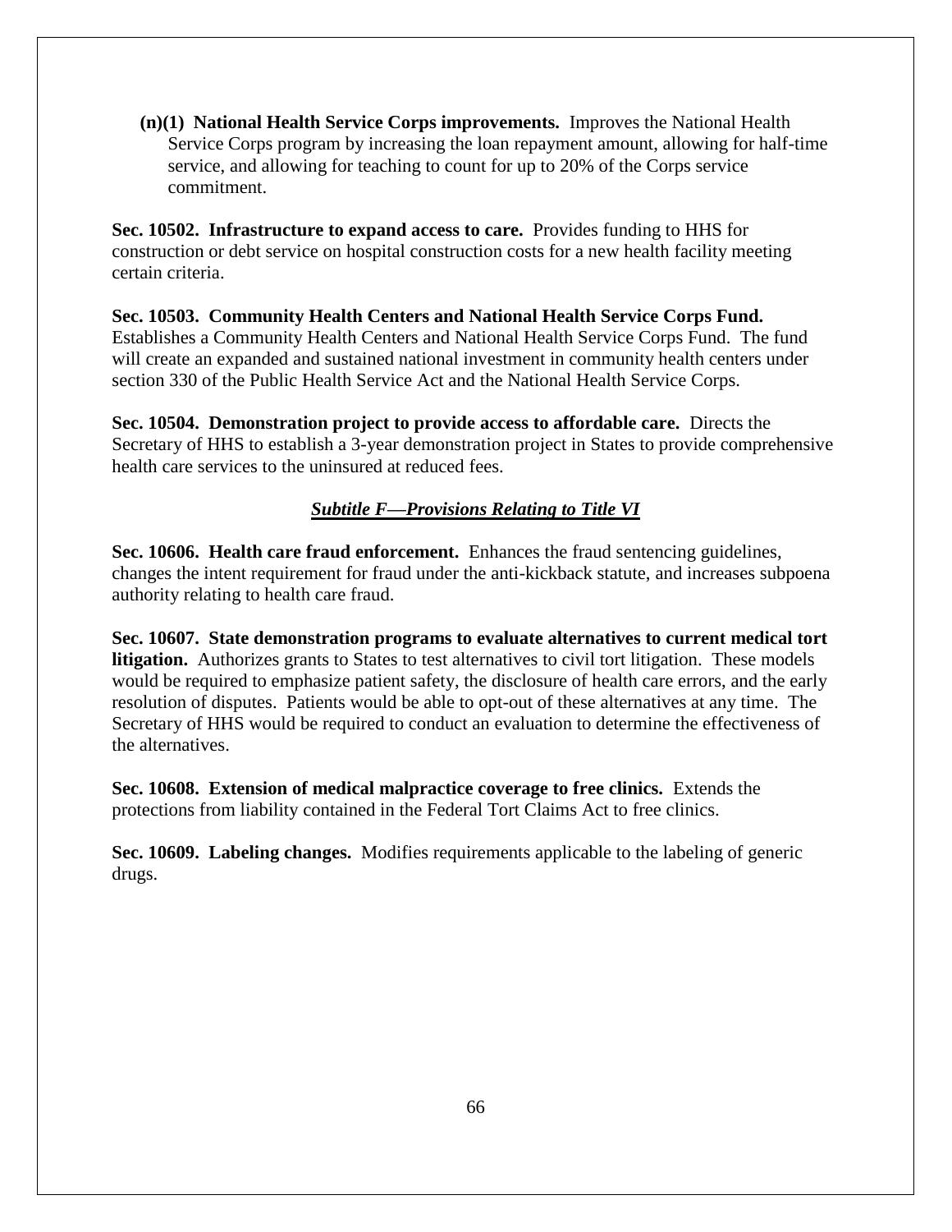**(n)(1) National Health Service Corps improvements.** Improves the National Health Service Corps program by increasing the loan repayment amount, allowing for half-time service, and allowing for teaching to count for up to 20% of the Corps service commitment.

**Sec. 10502. Infrastructure to expand access to care.** Provides funding to HHS for construction or debt service on hospital construction costs for a new health facility meeting certain criteria.

**Sec. 10503. Community Health Centers and National Health Service Corps Fund.** Establishes a Community Health Centers and National Health Service Corps Fund. The fund will create an expanded and sustained national investment in community health centers under section 330 of the Public Health Service Act and the National Health Service Corps.

**Sec. 10504. Demonstration project to provide access to affordable care.** Directs the Secretary of HHS to establish a 3-year demonstration project in States to provide comprehensive health care services to the uninsured at reduced fees.

## ***Subtitle F—Provisions Relating to Title VI***

**Sec. 10606. Health care fraud enforcement.** Enhances the fraud sentencing guidelines, changes the intent requirement for fraud under the anti-kickback statute, and increases subpoena authority relating to health care fraud.

**Sec. 10607. State demonstration programs to evaluate alternatives to current medical tort litigation.** Authorizes grants to States to test alternatives to civil tort litigation. These models would be required to emphasize patient safety, the disclosure of health care errors, and the early resolution of disputes. Patients would be able to opt-out of these alternatives at any time. The Secretary of HHS would be required to conduct an evaluation to determine the effectiveness of the alternatives.

**Sec. 10608. Extension of medical malpractice coverage to free clinics.** Extends the protections from liability contained in the Federal Tort Claims Act to free clinics.

**Sec. 10609. Labeling changes.** Modifies requirements applicable to the labeling of generic drugs.